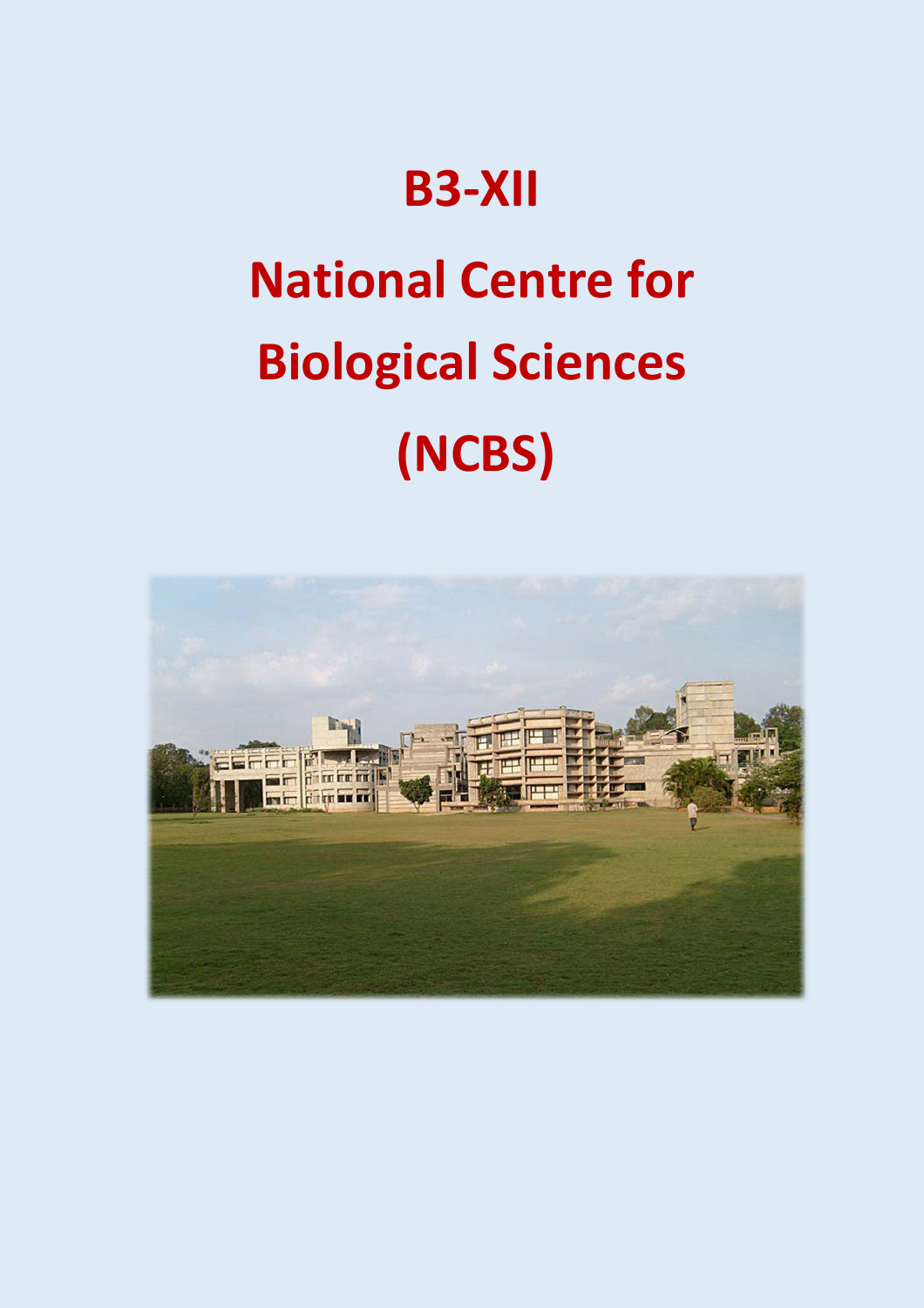# B3-XII

# National Centre for Biological Sciences

# (NCBS)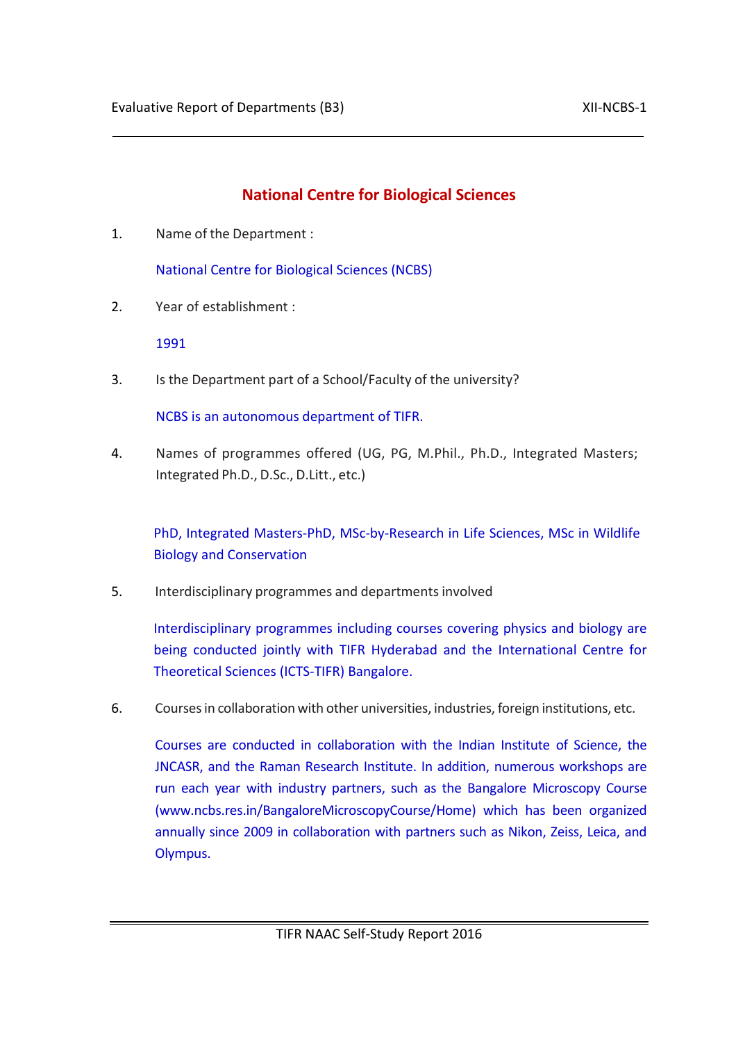# National Centre for Biological Sciences

1. Name of the Department :

   National Centre for Biological Sciences (NCBS)

2. Year of establishment :

   1991

3. Is the Department part of a School/Faculty of the university?

   NCBS is an autonomous department of TIFR.

4. Names of programmes offered (UG, PG, M.Phil., Ph.D., Integrated Masters; Integrated Ph.D., D.Sc., D.Litt., etc.)

   PhD, Integrated Masters-PhD, MSc-by-Research in Life Sciences, MSc in Wildlife Biology and Conservation

5. Interdisciplinary programmes and departments involved

   Interdisciplinary programmes including courses covering physics and biology are being conducted jointly with TIFR Hyderabad and the International Centre for Theoretical Sciences (ICTS-TIFR) Bangalore.

6. Courses in collaboration with other universities, industries, foreign institutions, etc.

   Courses are conducted in collaboration with the Indian Institute of Science, the JNCASR, and the Raman Research Institute. In addition, numerous workshops are run each year with industry partners, such as the Bangalore Microscopy Course (www.ncbs.res.in/BangaloreMicroscopyCourse/Home) which has been organized annually since 2009 in collaboration with partners such as Nikon, Zeiss, Leica, and Olympus.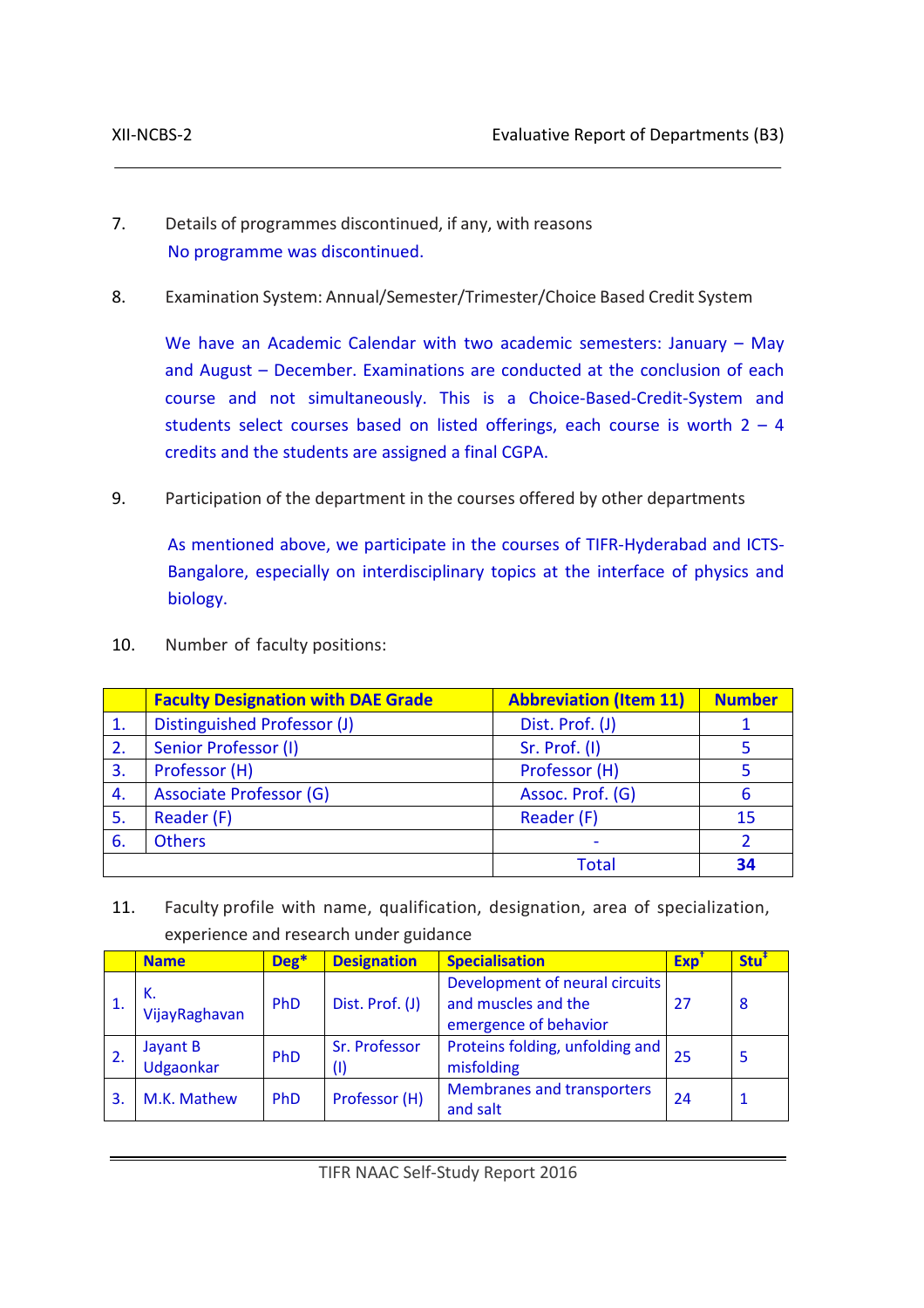7. Details of programmes discontinued, if any, with reasons

   No programme was discontinued.

8. Examination System: Annual/Semester/Trimester/Choice Based Credit System

   We have an Academic Calendar with two academic semesters: January – May and August – December. Examinations are conducted at the conclusion of each course and not simultaneously. This is a Choice-Based-Credit-System and students select courses based on listed offerings, each course is worth 2 – 4 credits and the students are assigned a final CGPA.

9. Participation of the department in the courses offered by other departments

   As mentioned above, we participate in the courses of TIFR-Hyderabad and ICTS-Bangalore, especially on interdisciplinary topics at the interface of physics and biology.

10. Number of faculty positions:

| | Faculty Designation with DAE Grade | Abbreviation (Item 11) | Number |
|---|---|---|---|
| 1. | Distinguished Professor (J) | Dist. Prof. (J) | 1 |
| 2. | Senior Professor (I) | Sr. Prof. (I) | 5 |
| 3. | Professor (H) | Professor (H) | 5 |
| 4. | Associate Professor (G) | Assoc. Prof. (G) | 6 |
| 5. | Reader (F) | Reader (F) | 15 |
| 6. | Others | - | 2 |
| | | Total | **34** |

11. Faculty profile with name, qualification, designation, area of specialization, experience and research under guidance

| | Name | Deg* | Designation | Specialisation | Exp† | Stu‡ |
|---|---|---|---|---|---|---|
| 1. | K. VijayRaghavan | PhD | Dist. Prof. (J) | Development of neural circuits and muscles and the emergence of behavior | 27 | 8 |
| 2. | Jayant B Udgaonkar | PhD | Sr. Professor (I) | Proteins folding, unfolding and misfolding | 25 | 5 |
| 3. | M.K. Mathew | PhD | Professor (H) | Membranes and transporters and salt | 24 | 1 |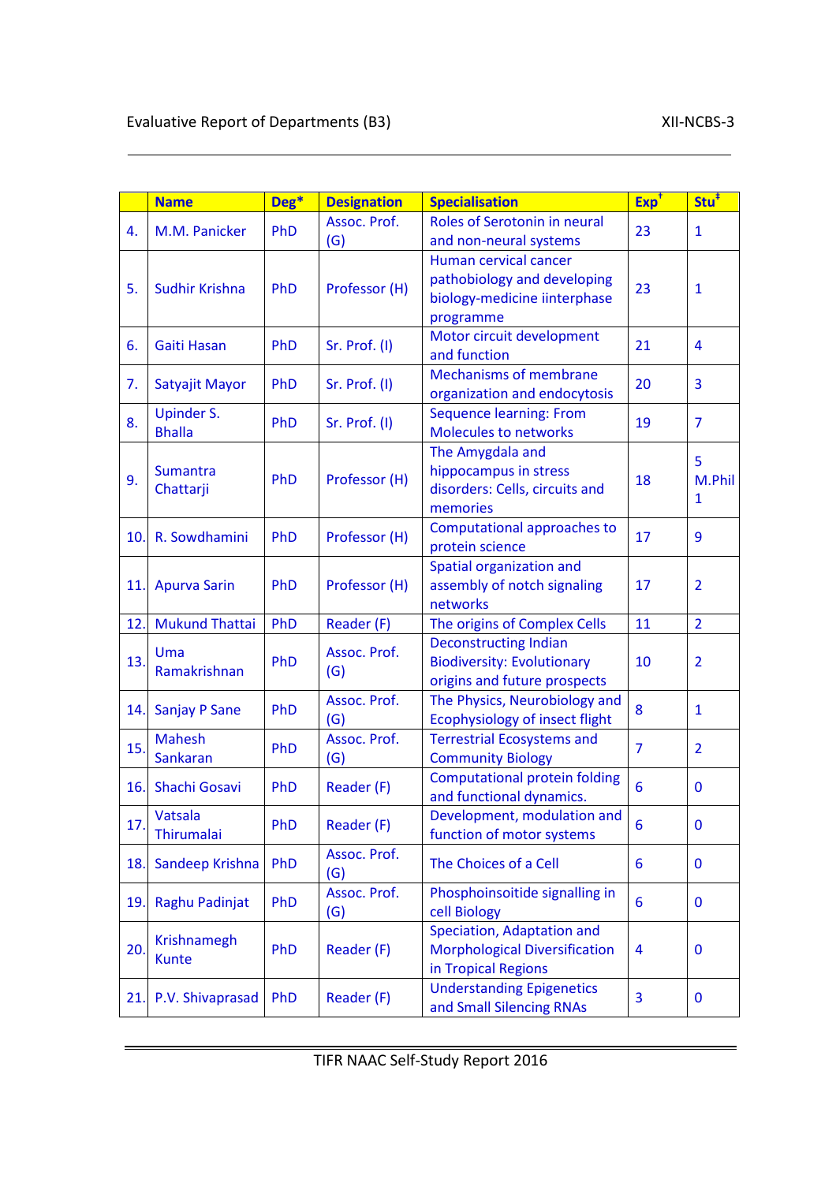| | Name | Deg* | Designation | Specialisation | Exp† | Stu‡ |
|---|---|---|---|---|---|---|
| 4. | M.M. Panicker | PhD | Assoc. Prof. (G) | Roles of Serotonin in neural and non-neural systems | 23 | 1 |
| 5. | Sudhir Krishna | PhD | Professor (H) | Human cervical cancer pathobiology and developing biology-medicine iinterphase programme | 23 | 1 |
| 6. | Gaiti Hasan | PhD | Sr. Prof. (I) | Motor circuit development and function | 21 | 4 |
| 7. | Satyajit Mayor | PhD | Sr. Prof. (I) | Mechanisms of membrane organization and endocytosis | 20 | 3 |
| 8. | Upinder S. Bhalla | PhD | Sr. Prof. (I) | Sequence learning: From Molecules to networks | 19 | 7 |
| 9. | Sumantra Chattarji | PhD | Professor (H) | The Amygdala and hippocampus in stress disorders: Cells, circuits and memories | 18 | 5 M.Phil 1 |
| 10. | R. Sowdhamini | PhD | Professor (H) | Computational approaches to protein science | 17 | 9 |
| 11. | Apurva Sarin | PhD | Professor (H) | Spatial organization and assembly of notch signaling networks | 17 | 2 |
| 12. | Mukund Thattai | PhD | Reader (F) | The origins of Complex Cells | 11 | 2 |
| 13. | Uma Ramakrishnan | PhD | Assoc. Prof. (G) | Deconstructing Indian Biodiversity: Evolutionary origins and future prospects | 10 | 2 |
| 14. | Sanjay P Sane | PhD | Assoc. Prof. (G) | The Physics, Neurobiology and Ecophysiology of insect flight | 8 | 1 |
| 15. | Mahesh Sankaran | PhD | Assoc. Prof. (G) | Terrestrial Ecosystems and Community Biology | 7 | 2 |
| 16. | Shachi Gosavi | PhD | Reader (F) | Computational protein folding and functional dynamics. | 6 | 0 |
| 17. | Vatsala Thirumalai | PhD | Reader (F) | Development, modulation and function of motor systems | 6 | 0 |
| 18. | Sandeep Krishna | PhD | Assoc. Prof. (G) | The Choices of a Cell | 6 | 0 |
| 19. | Raghu Padinjat | PhD | Assoc. Prof. (G) | Phosphoinsoitide signalling in cell Biology | 6 | 0 |
| 20. | Krishnamegh Kunte | PhD | Reader (F) | Speciation, Adaptation and Morphological Diversification in Tropical Regions | 4 | 0 |
| 21. | P.V. Shivaprasad | PhD | Reader (F) | Understanding Epigenetics and Small Silencing RNAs | 3 | 0 |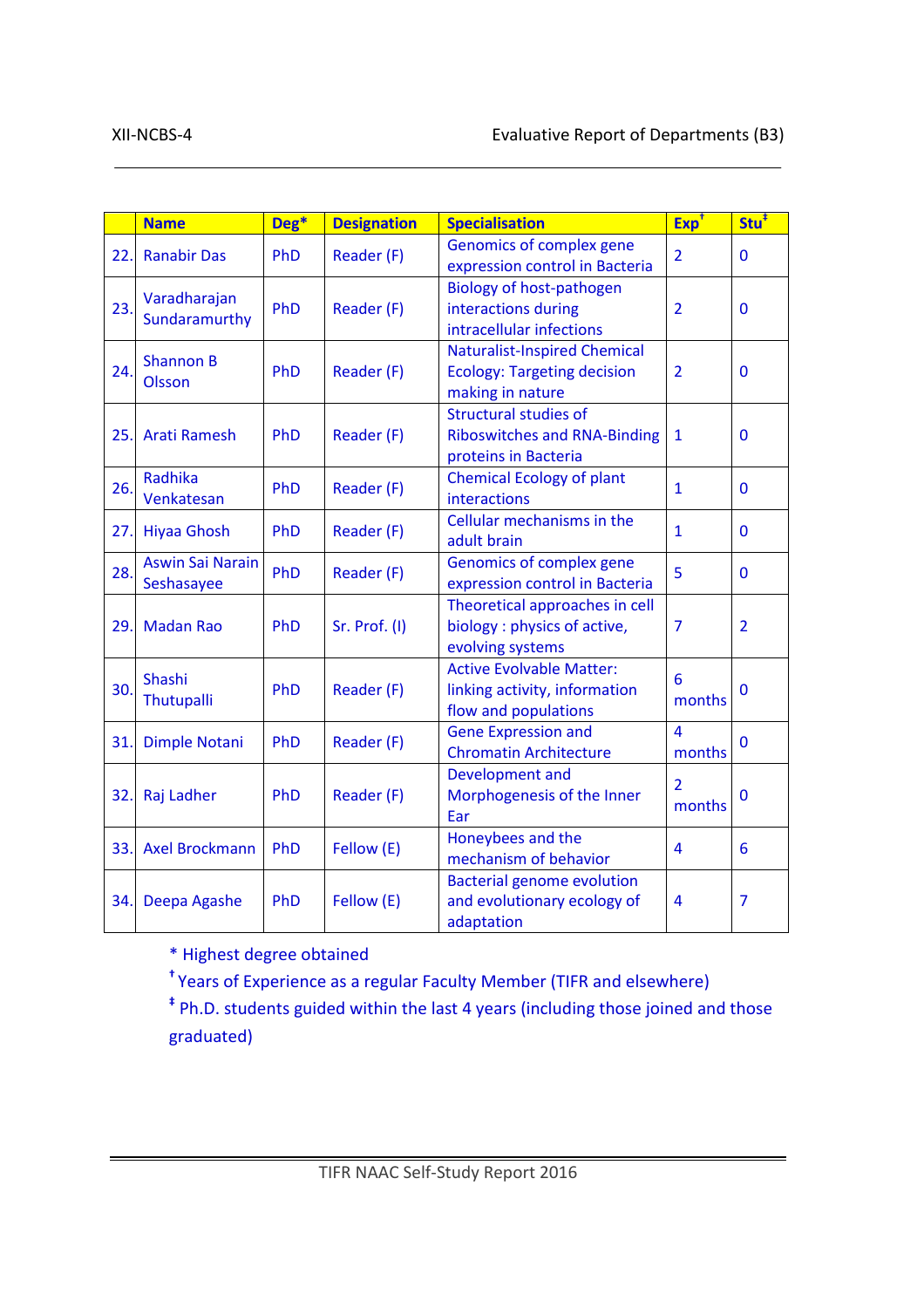| | Name | Deg* | Designation | Specialisation | Exp[†] | Stu[‡] |
|---|---|---|---|---|---|---|
| 22. | Ranabir Das | PhD | Reader (F) | Genomics of complex gene expression control in Bacteria | 2 | 0 |
| 23. | Varadharajan Sundaramurthy | PhD | Reader (F) | Biology of host-pathogen interactions during intracellular infections | 2 | 0 |
| 24. | Shannon B Olsson | PhD | Reader (F) | Naturalist-Inspired Chemical Ecology: Targeting decision making in nature | 2 | 0 |
| 25. | Arati Ramesh | PhD | Reader (F) | Structural studies of Riboswitches and RNA-Binding proteins in Bacteria | 1 | 0 |
| 26. | Radhika Venkatesan | PhD | Reader (F) | Chemical Ecology of plant interactions | 1 | 0 |
| 27. | Hiyaa Ghosh | PhD | Reader (F) | Cellular mechanisms in the adult brain | 1 | 0 |
| 28. | Aswin Sai Narain Seshasayee | PhD | Reader (F) | Genomics of complex gene expression control in Bacteria | 5 | 0 |
| 29. | Madan Rao | PhD | Sr. Prof. (I) | Theoretical approaches in cell biology : physics of active, evolving systems | 7 | 2 |
| 30. | Shashi Thutupalli | PhD | Reader (F) | Active Evolvable Matter: linking activity, information flow and populations | 6 months | 0 |
| 31. | Dimple Notani | PhD | Reader (F) | Gene Expression and Chromatin Architecture | 4 months | 0 |
| 32. | Raj Ladher | PhD | Reader (F) | Development and Morphogenesis of the Inner Ear | 2 months | 0 |
| 33. | Axel Brockmann | PhD | Fellow (E) | Honeybees and the mechanism of behavior | 4 | 6 |
| 34. | Deepa Agashe | PhD | Fellow (E) | Bacterial genome evolution and evolutionary ecology of adaptation | 4 | 7 |

\* Highest degree obtained

[†] Years of Experience as a regular Faculty Member (TIFR and elsewhere)

[‡] Ph.D. students guided within the last 4 years (including those joined and those graduated)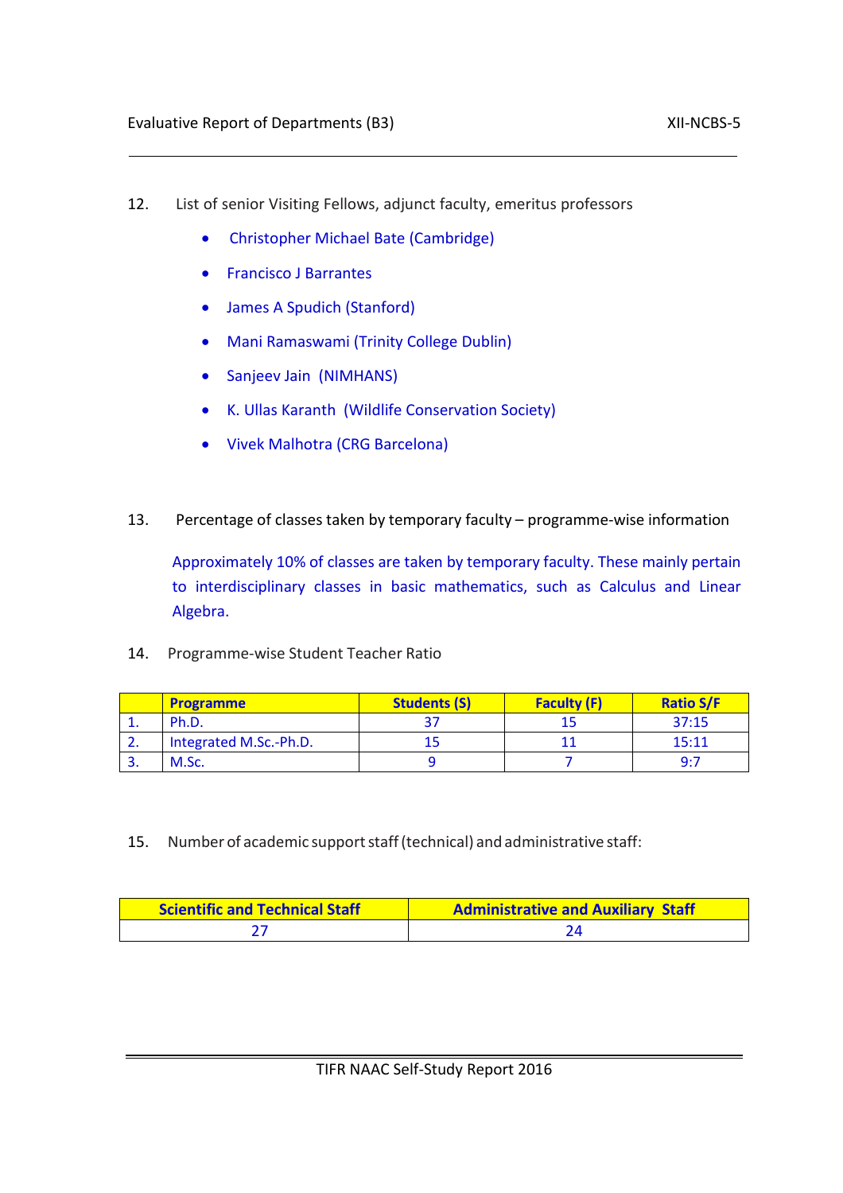12. List of senior Visiting Fellows, adjunct faculty, emeritus professors

- Christopher Michael Bate (Cambridge)
- Francisco J Barrantes
- James A Spudich (Stanford)
- Mani Ramaswami (Trinity College Dublin)
- Sanjeev Jain (NIMHANS)
- K. Ullas Karanth (Wildlife Conservation Society)
- Vivek Malhotra (CRG Barcelona)

13. Percentage of classes taken by temporary faculty – programme-wise information

Approximately 10% of classes are taken by temporary faculty. These mainly pertain to interdisciplinary classes in basic mathematics, such as Calculus and Linear Algebra.

14. Programme-wise Student Teacher Ratio

| | Programme | Students (S) | Faculty (F) | Ratio S/F |
|---|---|---|---|---|
| 1. | Ph.D. | 37 | 15 | 37:15 |
| 2. | Integrated M.Sc.-Ph.D. | 15 | 11 | 15:11 |
| 3. | M.Sc. | 9 | 7 | 9:7 |

15. Number of academic support staff (technical) and administrative staff:

| Scientific and Technical Staff | Administrative and Auxiliary Staff |
|---|---|
| 27 | 24 |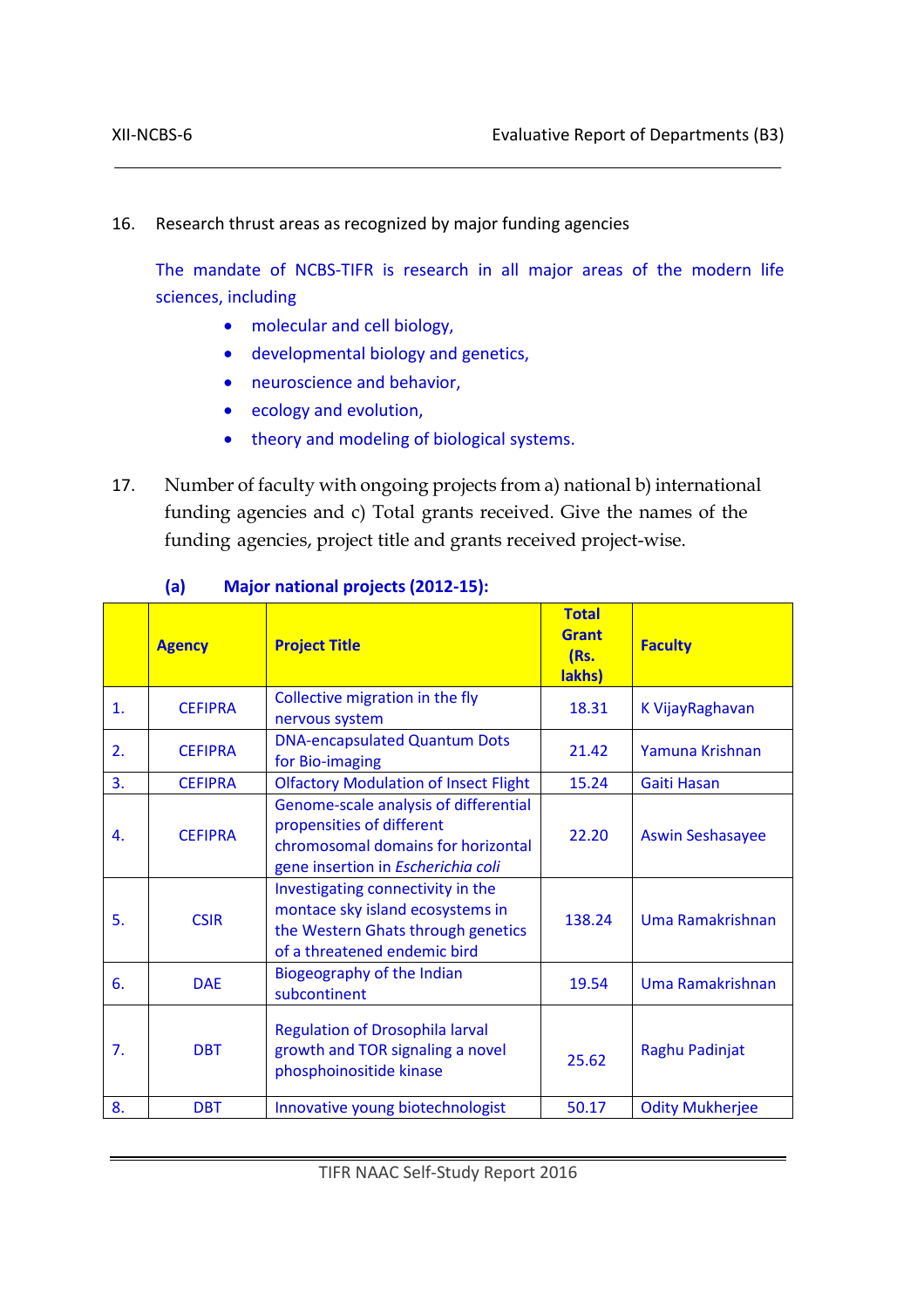16. Research thrust areas as recognized by major funding agencies

The mandate of NCBS-TIFR is research in all major areas of the modern life sciences, including

- molecular and cell biology,
- developmental biology and genetics,
- neuroscience and behavior,
- ecology and evolution,
- theory and modeling of biological systems.

17. Number of faculty with ongoing projects from a) national b) international funding agencies and c) Total grants received. Give the names of the funding agencies, project title and grants received project-wise.

**(a) Major national projects (2012-15):**

| | Agency | Project Title | Total Grant (Rs. lakhs) | Faculty |
|---|---|---|---|---|
| 1. | CEFIPRA | Collective migration in the fly nervous system | 18.31 | K VijayRaghavan |
| 2. | CEFIPRA | DNA-encapsulated Quantum Dots for Bio-imaging | 21.42 | Yamuna Krishnan |
| 3. | CEFIPRA | Olfactory Modulation of Insect Flight | 15.24 | Gaiti Hasan |
| 4. | CEFIPRA | Genome-scale analysis of differential propensities of different chromosomal domains for horizontal gene insertion in *Escherichia coli* | 22.20 | Aswin Seshasayee |
| 5. | CSIR | Investigating connectivity in the montace sky island ecosystems in the Western Ghats through genetics of a threatened endemic bird | 138.24 | Uma Ramakrishnan |
| 6. | DAE | Biogeography of the Indian subcontinent | 19.54 | Uma Ramakrishnan |
| 7. | DBT | Regulation of Drosophila larval growth and TOR signaling a novel phosphoinositide kinase | 25.62 | Raghu Padinjat |
| 8. | DBT | Innovative young biotechnologist | 50.17 | Odity Mukherjee |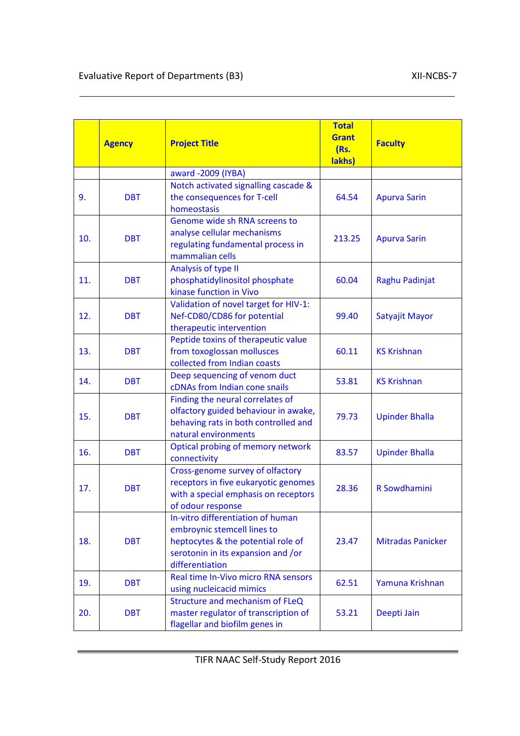|  | Agency | Project Title | Total Grant (Rs. lakhs) | Faculty |
|---|---|---|---|---|
|  |  | award -2009 (IYBA) |  |  |
| 9. | DBT | Notch activated signalling cascade & the consequences for T-cell homeostasis | 64.54 | Apurva Sarin |
| 10. | DBT | Genome wide sh RNA screens to analyse cellular mechanisms regulating fundamental process in mammalian cells | 213.25 | Apurva Sarin |
| 11. | DBT | Analysis of type II phosphatidylinositol phosphate kinase function in Vivo | 60.04 | Raghu Padinjat |
| 12. | DBT | Validation of novel target for HIV-1: Nef-CD80/CD86 for potential therapeutic intervention | 99.40 | Satyajit Mayor |
| 13. | DBT | Peptide toxins of therapeutic value from toxoglossan molluscs collected from Indian coasts | 60.11 | KS Krishnan |
| 14. | DBT | Deep sequencing of venom duct cDNAs from Indian cone snails | 53.81 | KS Krishnan |
| 15. | DBT | Finding the neural correlates of olfactory guided behaviour in awake, behaving rats in both controlled and natural environments | 79.73 | Upinder Bhalla |
| 16. | DBT | Optical probing of memory network connectivity | 83.57 | Upinder Bhalla |
| 17. | DBT | Cross-genome survey of olfactory receptors in five eukaryotic genomes with a special emphasis on receptors of odour response | 28.36 | R Sowdhamini |
| 18. | DBT | In-vitro differentiation of human embroynic stemcell lines to heptocytes & the potential role of serotonin in its expansion and /or differentiation | 23.47 | Mitradas Panicker |
| 19. | DBT | Real time In-Vivo micro RNA sensors using nucleicacid mimics | 62.51 | Yamuna Krishnan |
| 20. | DBT | Structure and mechanism of FLeQ master regulator of transcription of flagellar and biofilm genes in | 53.21 | Deepti Jain |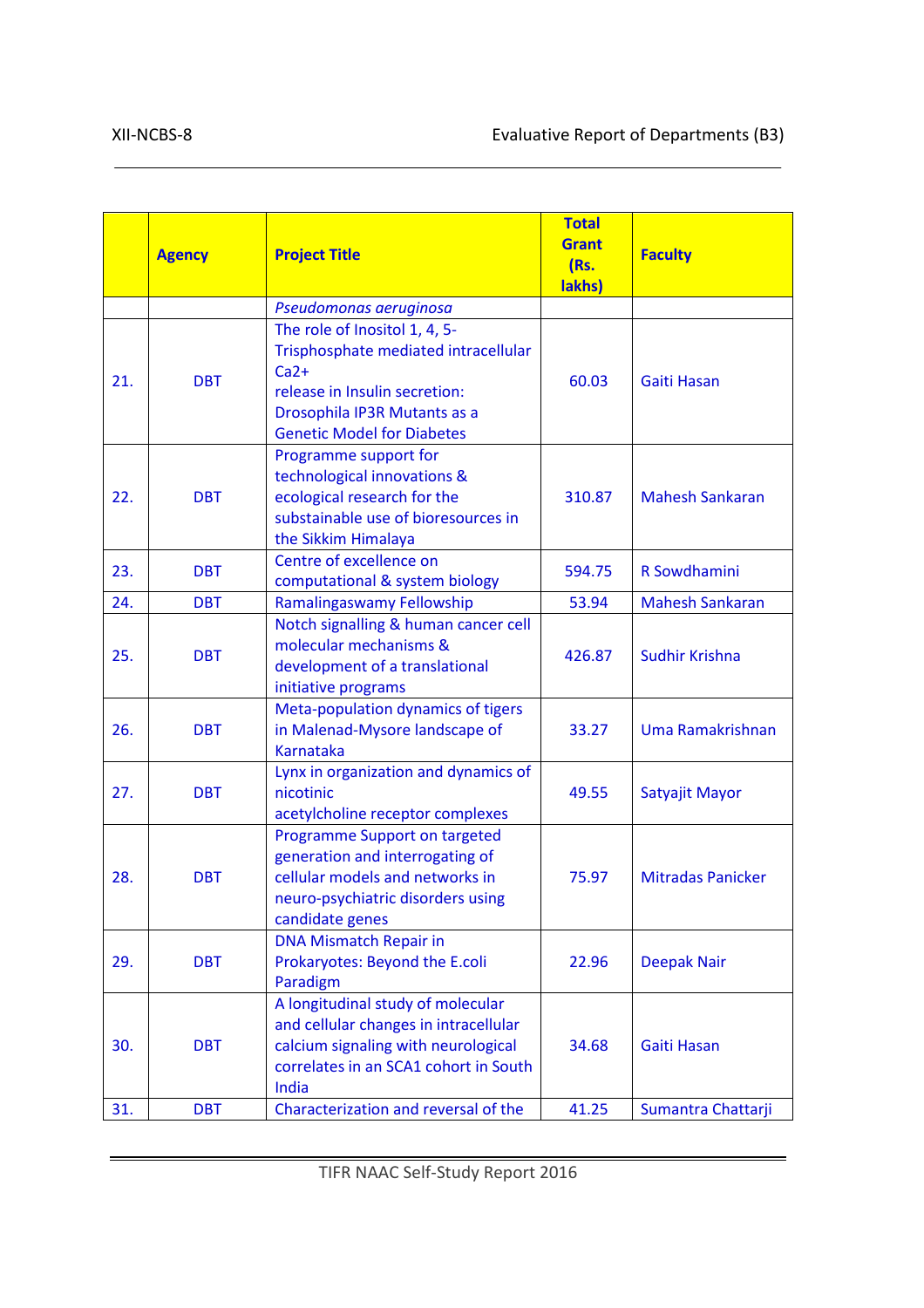|  | Agency | Project Title | Total Grant (Rs. lakhs) | Faculty |
|---|---|---|---|---|
|  |  | *Pseudomonas aeruginosa* |  |  |
| 21. | DBT | The role of Inositol 1, 4, 5-Trisphosphate mediated intracellular Ca2+ release in Insulin secretion: Drosophila IP3R Mutants as a Genetic Model for Diabetes | 60.03 | Gaiti Hasan |
| 22. | DBT | Programme support for technological innovations & ecological research for the substainable use of bioresources in the Sikkim Himalaya | 310.87 | Mahesh Sankaran |
| 23. | DBT | Centre of excellence on computational & system biology | 594.75 | R Sowdhamini |
| 24. | DBT | Ramalingaswamy Fellowship | 53.94 | Mahesh Sankaran |
| 25. | DBT | Notch signalling & human cancer cell molecular mechanisms & development of a translational initiative programs | 426.87 | Sudhir Krishna |
| 26. | DBT | Meta-population dynamics of tigers in Malenad-Mysore landscape of Karnataka | 33.27 | Uma Ramakrishnan |
| 27. | DBT | Lynx in organization and dynamics of nicotinic acetylcholine receptor complexes | 49.55 | Satyajit Mayor |
| 28. | DBT | Programme Support on targeted generation and interrogating of cellular models and networks in neuro-psychiatric disorders using candidate genes | 75.97 | Mitradas Panicker |
| 29. | DBT | DNA Mismatch Repair in Prokaryotes: Beyond the E.coli Paradigm | 22.96 | Deepak Nair |
| 30. | DBT | A longitudinal study of molecular and cellular changes in intracellular calcium signaling with neurological correlates in an SCA1 cohort in South India | 34.68 | Gaiti Hasan |
| 31. | DBT | Characterization and reversal of the | 41.25 | Sumantra Chattarji |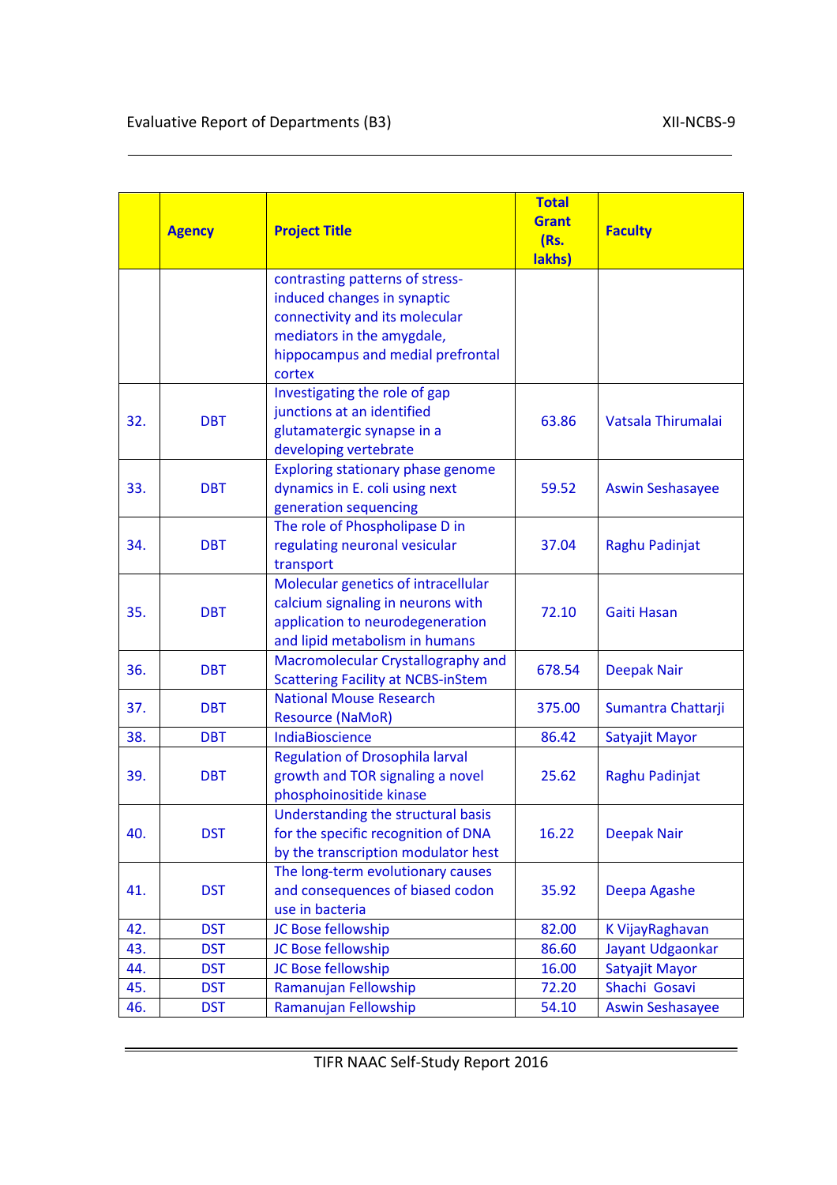| | Agency | Project Title | Total Grant (Rs. lakhs) | Faculty |
|---|---|---|---|---|
| | | contrasting patterns of stress-induced changes in synaptic connectivity and its molecular mediators in the amygdale, hippocampus and medial prefrontal cortex | | |
| 32. | DBT | Investigating the role of gap junctions at an identified glutamatergic synapse in a developing vertebrate | 63.86 | Vatsala Thirumalai |
| 33. | DBT | Exploring stationary phase genome dynamics in E. coli using next generation sequencing | 59.52 | Aswin Seshasayee |
| 34. | DBT | The role of Phospholipase D in regulating neuronal vesicular transport | 37.04 | Raghu Padinjat |
| 35. | DBT | Molecular genetics of intracellular calcium signaling in neurons with application to neurodegeneration and lipid metabolism in humans | 72.10 | Gaiti Hasan |
| 36. | DBT | Macromolecular Crystallography and Scattering Facility at NCBS-inStem | 678.54 | Deepak Nair |
| 37. | DBT | National Mouse Research Resource (NaMoR) | 375.00 | Sumantra Chattarji |
| 38. | DBT | IndiaBioscience | 86.42 | Satyajit Mayor |
| 39. | DBT | Regulation of Drosophila larval growth and TOR signaling a novel phosphoinositide kinase | 25.62 | Raghu Padinjat |
| 40. | DST | Understanding the structural basis for the specific recognition of DNA by the transcription modulator hest | 16.22 | Deepak Nair |
| 41. | DST | The long-term evolutionary causes and consequences of biased codon use in bacteria | 35.92 | Deepa Agashe |
| 42. | DST | JC Bose fellowship | 82.00 | K VijayRaghavan |
| 43. | DST | JC Bose fellowship | 86.60 | Jayant Udgaonkar |
| 44. | DST | JC Bose fellowship | 16.00 | Satyajit Mayor |
| 45. | DST | Ramanujan Fellowship | 72.20 | Shachi Gosavi |
| 46. | DST | Ramanujan Fellowship | 54.10 | Aswin Seshasayee |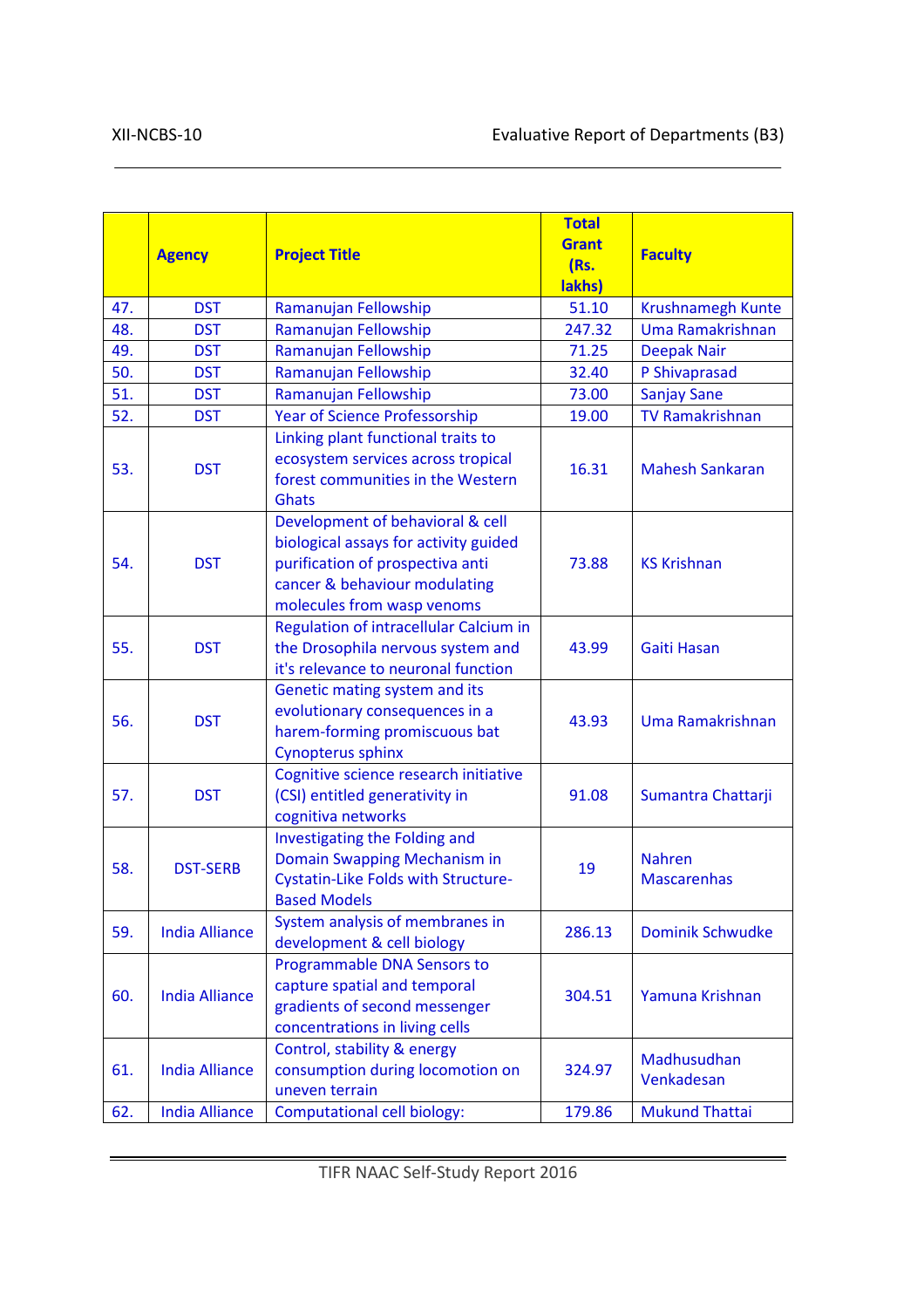|  | Agency | Project Title | Total Grant (Rs. lakhs) | Faculty |
|---|---|---|---|---|
| 47. | DST | Ramanujan Fellowship | 51.10 | Krushnamegh Kunte |
| 48. | DST | Ramanujan Fellowship | 247.32 | Uma Ramakrishnan |
| 49. | DST | Ramanujan Fellowship | 71.25 | Deepak Nair |
| 50. | DST | Ramanujan Fellowship | 32.40 | P Shivaprasad |
| 51. | DST | Ramanujan Fellowship | 73.00 | Sanjay Sane |
| 52. | DST | Year of Science Professorship | 19.00 | TV Ramakrishnan |
| 53. | DST | Linking plant functional traits to ecosystem services across tropical forest communities in the Western Ghats | 16.31 | Mahesh Sankaran |
| 54. | DST | Development of behavioral & cell biological assays for activity guided purification of prospectiva anti cancer & behaviour modulating molecules from wasp venoms | 73.88 | KS Krishnan |
| 55. | DST | Regulation of intracellular Calcium in the Drosophila nervous system and it's relevance to neuronal function | 43.99 | Gaiti Hasan |
| 56. | DST | Genetic mating system and its evolutionary consequences in a harem-forming promiscuous bat Cynopterus sphinx | 43.93 | Uma Ramakrishnan |
| 57. | DST | Cognitive science research initiative (CSI) entitled generativity in cognitiva networks | 91.08 | Sumantra Chattarji |
| 58. | DST-SERB | Investigating the Folding and Domain Swapping Mechanism in Cystatin-Like Folds with Structure-Based Models | 19 | Nahren Mascarenhas |
| 59. | India Alliance | System analysis of membranes in development & cell biology | 286.13 | Dominik Schwudke |
| 60. | India Alliance | Programmable DNA Sensors to capture spatial and temporal gradients of second messenger concentrations in living cells | 304.51 | Yamuna Krishnan |
| 61. | India Alliance | Control, stability & energy consumption during locomotion on uneven terrain | 324.97 | Madhusudhan Venkadesan |
| 62. | India Alliance | Computational cell biology: | 179.86 | Mukund Thattai |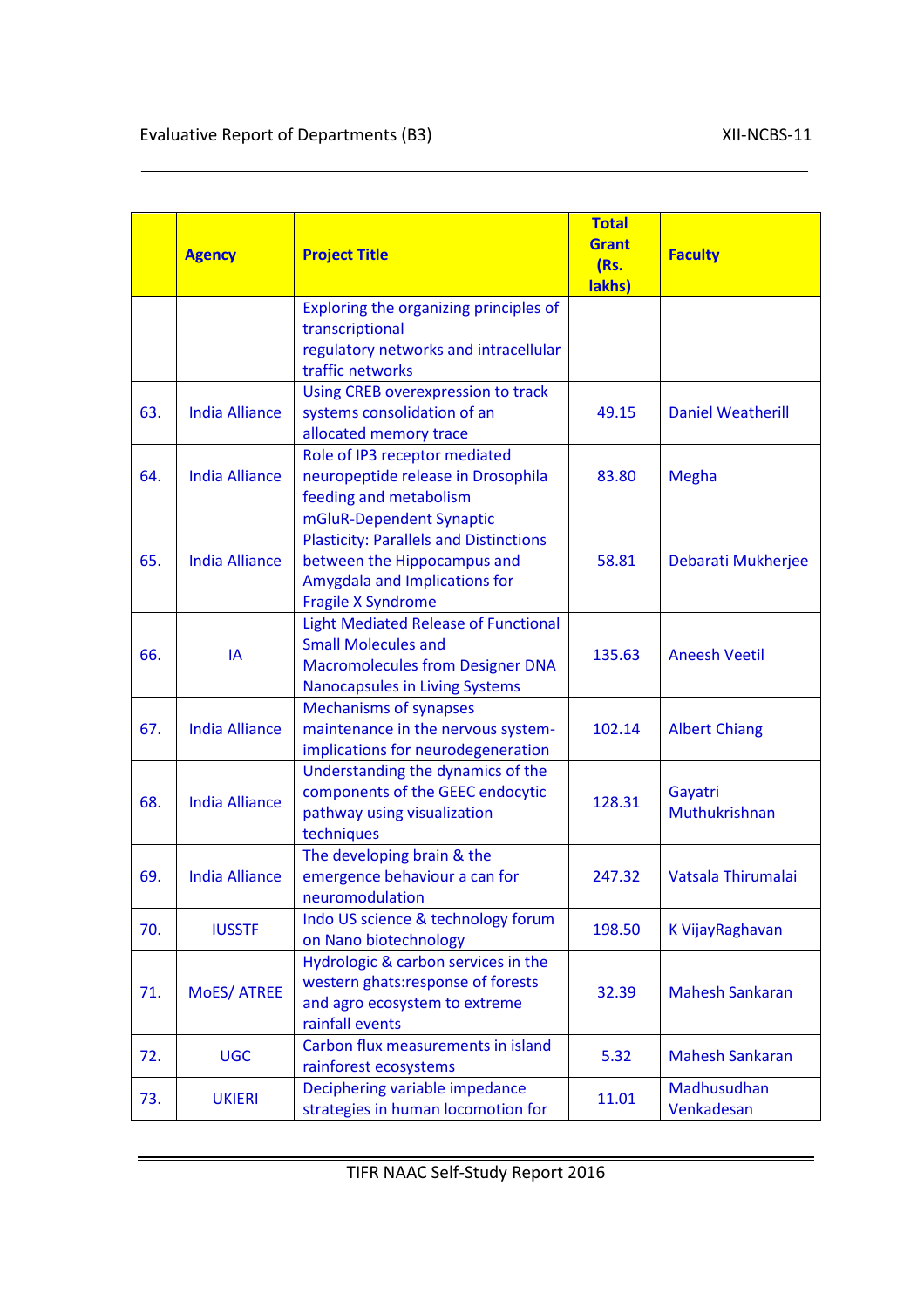| | Agency | Project Title | Total Grant (Rs. lakhs) | Faculty |
|---|---|---|---|---|
| | | Exploring the organizing principles of transcriptional regulatory networks and intracellular traffic networks | | |
| 63. | India Alliance | Using CREB overexpression to track systems consolidation of an allocated memory trace | 49.15 | Daniel Weatherill |
| 64. | India Alliance | Role of IP3 receptor mediated neuropeptide release in Drosophila feeding and metabolism | 83.80 | Megha |
| 65. | India Alliance | mGluR-Dependent Synaptic Plasticity: Parallels and Distinctions between the Hippocampus and Amygdala and Implications for Fragile X Syndrome | 58.81 | Debarati Mukherjee |
| 66. | IA | Light Mediated Release of Functional Small Molecules and Macromolecules from Designer DNA Nanocapsules in Living Systems | 135.63 | Aneesh Veetil |
| 67. | India Alliance | Mechanisms of synapses maintenance in the nervous system- implications for neurodegeneration | 102.14 | Albert Chiang |
| 68. | India Alliance | Understanding the dynamics of the components of the GEEC endocytic pathway using visualization techniques | 128.31 | Gayatri Muthukrishnan |
| 69. | India Alliance | The developing brain & the emergence behaviour a can for neuromodulation | 247.32 | Vatsala Thirumalai |
| 70. | IUSSTF | Indo US science & technology forum on Nano biotechnology | 198.50 | K VijayRaghavan |
| 71. | MoES/ ATREE | Hydrologic & carbon services in the western ghats:response of forests and agro ecosystem to extreme rainfall events | 32.39 | Mahesh Sankaran |
| 72. | UGC | Carbon flux measurements in island rainforest ecosystems | 5.32 | Mahesh Sankaran |
| 73. | UKIERI | Deciphering variable impedance strategies in human locomotion for | 11.01 | Madhusudhan Venkadesan |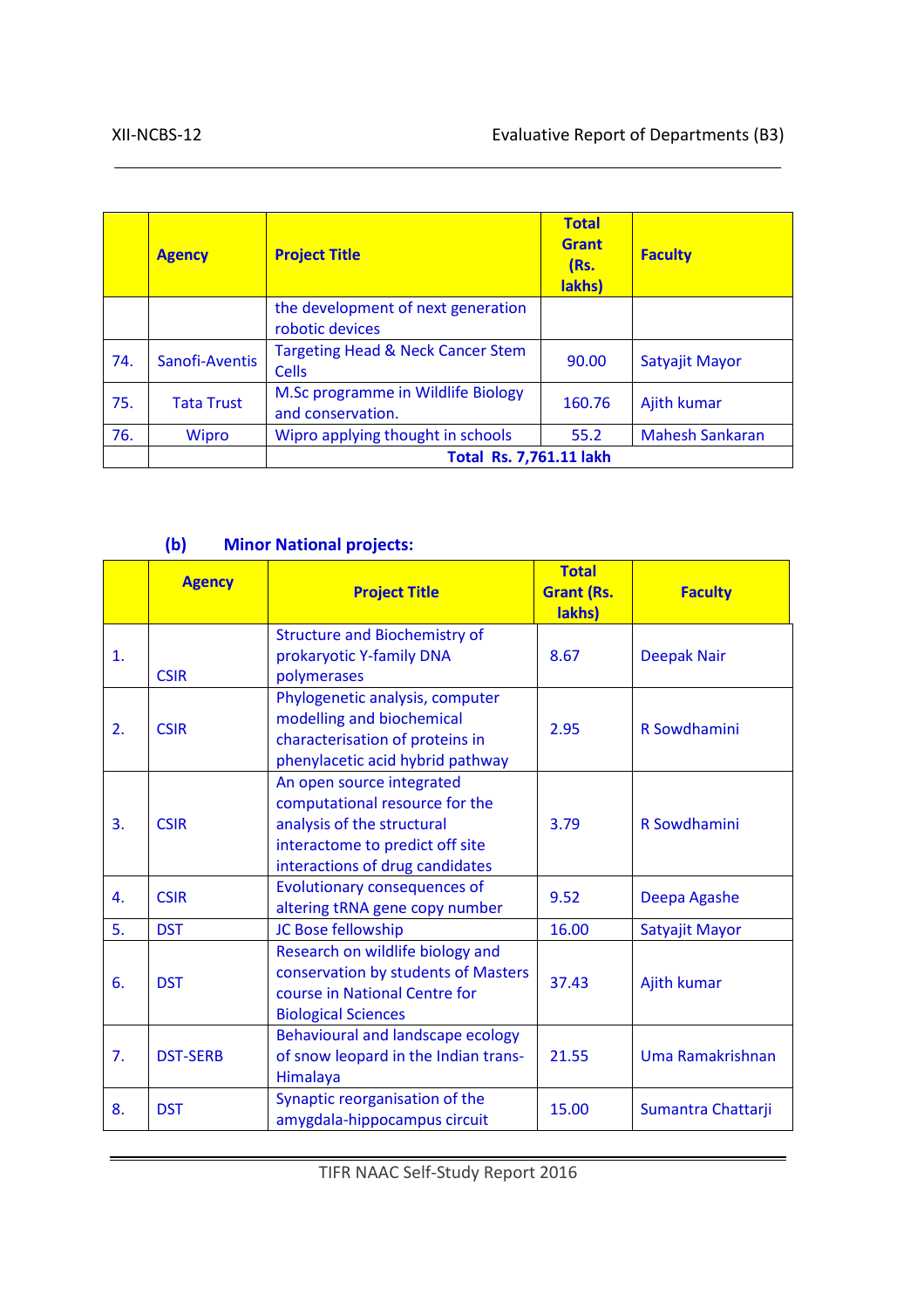| | Agency | Project Title | Total Grant (Rs. lakhs) | Faculty |
|---|---|---|---|---|
| | | the development of next generation robotic devices | | |
| 74. | Sanofi-Aventis | Targeting Head & Neck Cancer Stem Cells | 90.00 | Satyajit Mayor |
| 75. | Tata Trust | M.Sc programme in Wildlife Biology and conservation. | 160.76 | Ajith kumar |
| 76. | Wipro | Wipro applying thought in schools | 55.2 | Mahesh Sankaran |
| | | **Total Rs. 7,761.11 lakh** | | |

## (b) Minor National projects:

| | Agency | Project Title | Total Grant (Rs. lakhs) | Faculty |
|---|---|---|---|---|
| 1. | CSIR | Structure and Biochemistry of prokaryotic Y-family DNA polymerases | 8.67 | Deepak Nair |
| 2. | CSIR | Phylogenetic analysis, computer modelling and biochemical characterisation of proteins in phenylacetic acid hybrid pathway | 2.95 | R Sowdhamini |
| 3. | CSIR | An open source integrated computational resource for the analysis of the structural interactome to predict off site interactions of drug candidates | 3.79 | R Sowdhamini |
| 4. | CSIR | Evolutionary consequences of altering tRNA gene copy number | 9.52 | Deepa Agashe |
| 5. | DST | JC Bose fellowship | 16.00 | Satyajit Mayor |
| 6. | DST | Research on wildlife biology and conservation by students of Masters course in National Centre for Biological Sciences | 37.43 | Ajith kumar |
| 7. | DST-SERB | Behavioural and landscape ecology of snow leopard in the Indian trans-Himalaya | 21.55 | Uma Ramakrishnan |
| 8. | DST | Synaptic reorganisation of the amygdala-hippocampus circuit | 15.00 | Sumantra Chattarji |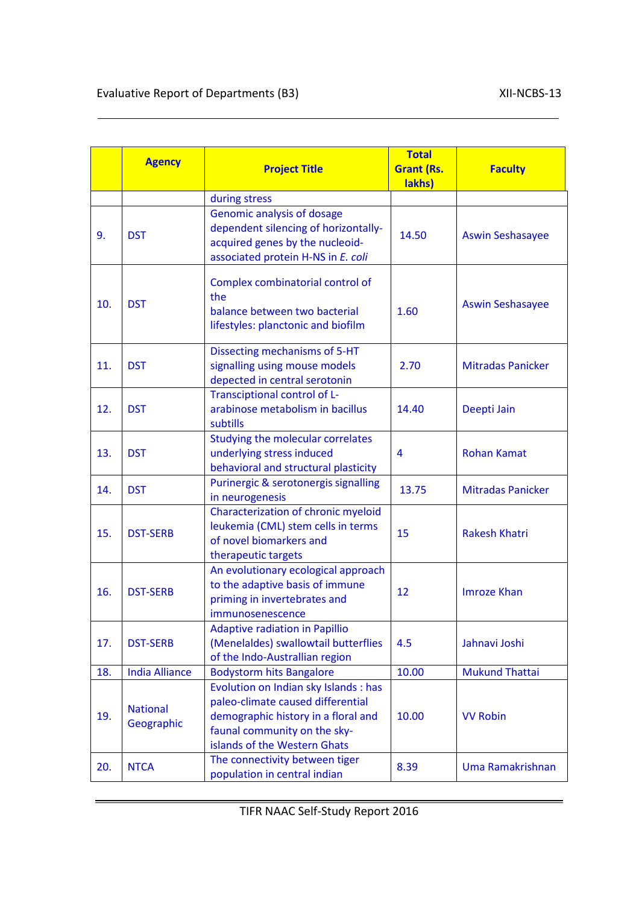|  | Agency | Project Title | Total Grant (Rs. lakhs) | Faculty |
|---|---|---|---|---|
|  |  | during stress |  |  |
| 9. | DST | Genomic analysis of dosage dependent silencing of horizontally-acquired genes by the nucleoid-associated protein H-NS in *E. coli* | 14.50 | Aswin Seshasayee |
| 10. | DST | Complex combinatorial control of the balance between two bacterial lifestyles: planctonic and biofilm | 1.60 | Aswin Seshasayee |
| 11. | DST | Dissecting mechanisms of 5-HT signalling using mouse models depected in central serotonin | 2.70 | Mitradas Panicker |
| 12. | DST | Transciptional control of L-arabinose metabolism in bacillus subtills | 14.40 | Deepti Jain |
| 13. | DST | Studying the molecular correlates underlying stress induced behavioral and structural plasticity | 4 | Rohan Kamat |
| 14. | DST | Purinergic & serotonergis signalling in neurogenesis | 13.75 | Mitradas Panicker |
| 15. | DST-SERB | Characterization of chronic myeloid leukemia (CML) stem cells in terms of novel biomarkers and therapeutic targets | 15 | Rakesh Khatri |
| 16. | DST-SERB | An evolutionary ecological approach to the adaptive basis of immune priming in invertebrates and immunosenescence | 12 | Imroze Khan |
| 17. | DST-SERB | Adaptive radiation in Papillio (Menelaldes) swallowtail butterflies of the Indo-Australlian region | 4.5 | Jahnavi Joshi |
| 18. | India Alliance | Bodystorm hits Bangalore | 10.00 | Mukund Thattai |
| 19. | National Geographic | Evolution on Indian sky Islands : has paleo-climate caused differential demographic history in a floral and faunal community on the sky-islands of the Western Ghats | 10.00 | VV Robin |
| 20. | NTCA | The connectivity between tiger population in central indian | 8.39 | Uma Ramakrishnan |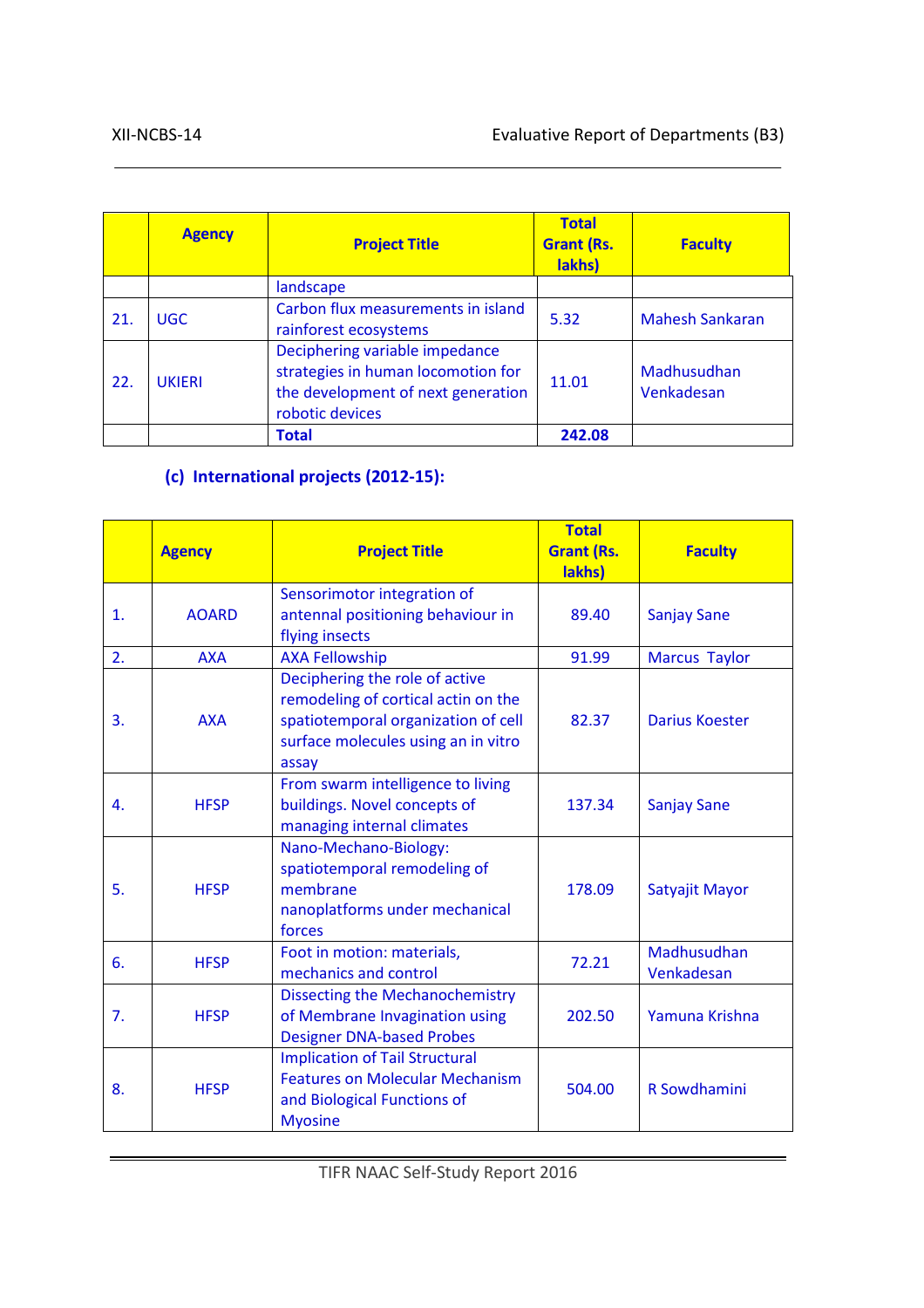| | Agency | Project Title | Total Grant (Rs. lakhs) | Faculty |
|---|---|---|---|---|
| | | landscape | | |
| 21. | UGC | Carbon flux measurements in island rainforest ecosystems | 5.32 | Mahesh Sankaran |
| 22. | UKIERI | Deciphering variable impedance strategies in human locomotion for the development of next generation robotic devices | 11.01 | Madhusudhan Venkadesan |
| | | **Total** | **242.08** | |

### (c) International projects (2012-15):

| | Agency | Project Title | Total Grant (Rs. lakhs) | Faculty |
|---|---|---|---|---|
| 1. | AOARD | Sensorimotor integration of antennal positioning behaviour in flying insects | 89.40 | Sanjay Sane |
| 2. | AXA | AXA Fellowship | 91.99 | Marcus Taylor |
| 3. | AXA | Deciphering the role of active remodeling of cortical actin on the spatiotemporal organization of cell surface molecules using an in vitro assay | 82.37 | Darius Koester |
| 4. | HFSP | From swarm intelligence to living buildings. Novel concepts of managing internal climates | 137.34 | Sanjay Sane |
| 5. | HFSP | Nano-Mechano-Biology: spatiotemporal remodeling of membrane nanoplatforms under mechanical forces | 178.09 | Satyajit Mayor |
| 6. | HFSP | Foot in motion: materials, mechanics and control | 72.21 | Madhusudhan Venkadesan |
| 7. | HFSP | Dissecting the Mechanochemistry of Membrane Invagination using Designer DNA-based Probes | 202.50 | Yamuna Krishna |
| 8. | HFSP | Implication of Tail Structural Features on Molecular Mechanism and Biological Functions of Myosine | 504.00 | R Sowdhamini |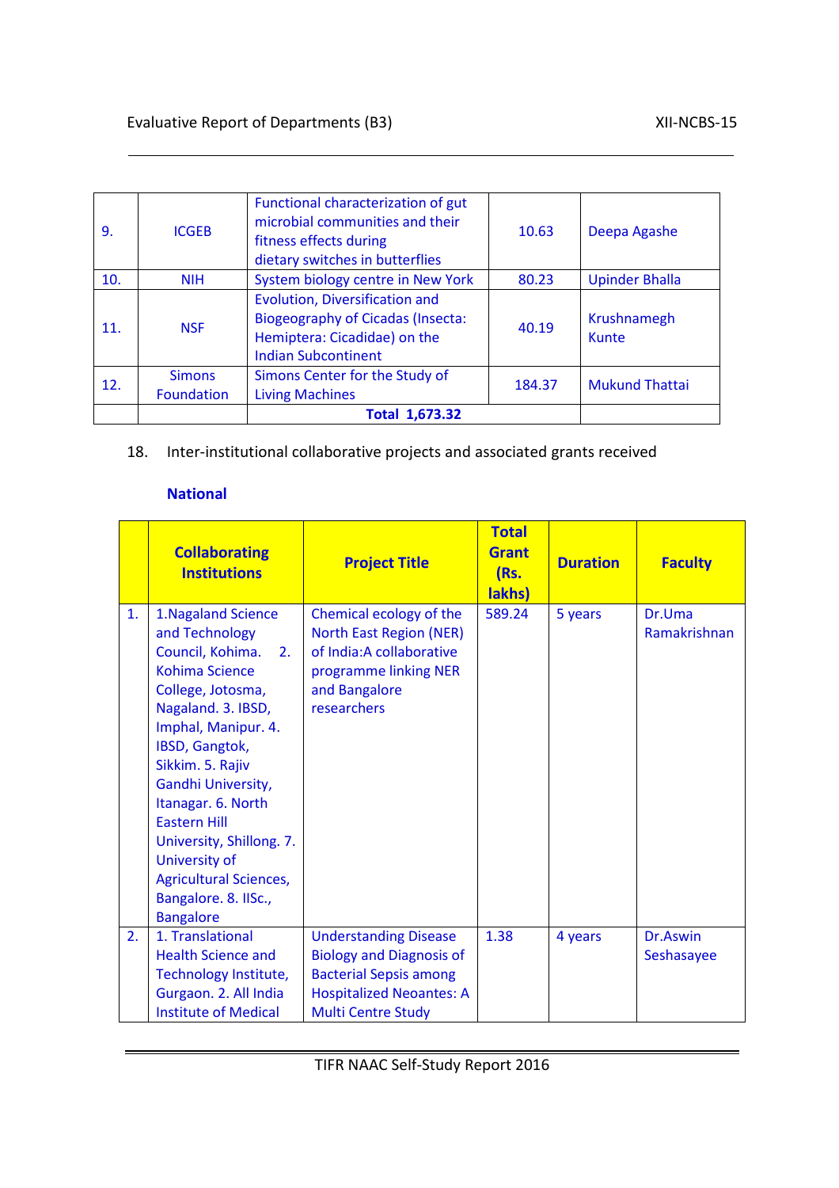| 9. | ICGEB | Functional characterization of gut microbial communities and their fitness effects during dietary switches in butterflies | 10.63 | Deepa Agashe |
|---|---|---|---|---|
| 10. | NIH | System biology centre in New York | 80.23 | Upinder Bhalla |
| 11. | NSF | Evolution, Diversification and Biogeography of Cicadas (Insecta: Hemiptera: Cicadidae) on the Indian Subcontinent | 40.19 | Krushnamegh Kunte |
| 12. | Simons Foundation | Simons Center for the Study of Living Machines | 184.37 | Mukund Thattai |
| | | **Total 1,673.32** | | |

18. Inter-institutional collaborative projects and associated grants received

**National**

| | Collaborating Institutions | Project Title | Total Grant (Rs. lakhs) | Duration | Faculty |
|---|---|---|---|---|---|
| 1. | 1.Nagaland Science and Technology Council, Kohima. 2. Kohima Science College, Jotosma, Nagaland. 3. IBSD, Imphal, Manipur. 4. IBSD, Gangtok, Sikkim. 5. Rajiv Gandhi University, Itanagar. 6. North Eastern Hill University, Shillong. 7. University of Agricultural Sciences, Bangalore. 8. IISc., Bangalore | Chemical ecology of the North East Region (NER) of India:A collaborative programme linking NER and Bangalore researchers | 589.24 | 5 years | Dr.Uma Ramakrishnan |
| 2. | 1. Translational Health Science and Technology Institute, Gurgaon. 2. All India Institute of Medical | Understanding Disease Biology and Diagnosis of Bacterial Sepsis among Hospitalized Neoantes: A Multi Centre Study | 1.38 | 4 years | Dr.Aswin Seshasayee |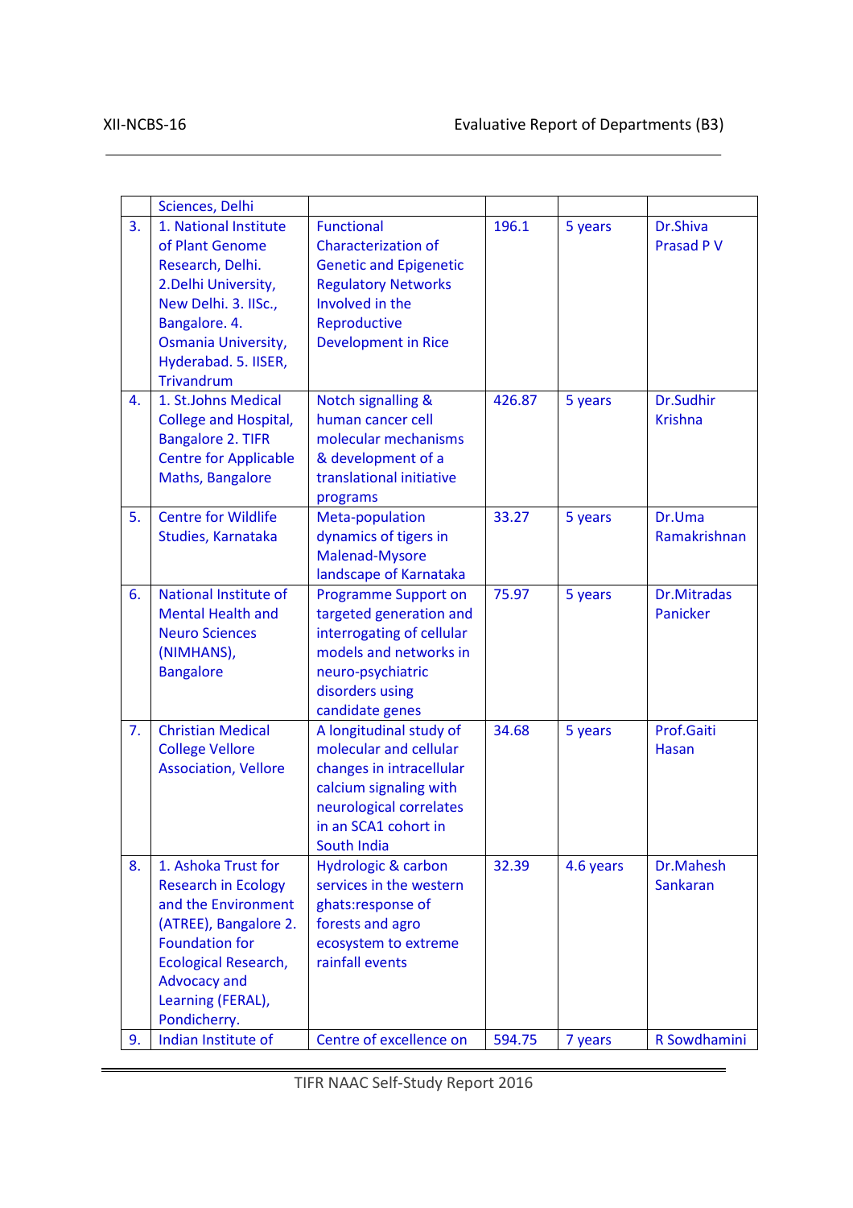|  | Sciences, Delhi |  |  |  |  |
|---|---|---|---|---|---|
| 3. | 1. National Institute of Plant Genome Research, Delhi. 2.Delhi University, New Delhi. 3. IISc., Bangalore. 4. Osmania University, Hyderabad. 5. IISER, Trivandrum | Functional Characterization of Genetic and Epigenetic Regulatory Networks Involved in the Reproductive Development in Rice | 196.1 | 5 years | Dr.Shiva Prasad P V |
| 4. | 1. St.Johns Medical College and Hospital, Bangalore 2. TIFR Centre for Applicable Maths, Bangalore | Notch signalling & human cancer cell molecular mechanisms & development of a translational initiative programs | 426.87 | 5 years | Dr.Sudhir Krishna |
| 5. | Centre for Wildlife Studies, Karnataka | Meta-population dynamics of tigers in Malenad-Mysore landscape of Karnataka | 33.27 | 5 years | Dr.Uma Ramakrishnan |
| 6. | National Institute of Mental Health and Neuro Sciences (NIMHANS), Bangalore | Programme Support on targeted generation and interrogating of cellular models and networks in neuro-psychiatric disorders using candidate genes | 75.97 | 5 years | Dr.Mitradas Panicker |
| 7. | Christian Medical College Vellore Association, Vellore | A longitudinal study of molecular and cellular changes in intracellular calcium signaling with neurological correlates in an SCA1 cohort in South India | 34.68 | 5 years | Prof.Gaiti Hasan |
| 8. | 1. Ashoka Trust for Research in Ecology and the Environment (ATREE), Bangalore 2. Foundation for Ecological Research, Advocacy and Learning (FERAL), Pondicherry. | Hydrologic & carbon services in the western ghats:response of forests and agro ecosystem to extreme rainfall events | 32.39 | 4.6 years | Dr.Mahesh Sankaran |
| 9. | Indian Institute of | Centre of excellence on | 594.75 | 7 years | R Sowdhamini |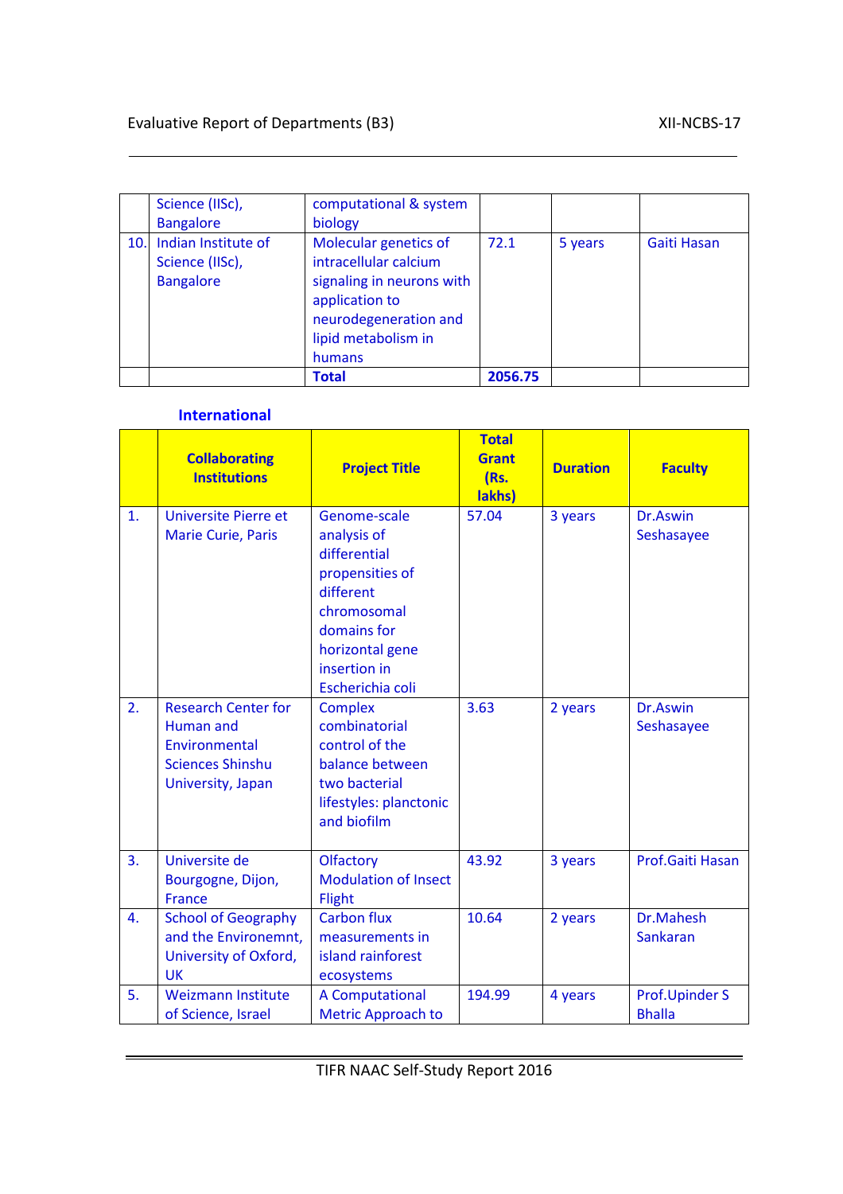| | | | | | |
|---|---|---|---|---|---|
| | Science (IISc), Bangalore | computational & system biology | | | |
| 10. | Indian Institute of Science (IISc), Bangalore | Molecular genetics of intracellular calcium signaling in neurons with application to neurodegeneration and lipid metabolism in humans | 72.1 | 5 years | Gaiti Hasan |
| | | **Total** | **2056.75** | | |

### International

| | Collaborating Institutions | Project Title | Total Grant (Rs. lakhs) | Duration | Faculty |
|---|---|---|---|---|---|
| 1. | Universite Pierre et Marie Curie, Paris | Genome-scale analysis of differential propensities of different chromosomal domains for horizontal gene insertion in Escherichia coli | 57.04 | 3 years | Dr.Aswin Seshasayee |
| 2. | Research Center for Human and Environmental Sciences Shinshu University, Japan | Complex combinatorial control of the balance between two bacterial lifestyles: planctonic and biofilm | 3.63 | 2 years | Dr.Aswin Seshasayee |
| 3. | Universite de Bourgogne, Dijon, France | Olfactory Modulation of Insect Flight | 43.92 | 3 years | Prof.Gaiti Hasan |
| 4. | School of Geography and the Environemnt, University of Oxford, UK | Carbon flux measurements in island rainforest ecosystems | 10.64 | 2 years | Dr.Mahesh Sankaran |
| 5. | Weizmann Institute of Science, Israel | A Computational Metric Approach to | 194.99 | 4 years | Prof.Upinder S Bhalla |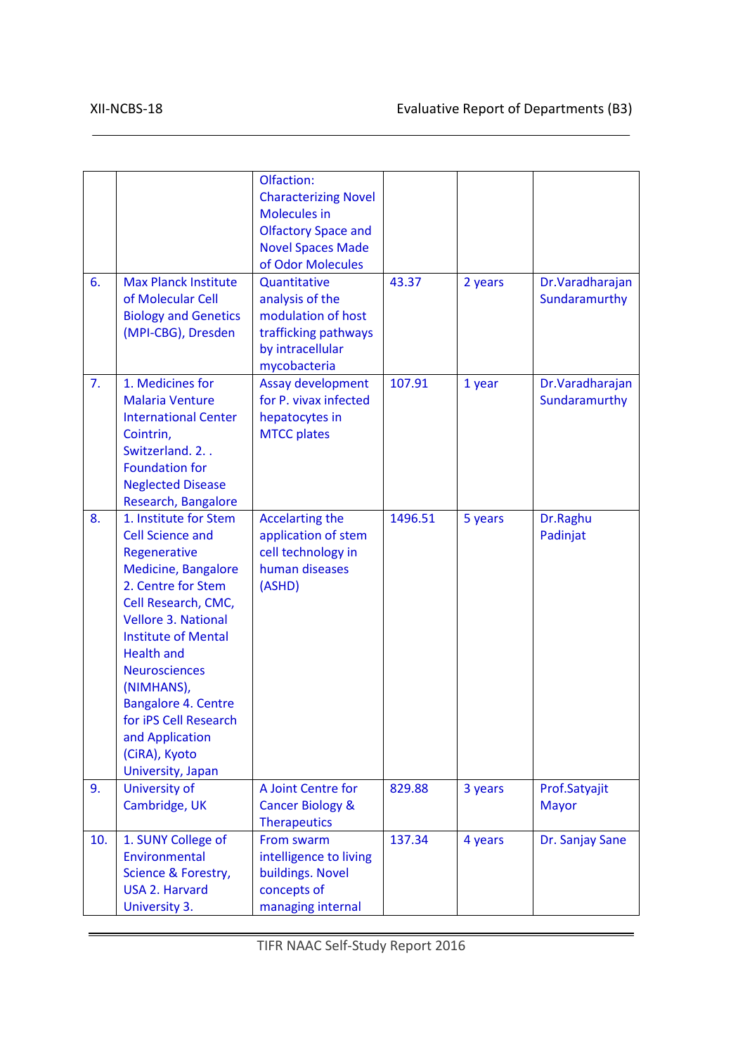|  |  | Olfaction: Characterizing Novel Molecules in Olfactory Space and Novel Spaces Made of Odor Molecules |  |  |  |
|---|---|---|---|---|---|
| 6. | Max Planck Institute of Molecular Cell Biology and Genetics (MPI-CBG), Dresden | Quantitative analysis of the modulation of host trafficking pathways by intracellular mycobacteria | 43.37 | 2 years | Dr.Varadharajan Sundaramurthy |
| 7. | 1. Medicines for Malaria Venture International Center Cointrin, Switzerland. 2. . Foundation for Neglected Disease Research, Bangalore | Assay development for P. vivax infected hepatocytes in MTCC plates | 107.91 | 1 year | Dr.Varadharajan Sundaramurthy |
| 8. | 1. Institute for Stem Cell Science and Regenerative Medicine, Bangalore 2. Centre for Stem Cell Research, CMC, Vellore 3. National Institute of Mental Health and Neurosciences (NIMHANS), Bangalore 4. Centre for iPS Cell Research and Application (CiRA), Kyoto University, Japan | Accelarting the application of stem cell technology in human diseases (ASHD) | 1496.51 | 5 years | Dr.Raghu Padinjat |
| 9. | University of Cambridge, UK | A Joint Centre for Cancer Biology & Therapeutics | 829.88 | 3 years | Prof.Satyajit Mayor |
| 10. | 1. SUNY College of Environmental Science & Forestry, USA 2. Harvard University 3. | From swarm intelligence to living buildings. Novel concepts of managing internal | 137.34 | 4 years | Dr. Sanjay Sane |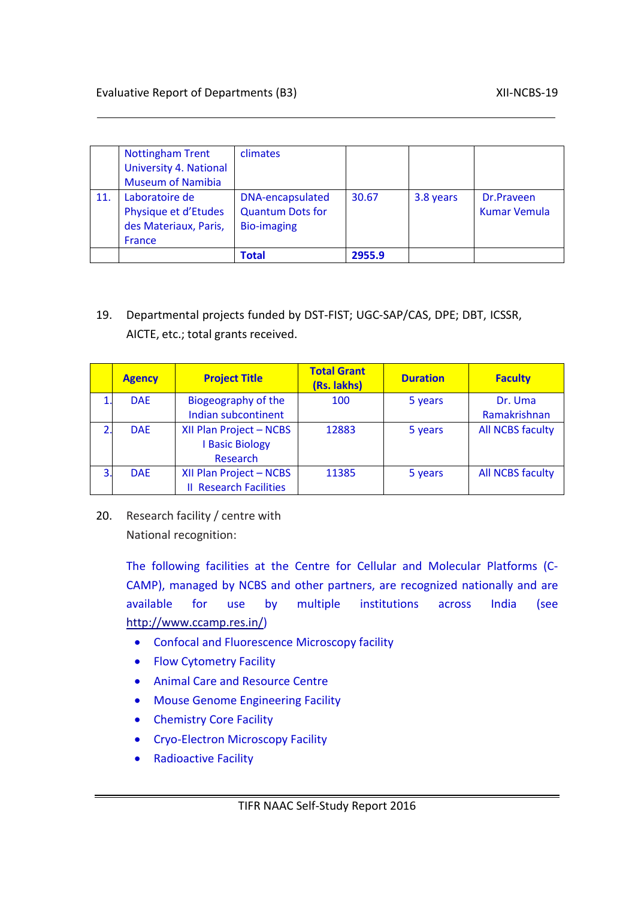|  | Nottingham Trent University 4. National Museum of Namibia | climates |  |  |  |
|---|---|---|---|---|---|
| 11. | Laboratoire de Physique et d'Etudes des Materiaux, Paris, France | DNA-encapsulated Quantum Dots for Bio-imaging | 30.67 | 3.8 years | Dr.Praveen Kumar Vemula |
|  |  | **Total** | **2955.9** |  |  |

19. Departmental projects funded by DST-FIST; UGC-SAP/CAS, DPE; DBT, ICSSR, AICTE, etc.; total grants received.

|  | Agency | Project Title | Total Grant (Rs. lakhs) | Duration | Faculty |
|---|---|---|---|---|---|
| 1. | DAE | Biogeography of the Indian subcontinent | 100 | 5 years | Dr. Uma Ramakrishnan |
| 2. | DAE | XII Plan Project – NCBS I Basic Biology Research | 12883 | 5 years | All NCBS faculty |
| 3. | DAE | XII Plan Project – NCBS II Research Facilities | 11385 | 5 years | All NCBS faculty |

20. Research facility / centre with National recognition:

The following facilities at the Centre for Cellular and Molecular Platforms (C-CAMP), managed by NCBS and other partners, are recognized nationally and are available for use by multiple institutions across India (see http://www.ccamp.res.in/)

- Confocal and Fluorescence Microscopy facility
- Flow Cytometry Facility
- Animal Care and Resource Centre
- Mouse Genome Engineering Facility
- Chemistry Core Facility
- Cryo-Electron Microscopy Facility
- Radioactive Facility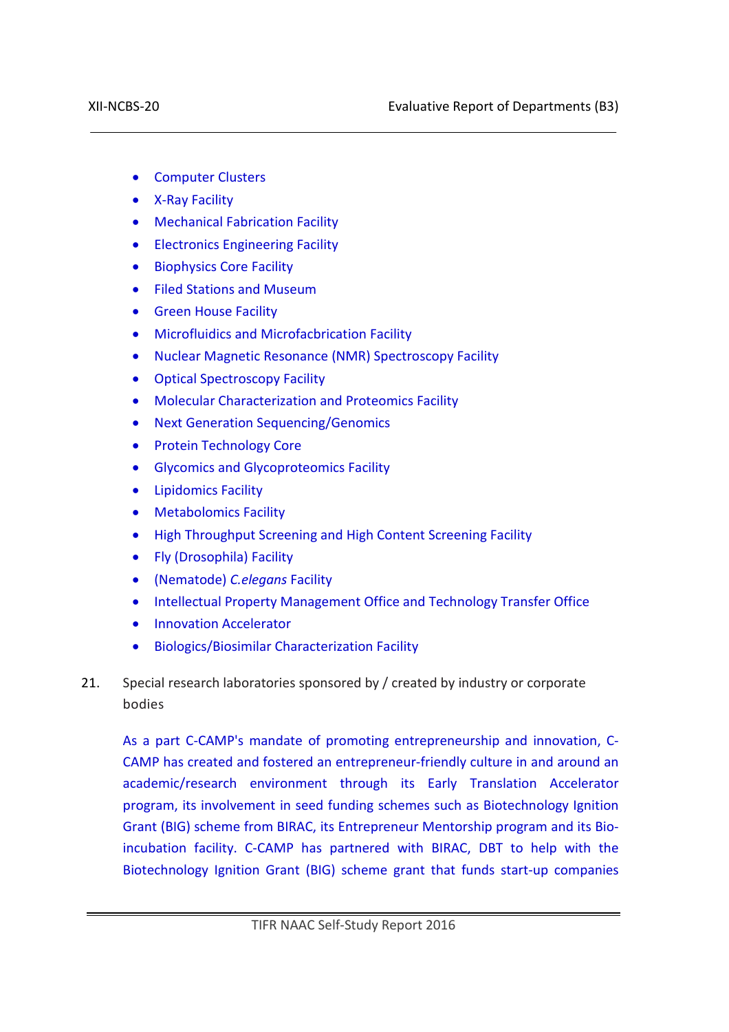- Computer Clusters
- X-Ray Facility
- Mechanical Fabrication Facility
- Electronics Engineering Facility
- Biophysics Core Facility
- Filed Stations and Museum
- Green House Facility
- Microfluidics and Microfacbrication Facility
- Nuclear Magnetic Resonance (NMR) Spectroscopy Facility
- Optical Spectroscopy Facility
- Molecular Characterization and Proteomics Facility
- Next Generation Sequencing/Genomics
- Protein Technology Core
- Glycomics and Glycoproteomics Facility
- Lipidomics Facility
- Metabolomics Facility
- High Throughput Screening and High Content Screening Facility
- Fly (Drosophila) Facility
- (Nematode) *C.elegans* Facility
- Intellectual Property Management Office and Technology Transfer Office
- Innovation Accelerator
- Biologics/Biosimilar Characterization Facility

21. Special research laboratories sponsored by / created by industry or corporate bodies

As a part C-CAMP's mandate of promoting entrepreneurship and innovation, C-CAMP has created and fostered an entrepreneur-friendly culture in and around an academic/research environment through its Early Translation Accelerator program, its involvement in seed funding schemes such as Biotechnology Ignition Grant (BIG) scheme from BIRAC, its Entrepreneur Mentorship program and its Bio-incubation facility. C-CAMP has partnered with BIRAC, DBT to help with the Biotechnology Ignition Grant (BIG) scheme grant that funds start-up companies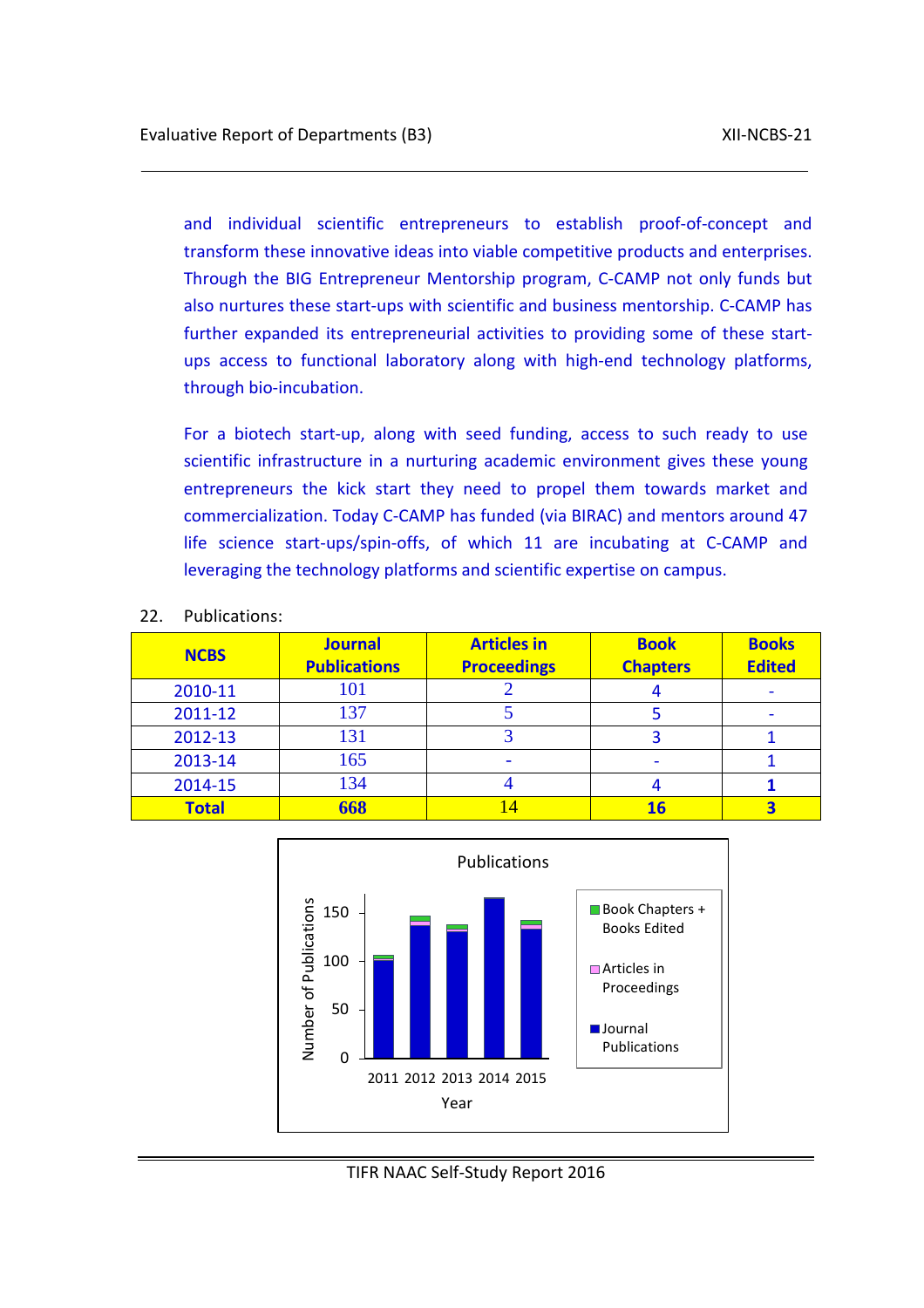and individual scientific entrepreneurs to establish proof-of-concept and transform these innovative ideas into viable competitive products and enterprises. Through the BIG Entrepreneur Mentorship program, C-CAMP not only funds but also nurtures these start-ups with scientific and business mentorship. C-CAMP has further expanded its entrepreneurial activities to providing some of these start-ups access to functional laboratory along with high-end technology platforms, through bio-incubation.

For a biotech start-up, along with seed funding, access to such ready to use scientific infrastructure in a nurturing academic environment gives these young entrepreneurs the kick start they need to propel them towards market and commercialization. Today C-CAMP has funded (via BIRAC) and mentors around 47 life science start-ups/spin-offs, of which 11 are incubating at C-CAMP and leveraging the technology platforms and scientific expertise on campus.

22. Publications:

| NCBS | Journal Publications | Articles in Proceedings | Book Chapters | Books Edited |
|---|---|---|---|---|
| 2010-11 | 101 | 2 | 4 | - |
| 2011-12 | 137 | 5 | 5 | - |
| 2012-13 | 131 | 3 | 3 | 1 |
| 2013-14 | 165 | - | - | 1 |
| 2014-15 | 134 | 4 | 4 | 1 |
| **Total** | **668** | 14 | **16** | **3** |

Publications

| Year | Journal Publications | Articles in Proceedings | Book Chapters + Books Edited |
|---|---|---|---|
| 2011 | 101 | 2 | 4 |
| 2012 | 137 | 5 | 5 |
| 2013 | 131 | 3 | 4 |
| 2014 | 165 | - | 1 |
| 2015 | 134 | 4 | 5 |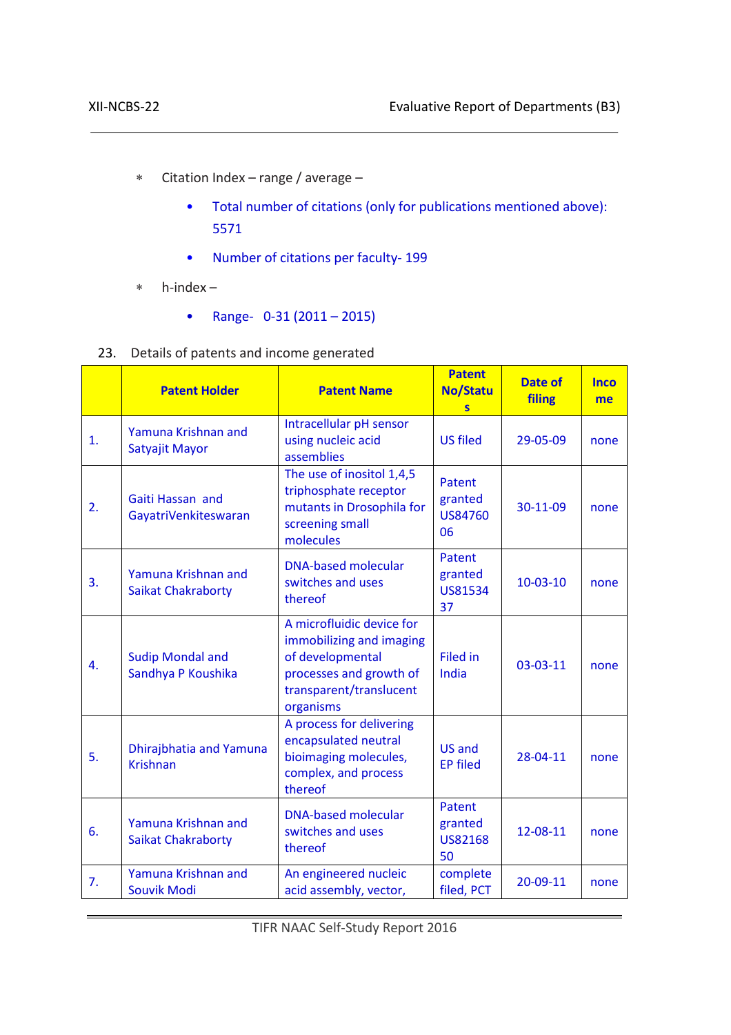* Citation Index – range / average –
    - Total number of citations (only for publications mentioned above): 5571
    - Number of citations per faculty- 199
* h-index –
    - Range- 0-31 (2011 – 2015)

23. Details of patents and income generated

| | Patent Holder | Patent Name | Patent No/Status | Date of filing | Income |
|---|---|---|---|---|---|
| 1. | Yamuna Krishnan and Satyajit Mayor | Intracellular pH sensor using nucleic acid assemblies | US filed | 29-05-09 | none |
| 2. | Gaiti Hassan and GayatriVenkiteswaran | The use of inositol 1,4,5 triphosphate receptor mutants in Drosophila for screening small molecules | Patent granted US8476006 | 30-11-09 | none |
| 3. | Yamuna Krishnan and Saikat Chakraborty | DNA-based molecular switches and uses thereof | Patent granted US8153437 | 10-03-10 | none |
| 4. | Sudip Mondal and Sandhya P Koushika | A microfluidic device for immobilizing and imaging of developmental processes and growth of transparent/translucent organisms | Filed in India | 03-03-11 | none |
| 5. | Dhirajbhatia and Yamuna Krishnan | A process for delivering encapsulated neutral bioimaging molecules, complex, and process thereof | US and EP filed | 28-04-11 | none |
| 6. | Yamuna Krishnan and Saikat Chakraborty | DNA-based molecular switches and uses thereof | Patent granted US8216850 | 12-08-11 | none |
| 7. | Yamuna Krishnan and Souvik Modi | An engineered nucleic acid assembly, vector, | complete filed, PCT | 20-09-11 | none |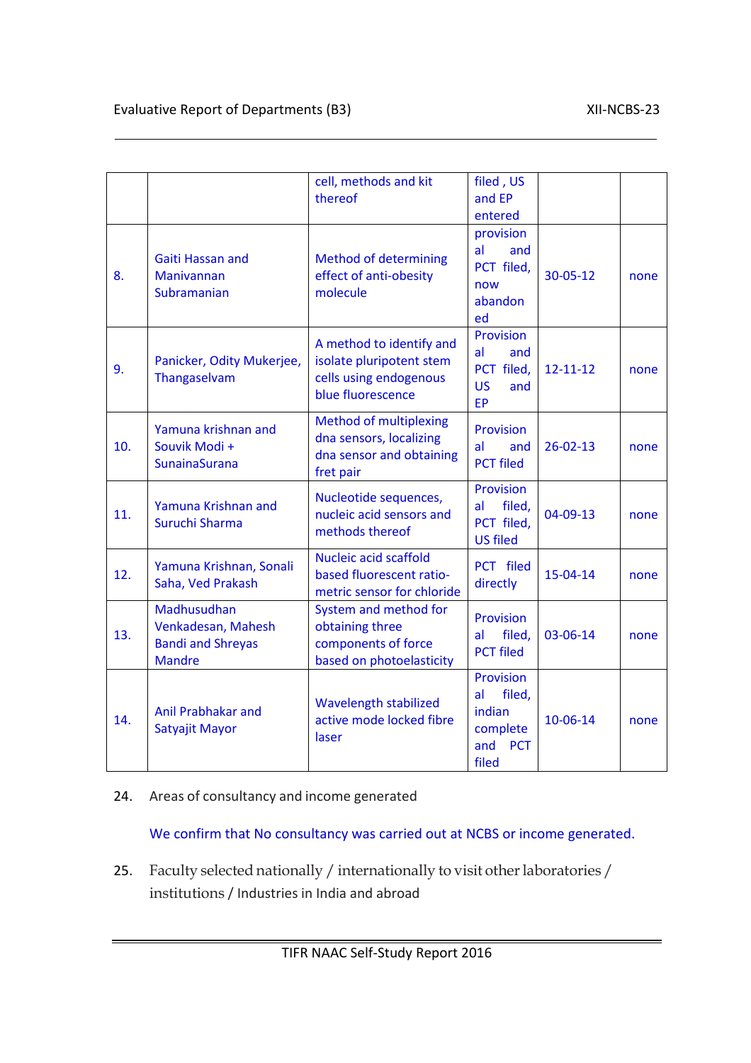|  |  | cell, methods and kit thereof | filed , US and EP entered |  |  |
|---|---|---|---|---|---|
| 8. | Gaiti Hassan and Manivannan Subramanian | Method of determining effect of anti-obesity molecule | provisional and PCT filed, now abandoned | 30-05-12 | none |
| 9. | Panicker, Odity Mukerjee, Thangaselvam | A method to identify and isolate pluripotent stem cells using endogenous blue fluorescence | Provisional and PCT filed, US and EP | 12-11-12 | none |
| 10. | Yamuna krishnan and Souvik Modi + SunainaSurana | Method of multiplexing dna sensors, localizing dna sensor and obtaining fret pair | Provisional and PCT filed | 26-02-13 | none |
| 11. | Yamuna Krishnan and Suruchi Sharma | Nucleotide sequences, nucleic acid sensors and methods thereof | Provisional filed, PCT filed, US filed | 04-09-13 | none |
| 12. | Yamuna Krishnan, Sonali Saha, Ved Prakash | Nucleic acid scaffold based fluorescent ratio-metric sensor for chloride | PCT filed directly | 15-04-14 | none |
| 13. | Madhusudhan Venkadesan, Mahesh Bandi and Shreyas Mandre | System and method for obtaining three components of force based on photoelasticity | Provisional filed, PCT filed | 03-06-14 | none |
| 14. | Anil Prabhakar and Satyajit Mayor | Wavelength stabilized active mode locked fibre laser | Provisional filed, indian complete and PCT filed | 10-06-14 | none |

24. Areas of consultancy and income generated

    We confirm that No consultancy was carried out at NCBS or income generated.

25. Faculty selected nationally / internationally to visit other laboratories / institutions / Industries in India and abroad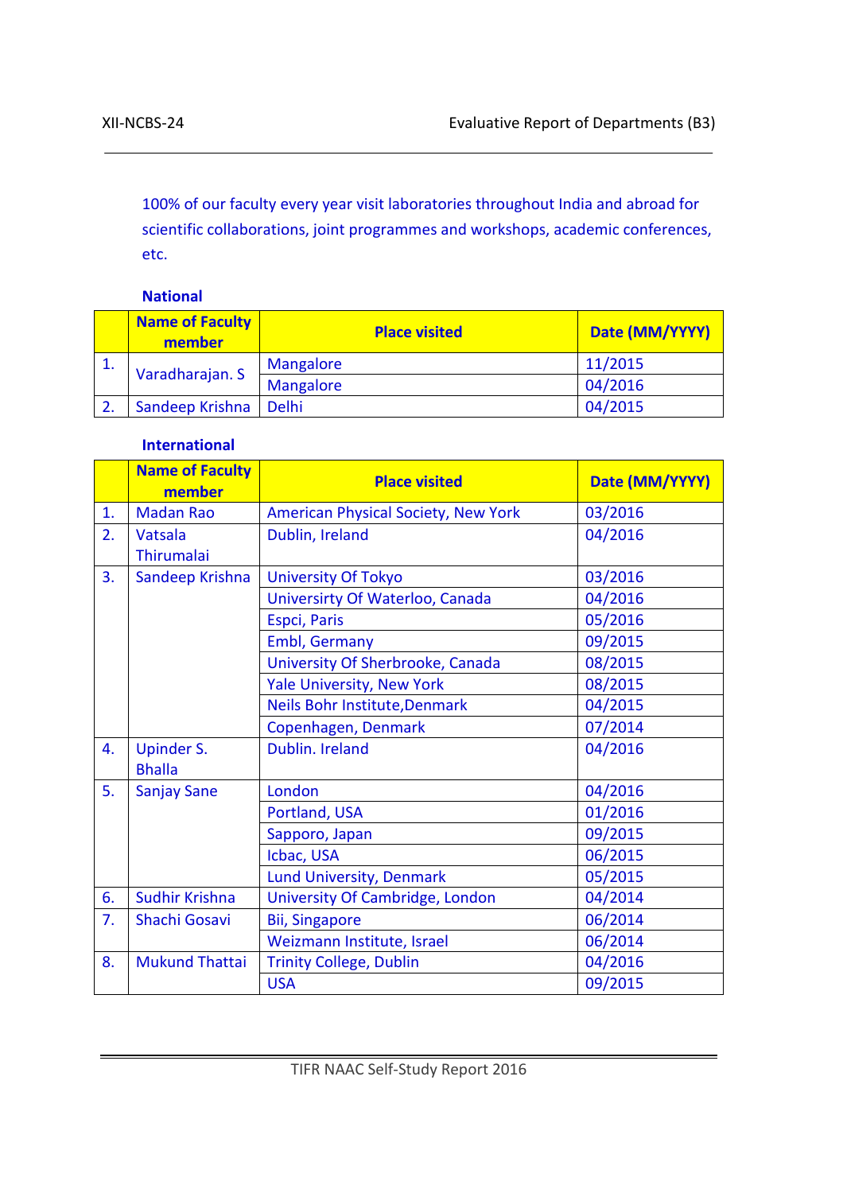100% of our faculty every year visit laboratories throughout India and abroad for scientific collaborations, joint programmes and workshops, academic conferences, etc.

**National**

| | Name of Faculty member | Place visited | Date (MM/YYYY) |
|---|---|---|---|
| 1. | Varadharajan. S | Mangalore | 11/2015 |
| | | Mangalore | 04/2016 |
| 2. | Sandeep Krishna | Delhi | 04/2015 |

**International**

| | Name of Faculty member | Place visited | Date (MM/YYYY) |
|---|---|---|---|
| 1. | Madan Rao | American Physical Society, New York | 03/2016 |
| 2. | Vatsala Thirumalai | Dublin, Ireland | 04/2016 |
| 3. | Sandeep Krishna | University Of Tokyo | 03/2016 |
| | | Universirty Of Waterloo, Canada | 04/2016 |
| | | Espci, Paris | 05/2016 |
| | | Embl, Germany | 09/2015 |
| | | University Of Sherbrooke, Canada | 08/2015 |
| | | Yale University, New York | 08/2015 |
| | | Neils Bohr Institute,Denmark | 04/2015 |
| | | Copenhagen, Denmark | 07/2014 |
| 4. | Upinder S. Bhalla | Dublin. Ireland | 04/2016 |
| 5. | Sanjay Sane | London | 04/2016 |
| | | Portland, USA | 01/2016 |
| | | Sapporo, Japan | 09/2015 |
| | | Icbac, USA | 06/2015 |
| | | Lund University, Denmark | 05/2015 |
| 6. | Sudhir Krishna | University Of Cambridge, London | 04/2014 |
| 7. | Shachi Gosavi | Bii, Singapore | 06/2014 |
| | | Weizmann Institute, Israel | 06/2014 |
| 8. | Mukund Thattai | Trinity College, Dublin | 04/2016 |
| | | USA | 09/2015 |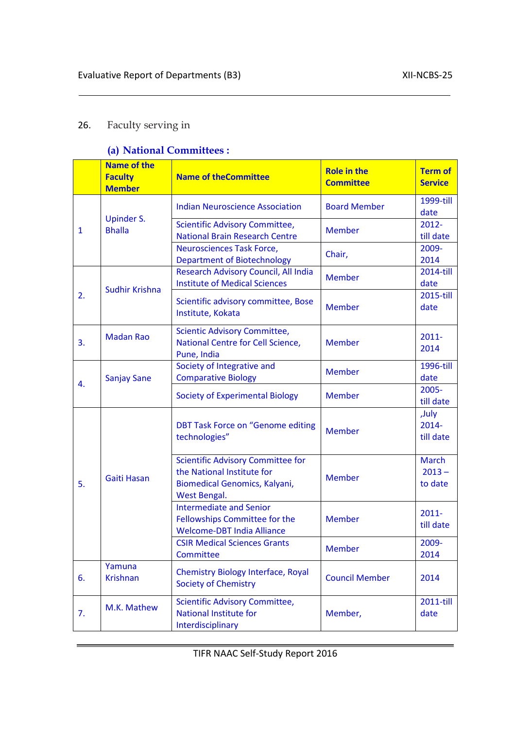26. Faculty serving in

### (a) National Committees :

| | Name of the Faculty Member | Name of theCommittee | Role in the Committee | Term of Service |
|---|---|---|---|---|
| 1 | Upinder S. Bhalla | Indian Neuroscience Association | Board Member | 1999-till date |
| | | Scientific Advisory Committee, National Brain Research Centre | Member | 2012- till date |
| | | Neurosciences Task Force, Department of Biotechnology | Chair, | 2009-2014 |
| 2. | Sudhir Krishna | Research Advisory Council, All India Institute of Medical Sciences | Member | 2014-till date |
| | | Scientific advisory committee, Bose Institute, Kokata | Member | 2015-till date |
| 3. | Madan Rao | Scientic Advisory Committee, National Centre for Cell Science, Pune, India | Member | 2011-2014 |
| 4. | Sanjay Sane | Society of Integrative and Comparative Biology | Member | 1996-till date |
| | | Society of Experimental Biology | Member | 2005- till date |
| 5. | Gaiti Hasan | DBT Task Force on "Genome editing technologies" | Member | ,July 2014- till date |
| | | Scientific Advisory Committee for the National Institute for Biomedical Genomics, Kalyani, West Bengal. | Member | March 2013 – to date |
| | | Intermediate and Senior Fellowships Committee for the Welcome-DBT India Alliance | Member | 2011- till date |
| | | CSIR Medical Sciences Grants Committee | Member | 2009-2014 |
| 6. | Yamuna Krishnan | Chemistry Biology Interface, Royal Society of Chemistry | Council Member | 2014 |
| 7. | M.K. Mathew | Scientific Advisory Committee, National Institute for Interdisciplinary | Member, | 2011-till date |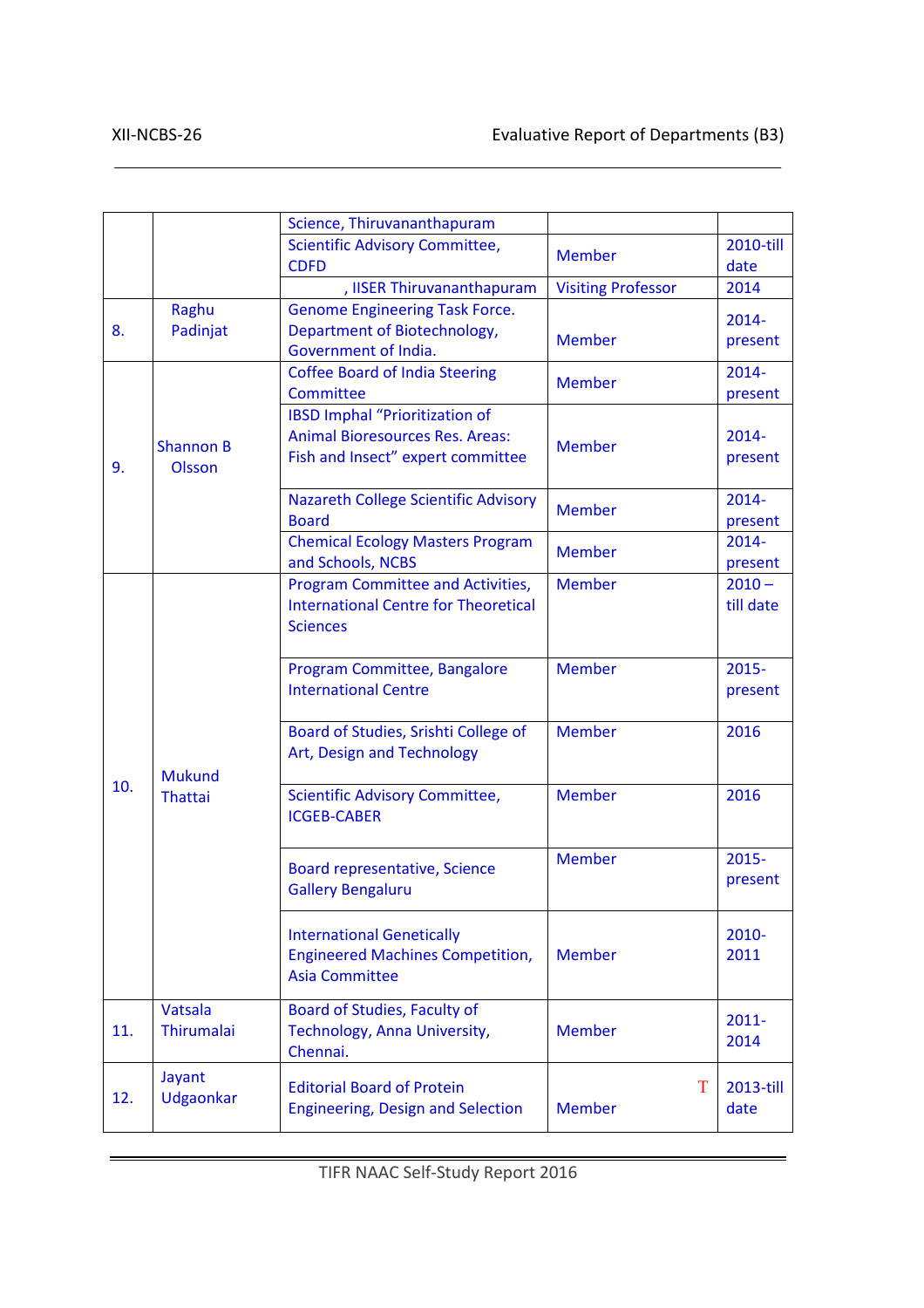| | | | | |
|---|---|---|---|---|
| | | Science, Thiruvananthapuram | | |
| | | Scientific Advisory Committee, CDFD | Member | 2010-till date |
| | | , IISER Thiruvananthapuram | Visiting Professor | 2014 |
| 8. | Raghu Padinjat | Genome Engineering Task Force. Department of Biotechnology, Government of India. | Member | 2014-present |
| 9. | Shannon B Olsson | Coffee Board of India Steering Committee | Member | 2014-present |
| | | IBSD Imphal "Prioritization of Animal Bioresources Res. Areas: Fish and Insect" expert committee | Member | 2014-present |
| | | Nazareth College Scientific Advisory Board | Member | 2014-present |
| | | Chemical Ecology Masters Program and Schools, NCBS | Member | 2014-present |
| 10. | Mukund Thattai | Program Committee and Activities, International Centre for Theoretical Sciences | Member | 2010 – till date |
| | | Program Committee, Bangalore International Centre | Member | 2015-present |
| | | Board of Studies, Srishti College of Art, Design and Technology | Member | 2016 |
| | | Scientific Advisory Committee, ICGEB-CABER | Member | 2016 |
| | | Board representative, Science Gallery Bengaluru | Member | 2015-present |
| | | International Genetically Engineered Machines Competition, Asia Committee | Member | 2010-2011 |
| 11. | Vatsala Thirumalai | Board of Studies, Faculty of Technology, Anna University, Chennai. | Member | 2011-2014 |
| 12. | Jayant Udgaonkar | Editorial Board of Protein Engineering, Design and Selection | Member | 2013-till date |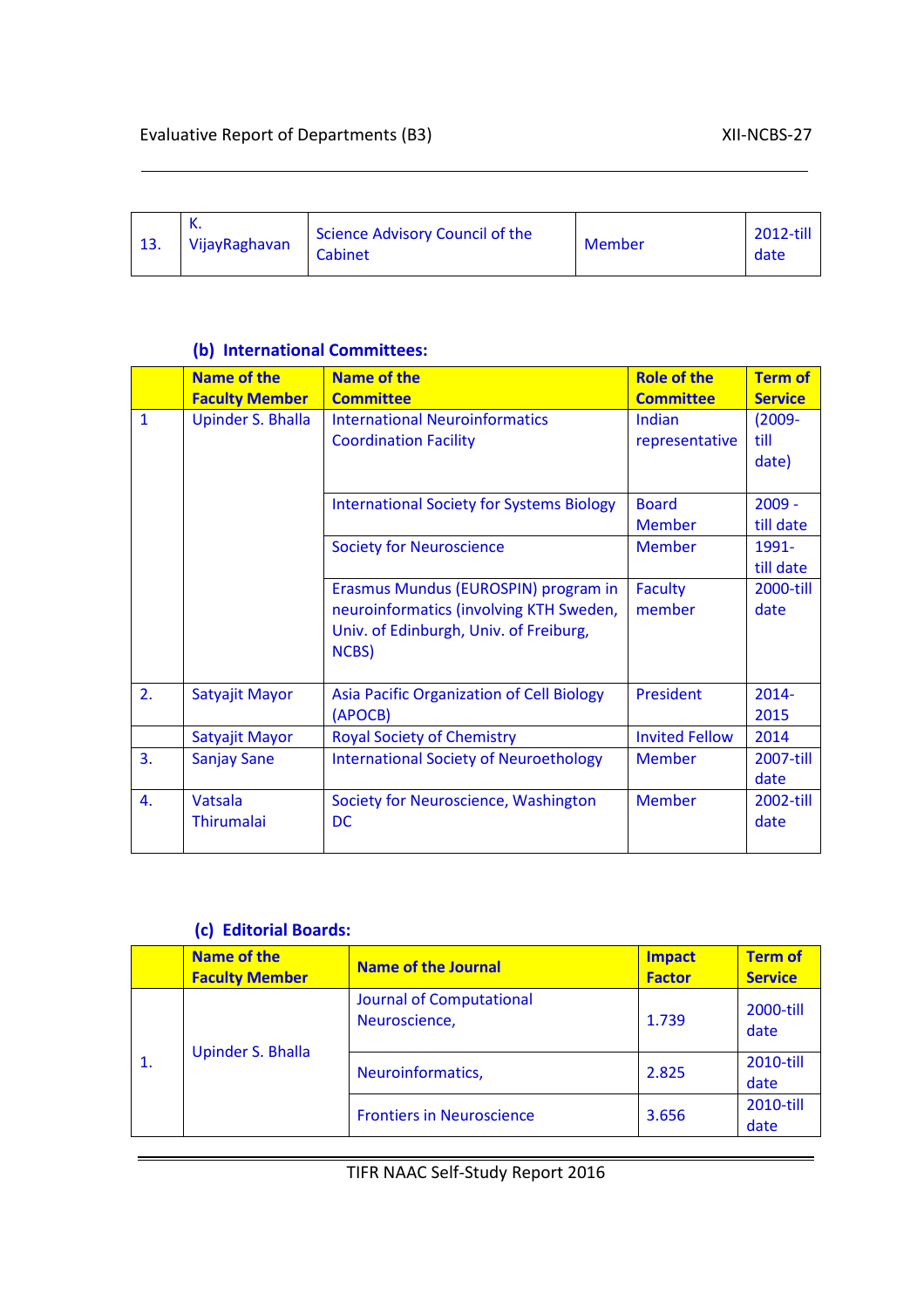| 13. | K. VijayRaghavan | Science Advisory Council of the Cabinet | Member | 2012-till date |
|---|---|---|---|---|

**(b) International Committees:**

| | Name of the Faculty Member | Name of the Committee | Role of the Committee | Term of Service |
|---|---|---|---|---|
| 1 | Upinder S. Bhalla | International Neuroinformatics Coordination Facility | Indian representative | (2009-till date) |
| | | International Society for Systems Biology | Board Member | 2009 - till date |
| | | Society for Neuroscience | Member | 1991-till date |
| | | Erasmus Mundus (EUROSPIN) program in neuroinformatics (involving KTH Sweden, Univ. of Edinburgh, Univ. of Freiburg, NCBS) | Faculty member | 2000-till date |
| 2. | Satyajit Mayor | Asia Pacific Organization of Cell Biology (APOCB) | President | 2014-2015 |
| | Satyajit Mayor | Royal Society of Chemistry | Invited Fellow | 2014 |
| 3. | Sanjay Sane | International Society of Neuroethology | Member | 2007-till date |
| 4. | Vatsala Thirumalai | Society for Neuroscience, Washington DC | Member | 2002-till date |

**(c) Editorial Boards:**

| | Name of the Faculty Member | Name of the Journal | Impact Factor | Term of Service |
|---|---|---|---|---|
| 1. | Upinder S. Bhalla | Journal of Computational Neuroscience, | 1.739 | 2000-till date |
| | | Neuroinformatics, | 2.825 | 2010-till date |
| | | Frontiers in Neuroscience | 3.656 | 2010-till date |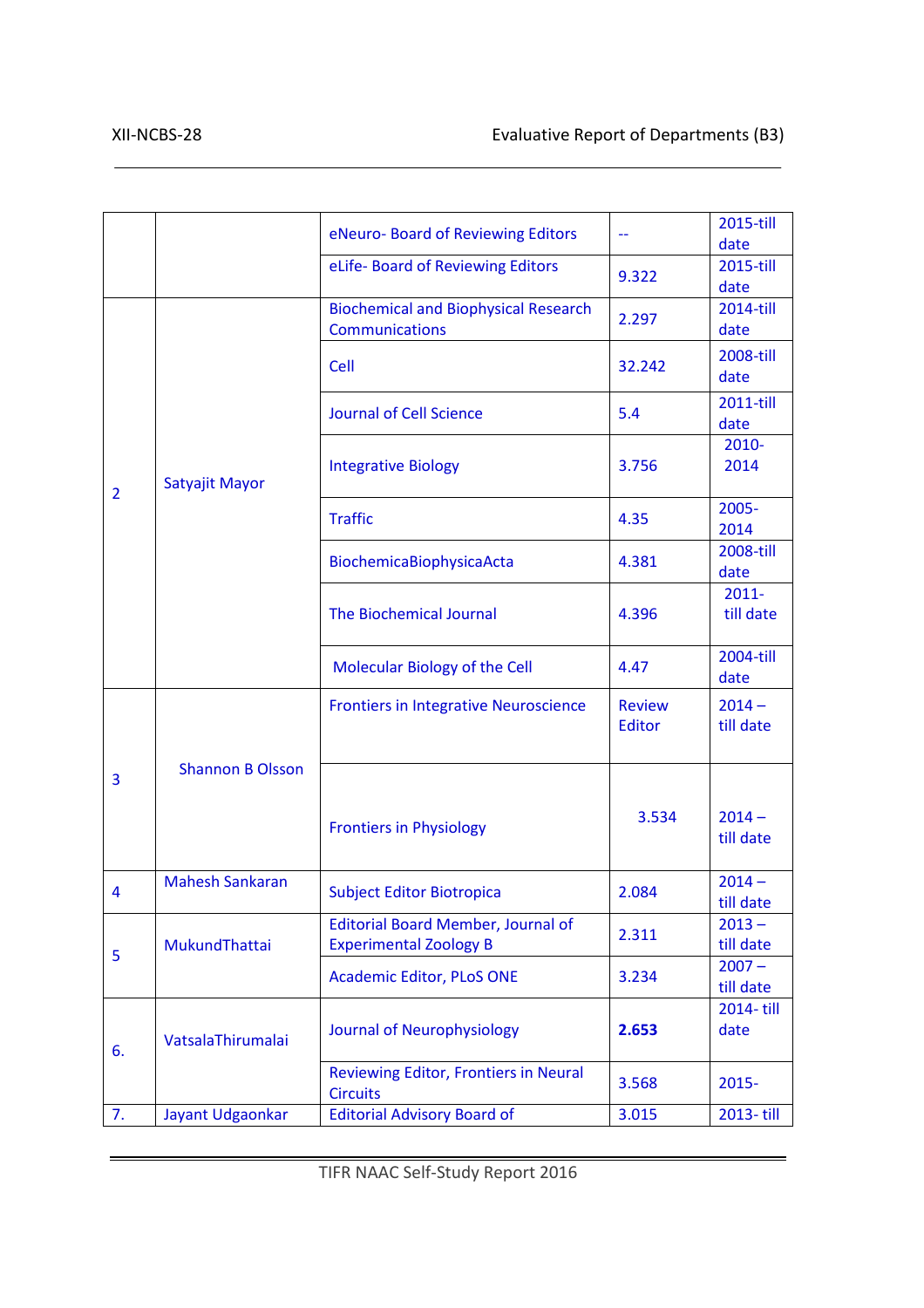| | | | | |
|---|---|---|---|---|
| | | eNeuro- Board of Reviewing Editors | -- | 2015-till date |
| | | eLife- Board of Reviewing Editors | 9.322 | 2015-till date |
| 2 | Satyajit Mayor | Biochemical and Biophysical Research Communications | 2.297 | 2014-till date |
| | | Cell | 32.242 | 2008-till date |
| | | Journal of Cell Science | 5.4 | 2011-till date |
| | | Integrative Biology | 3.756 | 2010-2014 |
| | | Traffic | 4.35 | 2005-2014 |
| | | BiochemicaBiophysicaActa | 4.381 | 2008-till date |
| | | The Biochemical Journal | 4.396 | 2011-till date |
| | | Molecular Biology of the Cell | 4.47 | 2004-till date |
| 3 | Shannon B Olsson | Frontiers in Integrative Neuroscience | Review Editor | 2014 – till date |
| | | Frontiers in Physiology | 3.534 | 2014 – till date |
| 4 | Mahesh Sankaran | Subject Editor Biotropica | 2.084 | 2014 – till date |
| 5 | MukundThattai | Editorial Board Member, Journal of Experimental Zoology B | 2.311 | 2013 – till date |
| | | Academic Editor, PLoS ONE | 3.234 | 2007 – till date |
| 6. | VatsalaThirumalai | Journal of Neurophysiology | **2.653** | 2014- till date |
| | | Reviewing Editor, Frontiers in Neural Circuits | 3.568 | 2015- |
| 7. | Jayant Udgaonkar | Editorial Advisory Board of | 3.015 | 2013- till |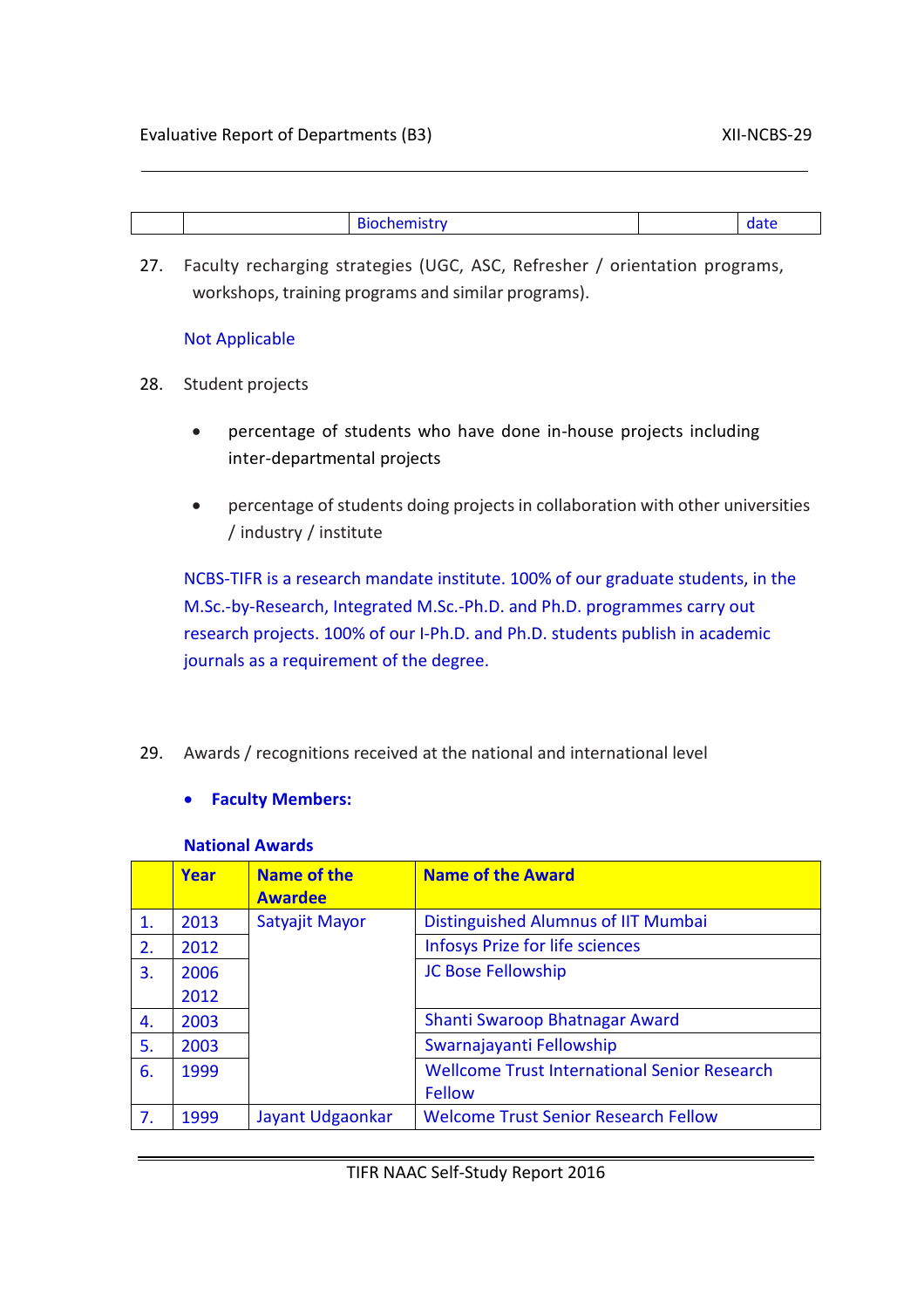|  |  | Biochemistry |  | date |
|---|---|---|---|---|

27. Faculty recharging strategies (UGC, ASC, Refresher / orientation programs, workshops, training programs and similar programs).

Not Applicable

28. Student projects

- percentage of students who have done in-house projects including inter-departmental projects
- percentage of students doing projects in collaboration with other universities / industry / institute

NCBS-TIFR is a research mandate institute. 100% of our graduate students, in the M.Sc.-by-Research, Integrated M.Sc.-Ph.D. and Ph.D. programmes carry out research projects. 100% of our I-Ph.D. and Ph.D. students publish in academic journals as a requirement of the degree.

29. Awards / recognitions received at the national and international level

- **Faculty Members:**

**National Awards**

|  | Year | Name of the Awardee | Name of the Award |
|---|---|---|---|
| 1. | 2013 | Satyajit Mayor | Distinguished Alumnus of IIT Mumbai |
| 2. | 2012 |  | Infosys Prize for life sciences |
| 3. | 2006<br>2012 |  | JC Bose Fellowship |
| 4. | 2003 |  | Shanti Swaroop Bhatnagar Award |
| 5. | 2003 |  | Swarnajayanti Fellowship |
| 6. | 1999 |  | Wellcome Trust International Senior Research Fellow |
| 7. | 1999 | Jayant Udgaonkar | Welcome Trust Senior Research Fellow |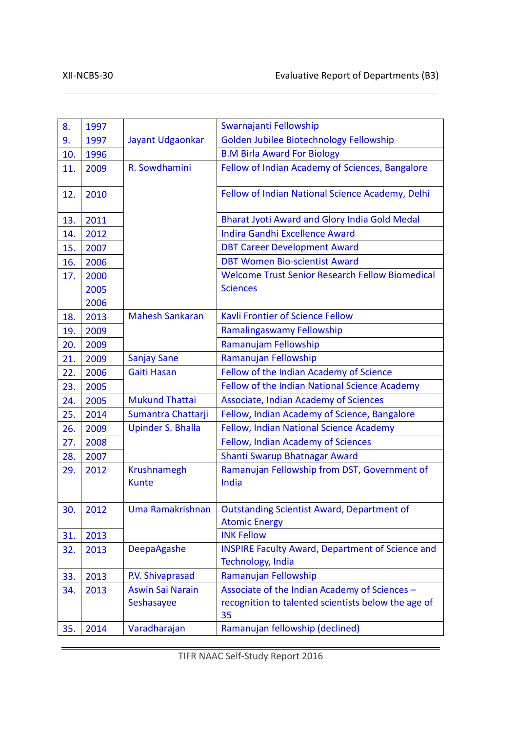| | | | |
|---|---|---|---|
| 8. | 1997 | | Swarnajanti Fellowship |
| 9. | 1997 | Jayant Udgaonkar | Golden Jubilee Biotechnology Fellowship |
| 10. | 1996 | | B.M Birla Award For Biology |
| 11. | 2009 | R. Sowdhamini | Fellow of Indian Academy of Sciences, Bangalore |
| 12. | 2010 | | Fellow of Indian National Science Academy, Delhi |
| 13. | 2011 | | Bharat Jyoti Award and Glory India Gold Medal |
| 14. | 2012 | | Indira Gandhi Excellence Award |
| 15. | 2007 | | DBT Career Development Award |
| 16. | 2006 | | DBT Women Bio-scientist Award |
| 17. | 2000 2005 2006 | | Welcome Trust Senior Research Fellow Biomedical Sciences |
| 18. | 2013 | Mahesh Sankaran | Kavli Frontier of Science Fellow |
| 19. | 2009 | | Ramalingaswamy Fellowship |
| 20. | 2009 | | Ramanujam Fellowship |
| 21. | 2009 | Sanjay Sane | Ramanujan Fellowship |
| 22. | 2006 | Gaiti Hasan | Fellow of the Indian Academy of Science |
| 23. | 2005 | | Fellow of the Indian National Science Academy |
| 24. | 2005 | Mukund Thattai | Associate, Indian Academy of Sciences |
| 25. | 2014 | Sumantra Chattarji | Fellow, Indian Academy of Science, Bangalore |
| 26. | 2009 | Upinder S. Bhalla | Fellow, Indian National Science Academy |
| 27. | 2008 | | Fellow, Indian Academy of Sciences |
| 28. | 2007 | | Shanti Swarup Bhatnagar Award |
| 29. | 2012 | Krushnamegh Kunte | Ramanujan Fellowship from DST, Government of India |
| 30. | 2012 | Uma Ramakrishnan | Outstanding Scientist Award, Department of Atomic Energy |
| 31. | 2013 | | INK Fellow |
| 32. | 2013 | DeepaAgashe | INSPIRE Faculty Award, Department of Science and Technology, India |
| 33. | 2013 | P.V. Shivaprasad | Ramanujan Fellowship |
| 34. | 2013 | Aswin Sai Narain Seshasayee | Associate of the Indian Academy of Sciences – recognition to talented scientists below the age of 35 |
| 35. | 2014 | Varadharajan | Ramanujan fellowship (declined) |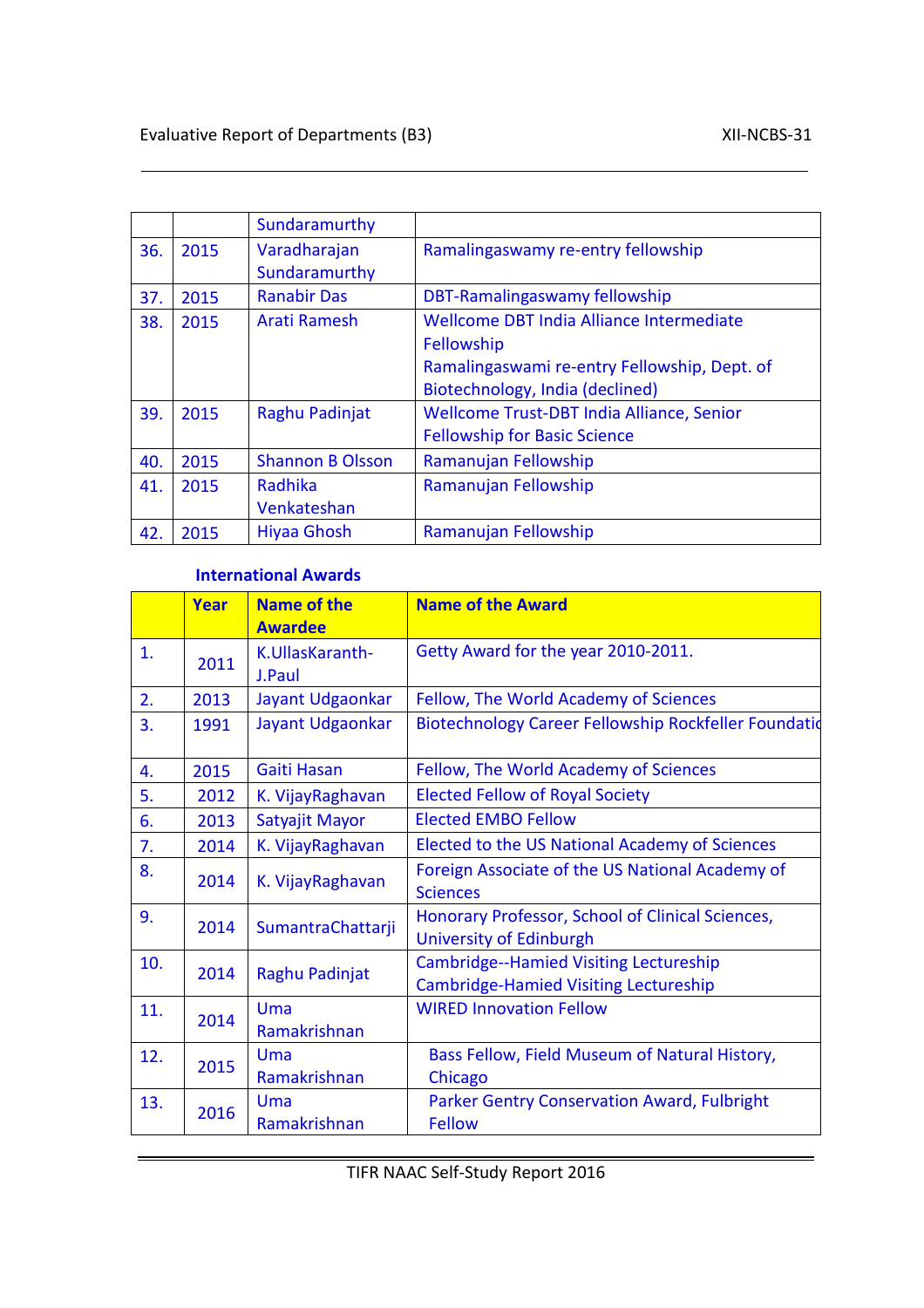|  |  | Sundaramurthy |  |
|---|---|---|---|
| 36. | 2015 | Varadharajan Sundaramurthy | Ramalingaswamy re-entry fellowship |
| 37. | 2015 | Ranabir Das | DBT-Ramalingaswamy fellowship |
| 38. | 2015 | Arati Ramesh | Wellcome DBT India Alliance Intermediate Fellowship<br>Ramalingaswami re-entry Fellowship, Dept. of Biotechnology, India (declined) |
| 39. | 2015 | Raghu Padinjat | Wellcome Trust-DBT India Alliance, Senior Fellowship for Basic Science |
| 40. | 2015 | Shannon B Olsson | Ramanujan Fellowship |
| 41. | 2015 | Radhika Venkateshan | Ramanujan Fellowship |
| 42. | 2015 | Hiyaa Ghosh | Ramanujan Fellowship |

**International Awards**

|  | Year | Name of the Awardee | Name of the Award |
|---|---|---|---|
| 1. | 2011 | K.UllasKaranth-J.Paul | Getty Award for the year 2010-2011. |
| 2. | 2013 | Jayant Udgaonkar | Fellow, The World Academy of Sciences |
| 3. | 1991 | Jayant Udgaonkar | Biotechnology Career Fellowship Rockfeller Foundatio |
| 4. | 2015 | Gaiti Hasan | Fellow, The World Academy of Sciences |
| 5. | 2012 | K. VijayRaghavan | Elected Fellow of Royal Society |
| 6. | 2013 | Satyajit Mayor | Elected EMBO Fellow |
| 7. | 2014 | K. VijayRaghavan | Elected to the US National Academy of Sciences |
| 8. | 2014 | K. VijayRaghavan | Foreign Associate of the US National Academy of Sciences |
| 9. | 2014 | SumantraChattarji | Honorary Professor, School of Clinical Sciences, University of Edinburgh |
| 10. | 2014 | Raghu Padinjat | Cambridge--Hamied Visiting Lectureship<br>Cambridge-Hamied Visiting Lectureship |
| 11. | 2014 | Uma Ramakrishnan | WIRED Innovation Fellow |
| 12. | 2015 | Uma Ramakrishnan | Bass Fellow, Field Museum of Natural History, Chicago |
| 13. | 2016 | Uma Ramakrishnan | Parker Gentry Conservation Award, Fulbright Fellow |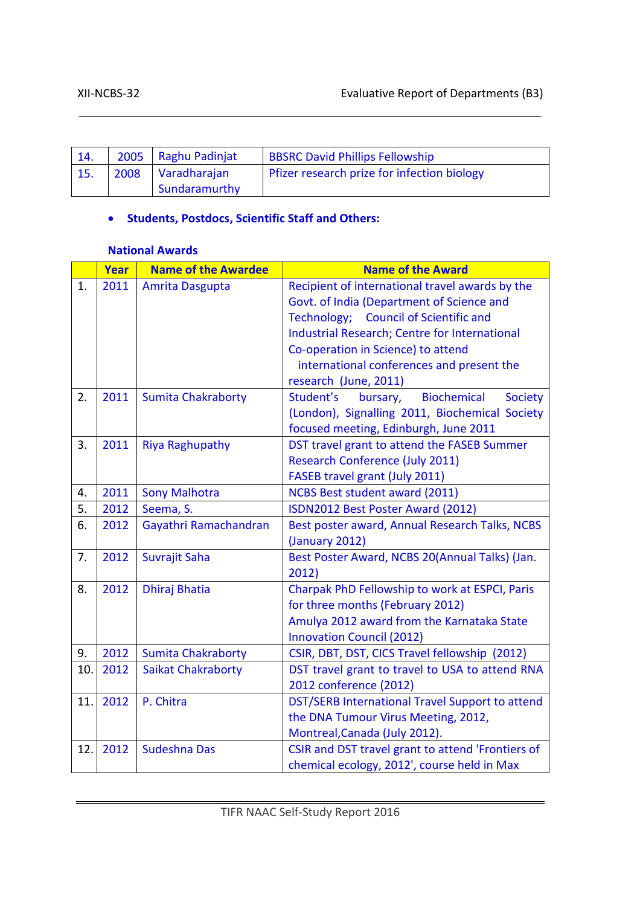| | | | |
|---|---|---|---|
| 14. | 2005 | Raghu Padinjat | BBSRC David Phillips Fellowship |
| 15. | 2008 | Varadharajan Sundaramurthy | Pfizer research prize for infection biology |

- **Students, Postdocs, Scientific Staff and Others:**

**National Awards**

| | Year | Name of the Awardee | Name of the Award |
|---|---|---|---|
| 1. | 2011 | Amrita Dasgupta | Recipient of international travel awards by the Govt. of India (Department of Science and Technology; Council of Scientific and Industrial Research; Centre for International Co-operation in Science) to attend international conferences and present the research (June, 2011) |
| 2. | 2011 | Sumita Chakraborty | Student's bursary, Biochemical Society (London), Signalling 2011, Biochemical Society focused meeting, Edinburgh, June 2011 |
| 3. | 2011 | Riya Raghupathy | DST travel grant to attend the FASEB Summer Research Conference (July 2011) FASEB travel grant (July 2011) |
| 4. | 2011 | Sony Malhotra | NCBS Best student award (2011) |
| 5. | 2012 | Seema, S. | ISDN2012 Best Poster Award (2012) |
| 6. | 2012 | Gayathri Ramachandran | Best poster award, Annual Research Talks, NCBS (January 2012) |
| 7. | 2012 | Suvrajit Saha | Best Poster Award, NCBS 20(Annual Talks) (Jan. 2012) |
| 8. | 2012 | Dhiraj Bhatia | Charpak PhD Fellowship to work at ESPCI, Paris for three months (February 2012) Amulya 2012 award from the Karnataka State Innovation Council (2012) |
| 9. | 2012 | Sumita Chakraborty | CSIR, DBT, DST, CICS Travel fellowship (2012) |
| 10. | 2012 | Saikat Chakraborty | DST travel grant to travel to USA to attend RNA 2012 conference (2012) |
| 11. | 2012 | P. Chitra | DST/SERB International Travel Support to attend the DNA Tumour Virus Meeting, 2012, Montreal,Canada (July 2012). |
| 12. | 2012 | Sudeshna Das | CSIR and DST travel grant to attend 'Frontiers of chemical ecology, 2012', course held in Max |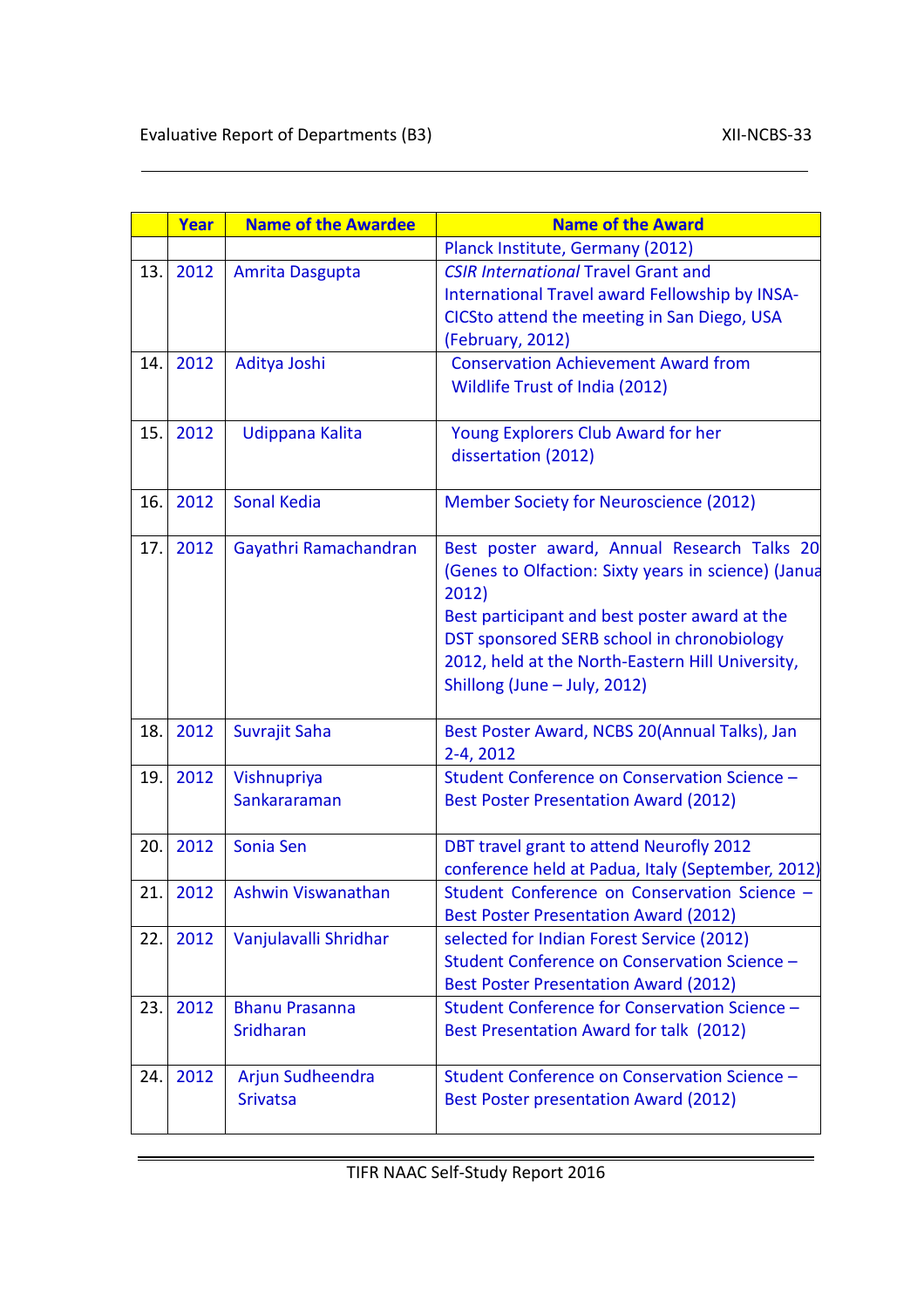| | Year | Name of the Awardee | Name of the Award |
|---|---|---|---|
| | | | Planck Institute, Germany (2012) |
| 13. | 2012 | Amrita Dasgupta | *CSIR International* Travel Grant and International Travel award Fellowship by INSA-CICSto attend the meeting in San Diego, USA (February, 2012) |
| 14. | 2012 | Aditya Joshi | Conservation Achievement Award from Wildlife Trust of India (2012) |
| 15. | 2012 | Udippana Kalita | Young Explorers Club Award for her dissertation (2012) |
| 16. | 2012 | Sonal Kedia | Member Society for Neuroscience (2012) |
| 17. | 2012 | Gayathri Ramachandran | Best poster award, Annual Research Talks 20 (Genes to Olfaction: Sixty years in science) (Janua 2012)<br>Best participant and best poster award at the DST sponsored SERB school in chronobiology 2012, held at the North-Eastern Hill University, Shillong (June – July, 2012) |
| 18. | 2012 | Suvrajit Saha | Best Poster Award, NCBS 20(Annual Talks), Jan 2-4, 2012 |
| 19. | 2012 | Vishnupriya Sankararaman | Student Conference on Conservation Science – Best Poster Presentation Award (2012) |
| 20. | 2012 | Sonia Sen | DBT travel grant to attend Neurofly 2012 conference held at Padua, Italy (September, 2012) |
| 21. | 2012 | Ashwin Viswanathan | Student Conference on Conservation Science – Best Poster Presentation Award (2012) |
| 22. | 2012 | Vanjulavalli Shridhar | selected for Indian Forest Service (2012)<br>Student Conference on Conservation Science – Best Poster Presentation Award (2012) |
| 23. | 2012 | Bhanu Prasanna Sridharan | Student Conference for Conservation Science – Best Presentation Award for talk (2012) |
| 24. | 2012 | Arjun Sudheendra Srivatsa | Student Conference on Conservation Science – Best Poster presentation Award (2012) |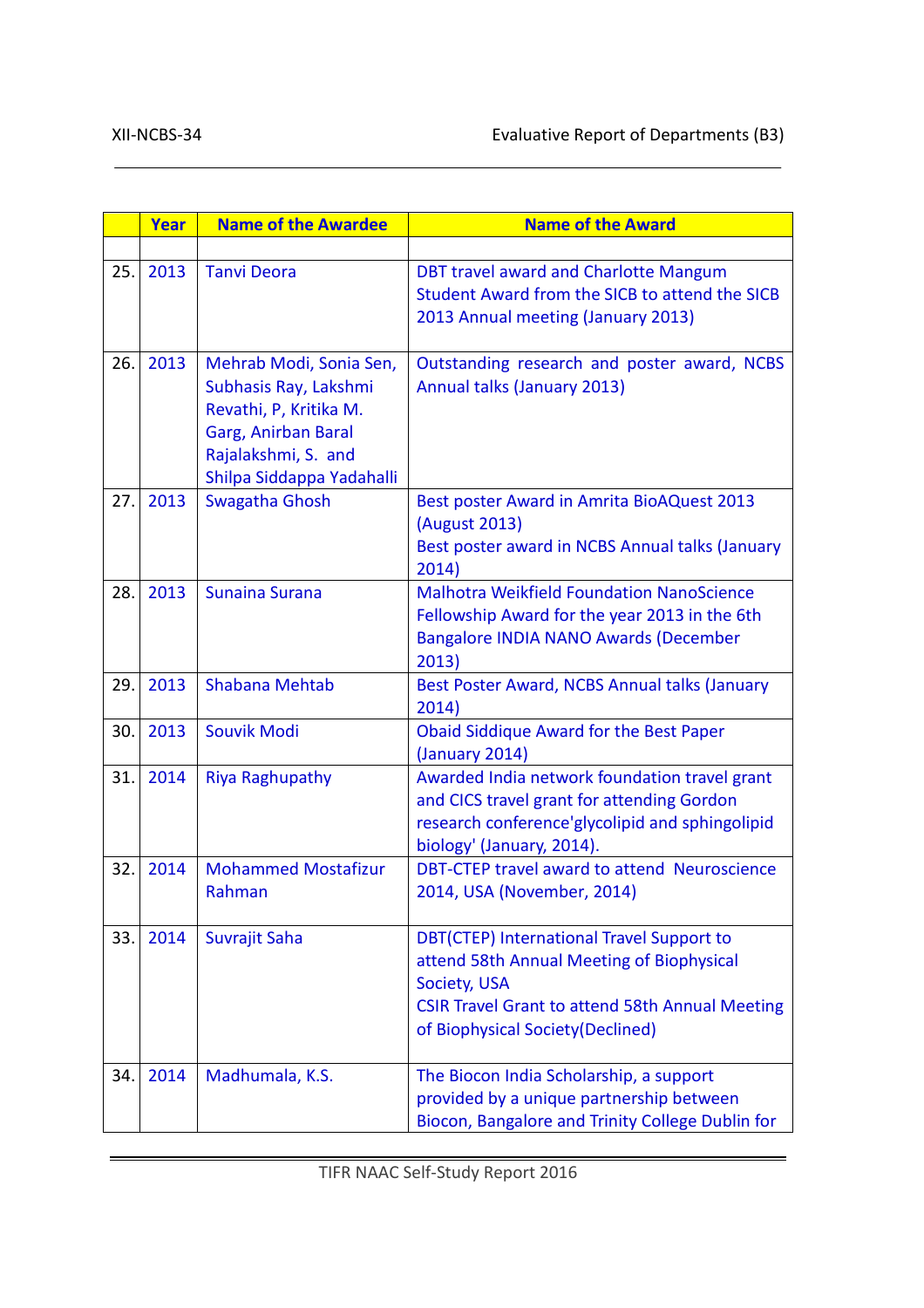| | Year | Name of the Awardee | Name of the Award |
|---|---|---|---|
| | | | |
| 25. | 2013 | Tanvi Deora | DBT travel award and Charlotte Mangum Student Award from the SICB to attend the SICB 2013 Annual meeting (January 2013) |
| 26. | 2013 | Mehrab Modi, Sonia Sen, Subhasis Ray, Lakshmi Revathi, P, Kritika M. Garg, Anirban Baral Rajalakshmi, S. and Shilpa Siddappa Yadahalli | Outstanding research and poster award, NCBS Annual talks (January 2013) |
| 27. | 2013 | Swagatha Ghosh | Best poster Award in Amrita BioAQuest 2013 (August 2013)<br>Best poster award in NCBS Annual talks (January 2014) |
| 28. | 2013 | Sunaina Surana | Malhotra Weikfield Foundation NanoScience Fellowship Award for the year 2013 in the 6th Bangalore INDIA NANO Awards (December 2013) |
| 29. | 2013 | Shabana Mehtab | Best Poster Award, NCBS Annual talks (January 2014) |
| 30. | 2013 | Souvik Modi | Obaid Siddique Award for the Best Paper (January 2014) |
| 31. | 2014 | Riya Raghupathy | Awarded India network foundation travel grant and CICS travel grant for attending Gordon research conference'glycolipid and sphingolipid biology' (January, 2014). |
| 32. | 2014 | Mohammed Mostafizur Rahman | DBT-CTEP travel award to attend Neuroscience 2014, USA (November, 2014) |
| 33. | 2014 | Suvrajit Saha | DBT(CTEP) International Travel Support to attend 58th Annual Meeting of Biophysical Society, USA<br>CSIR Travel Grant to attend 58th Annual Meeting of Biophysical Society(Declined) |
| 34. | 2014 | Madhumala, K.S. | The Biocon India Scholarship, a support provided by a unique partnership between Biocon, Bangalore and Trinity College Dublin for |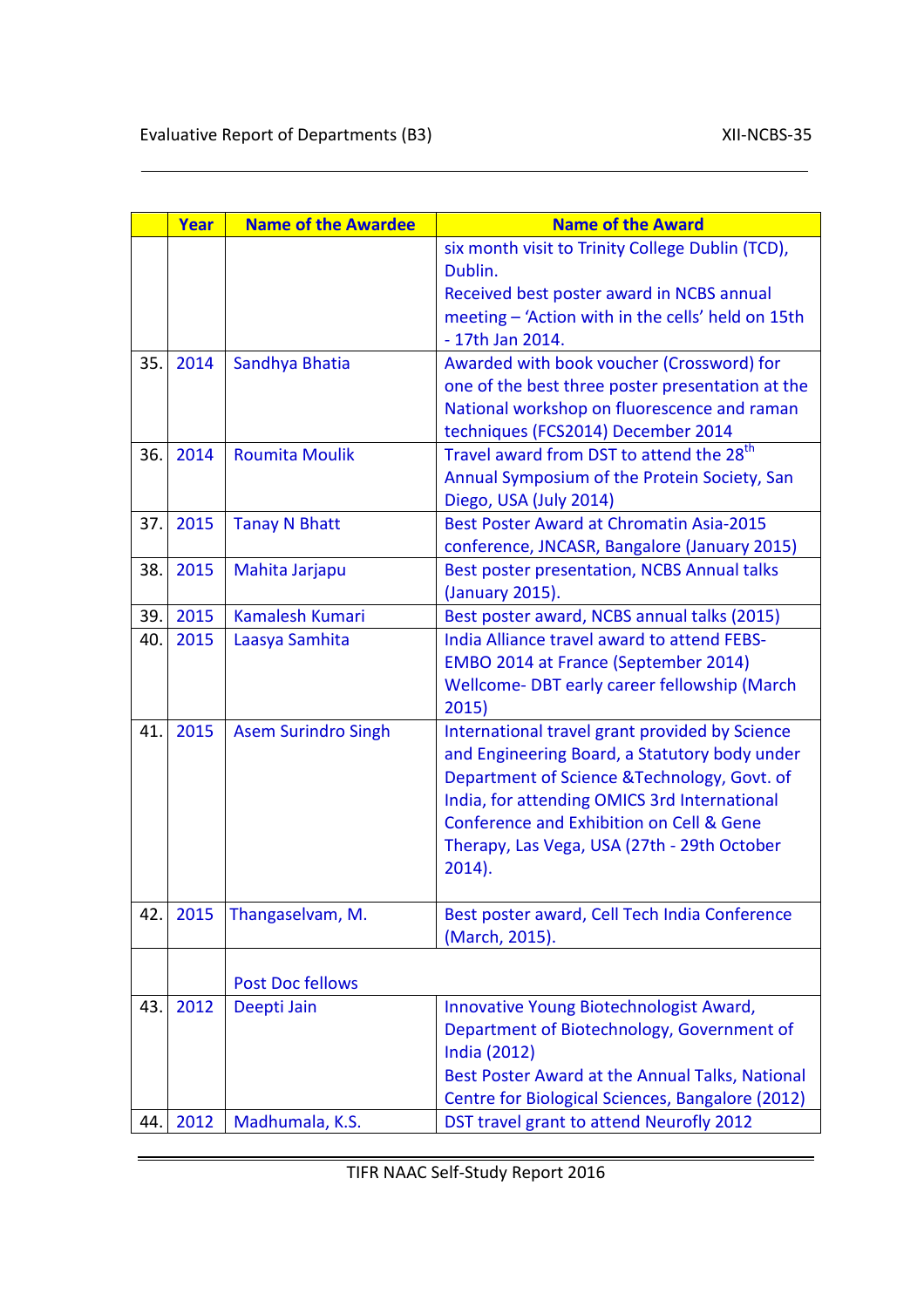| | Year | Name of the Awardee | Name of the Award |
|---|---|---|---|
| | | | six month visit to Trinity College Dublin (TCD), Dublin.<br>Received best poster award in NCBS annual meeting – 'Action with in the cells' held on 15th - 17th Jan 2014. |
| 35. | 2014 | Sandhya Bhatia | Awarded with book voucher (Crossword) for one of the best three poster presentation at the National workshop on fluorescence and raman techniques (FCS2014) December 2014 |
| 36. | 2014 | Roumita Moulik | Travel award from DST to attend the 28th Annual Symposium of the Protein Society, San Diego, USA (July 2014) |
| 37. | 2015 | Tanay N Bhatt | Best Poster Award at Chromatin Asia-2015 conference, JNCASR, Bangalore (January 2015) |
| 38. | 2015 | Mahita Jarjapu | Best poster presentation, NCBS Annual talks (January 2015). |
| 39. | 2015 | Kamalesh Kumari | Best poster award, NCBS annual talks (2015) |
| 40. | 2015 | Laasya Samhita | India Alliance travel award to attend FEBS-EMBO 2014 at France (September 2014)<br>Wellcome- DBT early career fellowship (March 2015) |
| 41. | 2015 | Asem Surindro Singh | International travel grant provided by Science and Engineering Board, a Statutory body under Department of Science &Technology, Govt. of India, for attending OMICS 3rd International Conference and Exhibition on Cell & Gene Therapy, Las Vega, USA (27th - 29th October 2014). |
| 42. | 2015 | Thangaselvam, M. | Best poster award, Cell Tech India Conference (March, 2015). |
| | | Post Doc fellows | |
| 43. | 2012 | Deepti Jain | Innovative Young Biotechnologist Award, Department of Biotechnology, Government of India (2012)<br>Best Poster Award at the Annual Talks, National Centre for Biological Sciences, Bangalore (2012) |
| 44. | 2012 | Madhumala, K.S. | DST travel grant to attend Neurofly 2012 |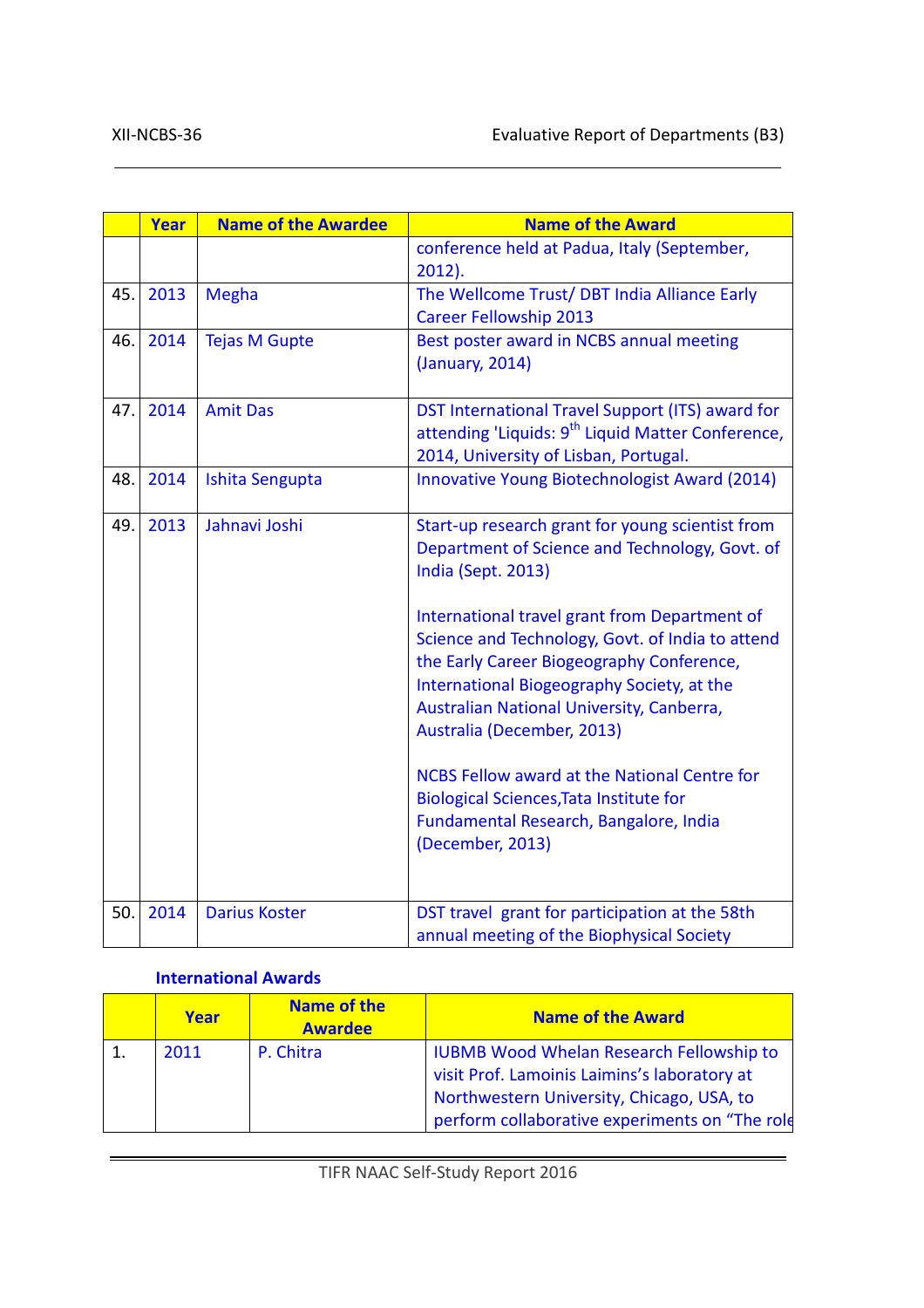|  | Year | Name of the Awardee | Name of the Award |
|---|---|---|---|
|  |  |  | conference held at Padua, Italy (September, 2012). |
| 45. | 2013 | Megha | The Wellcome Trust/ DBT India Alliance Early Career Fellowship 2013 |
| 46. | 2014 | Tejas M Gupte | Best poster award in NCBS annual meeting (January, 2014) |
| 47. | 2014 | Amit Das | DST International Travel Support (ITS) award for attending 'Liquids: 9th Liquid Matter Conference, 2014, University of Lisban, Portugal. |
| 48. | 2014 | Ishita Sengupta | Innovative Young Biotechnologist Award (2014) |
| 49. | 2013 | Jahnavi Joshi | Start-up research grant for young scientist from Department of Science and Technology, Govt. of India (Sept. 2013)<br><br>International travel grant from Department of Science and Technology, Govt. of India to attend the Early Career Biogeography Conference, International Biogeography Society, at the Australian National University, Canberra, Australia (December, 2013)<br><br>NCBS Fellow award at the National Centre for Biological Sciences,Tata Institute for Fundamental Research, Bangalore, India (December, 2013) |
| 50. | 2014 | Darius Koster | DST travel grant for participation at the 58th annual meeting of the Biophysical Society |

### International Awards

|  | Year | Name of the Awardee | Name of the Award |
|---|---|---|---|
| 1. | 2011 | P. Chitra | IUBMB Wood Whelan Research Fellowship to visit Prof. Lamoinis Laimins's laboratory at Northwestern University, Chicago, USA, to perform collaborative experiments on "The role |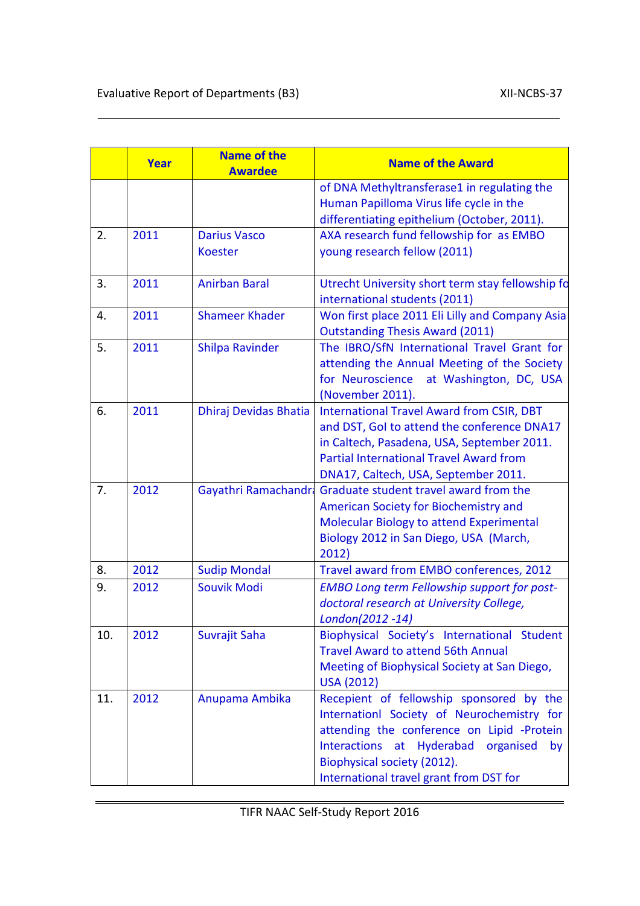| | Year | Name of the Awardee | Name of the Award |
|---|---|---|---|
| | | | of DNA Methyltransferase1 in regulating the Human Papilloma Virus life cycle in the differentiating epithelium (October, 2011). |
| 2. | 2011 | Darius Vasco Koester | AXA research fund fellowship for as EMBO young research fellow (2011) |
| 3. | 2011 | Anirban Baral | Utrecht University short term stay fellowship fo international students (2011) |
| 4. | 2011 | Shameer Khader | Won first place 2011 Eli Lilly and Company Asia Outstanding Thesis Award (2011) |
| 5. | 2011 | Shilpa Ravinder | The IBRO/SfN International Travel Grant for attending the Annual Meeting of the Society for Neuroscience at Washington, DC, USA (November 2011). |
| 6. | 2011 | Dhiraj Devidas Bhatia | International Travel Award from CSIR, DBT and DST, GoI to attend the conference DNA17 in Caltech, Pasadena, USA, September 2011. Partial International Travel Award from DNA17, Caltech, USA, September 2011. |
| 7. | 2012 | Gayathri Ramachandra | Graduate student travel award from the American Society for Biochemistry and Molecular Biology to attend Experimental Biology 2012 in San Diego, USA (March, 2012) |
| 8. | 2012 | Sudip Mondal | Travel award from EMBO conferences, 2012 |
| 9. | 2012 | Souvik Modi | *EMBO Long term Fellowship support for post-doctoral research at University College, London(2012 -14)* |
| 10. | 2012 | Suvrajit Saha | Biophysical Society's International Student Travel Award to attend 56th Annual Meeting of Biophysical Society at San Diego, USA (2012) |
| 11. | 2012 | Anupama Ambika | Recepient of fellowship sponsored by the Internationl Society of Neurochemistry for attending the conference on Lipid -Protein Interactions at Hyderabad organised by Biophysical society (2012). International travel grant from DST for |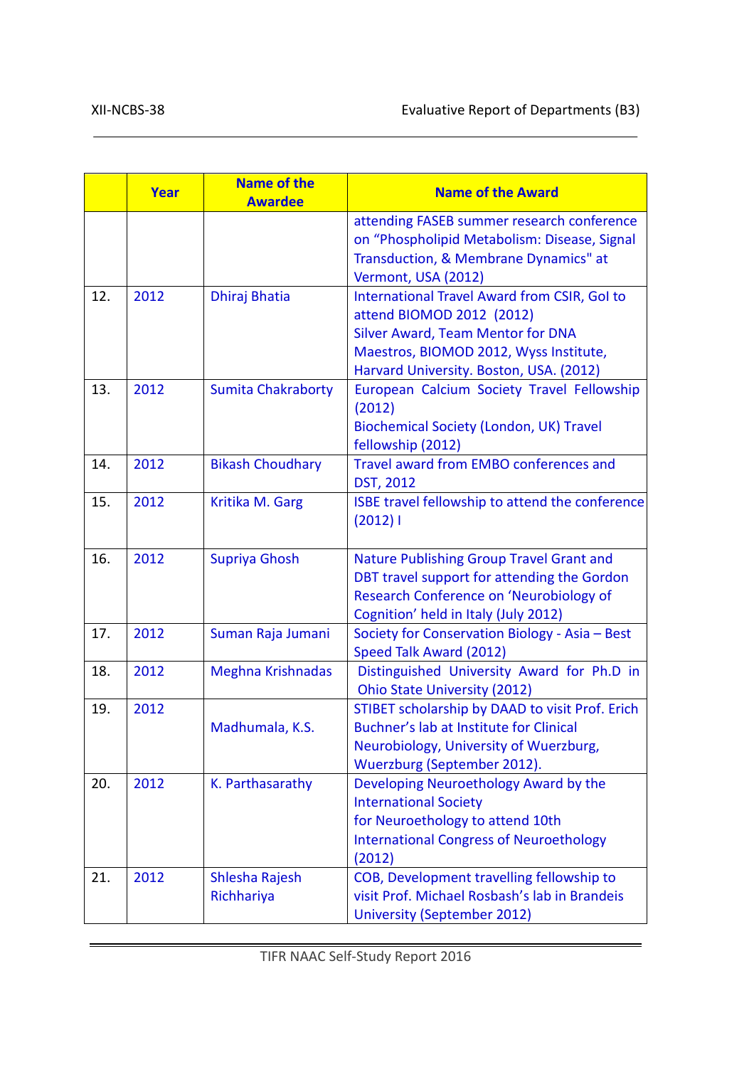| | Year | Name of the Awardee | Name of the Award |
|---|---|---|---|
| | | | attending FASEB summer research conference on "Phospholipid Metabolism: Disease, Signal Transduction, & Membrane Dynamics" at Vermont, USA (2012) |
| 12. | 2012 | Dhiraj Bhatia | International Travel Award from CSIR, GoI to attend BIOMOD 2012 (2012)<br>Silver Award, Team Mentor for DNA Maestros, BIOMOD 2012, Wyss Institute, Harvard University. Boston, USA. (2012) |
| 13. | 2012 | Sumita Chakraborty | European Calcium Society Travel Fellowship (2012)<br>Biochemical Society (London, UK) Travel fellowship (2012) |
| 14. | 2012 | Bikash Choudhary | Travel award from EMBO conferences and DST, 2012 |
| 15. | 2012 | Kritika M. Garg | ISBE travel fellowship to attend the conference (2012) I |
| 16. | 2012 | Supriya Ghosh | Nature Publishing Group Travel Grant and DBT travel support for attending the Gordon Research Conference on 'Neurobiology of Cognition' held in Italy (July 2012) |
| 17. | 2012 | Suman Raja Jumani | Society for Conservation Biology - Asia – Best Speed Talk Award (2012) |
| 18. | 2012 | Meghna Krishnadas | Distinguished University Award for Ph.D in Ohio State University (2012) |
| 19. | 2012 | Madhumala, K.S. | STIBET scholarship by DAAD to visit Prof. Erich Buchner's lab at Institute for Clinical Neurobiology, University of Wuerzburg, Wuerzburg (September 2012). |
| 20. | 2012 | K. Parthasarathy | Developing Neuroethology Award by the International Society for Neuroethology to attend 10th International Congress of Neuroethology (2012) |
| 21. | 2012 | Shlesha Rajesh Richhariya | COB, Development travelling fellowship to visit Prof. Michael Rosbash's lab in Brandeis University (September 2012) |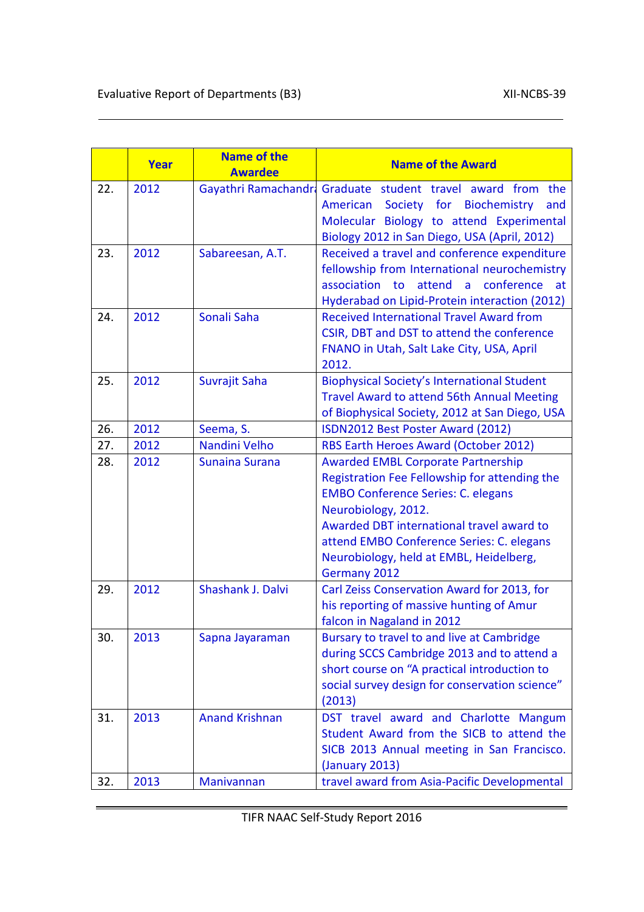| | Year | Name of the Awardee | Name of the Award |
|---|---|---|---|
| 22. | 2012 | Gayathri Ramachandra | Graduate student travel award from the American Society for Biochemistry and Molecular Biology to attend Experimental Biology 2012 in San Diego, USA (April, 2012) |
| 23. | 2012 | Sabareesan, A.T. | Received a travel and conference expenditure fellowship from International neurochemistry association to attend a conference at Hyderabad on Lipid-Protein interaction (2012) |
| 24. | 2012 | Sonali Saha | Received International Travel Award from CSIR, DBT and DST to attend the conference FNANO in Utah, Salt Lake City, USA, April 2012. |
| 25. | 2012 | Suvrajit Saha | Biophysical Society's International Student Travel Award to attend 56th Annual Meeting of Biophysical Society, 2012 at San Diego, USA |
| 26. | 2012 | Seema, S. | ISDN2012 Best Poster Award (2012) |
| 27. | 2012 | Nandini Velho | RBS Earth Heroes Award (October 2012) |
| 28. | 2012 | Sunaina Surana | Awarded EMBL Corporate Partnership Registration Fee Fellowship for attending the EMBO Conference Series: C. elegans Neurobiology, 2012.<br>Awarded DBT international travel award to attend EMBO Conference Series: C. elegans Neurobiology, held at EMBL, Heidelberg, Germany 2012 |
| 29. | 2012 | Shashank J. Dalvi | Carl Zeiss Conservation Award for 2013, for his reporting of massive hunting of Amur falcon in Nagaland in 2012 |
| 30. | 2013 | Sapna Jayaraman | Bursary to travel to and live at Cambridge during SCCS Cambridge 2013 and to attend a short course on "A practical introduction to social survey design for conservation science" (2013) |
| 31. | 2013 | Anand Krishnan | DST travel award and Charlotte Mangum Student Award from the SICB to attend the SICB 2013 Annual meeting in San Francisco. (January 2013) |
| 32. | 2013 | Manivannan | travel award from Asia-Pacific Developmental |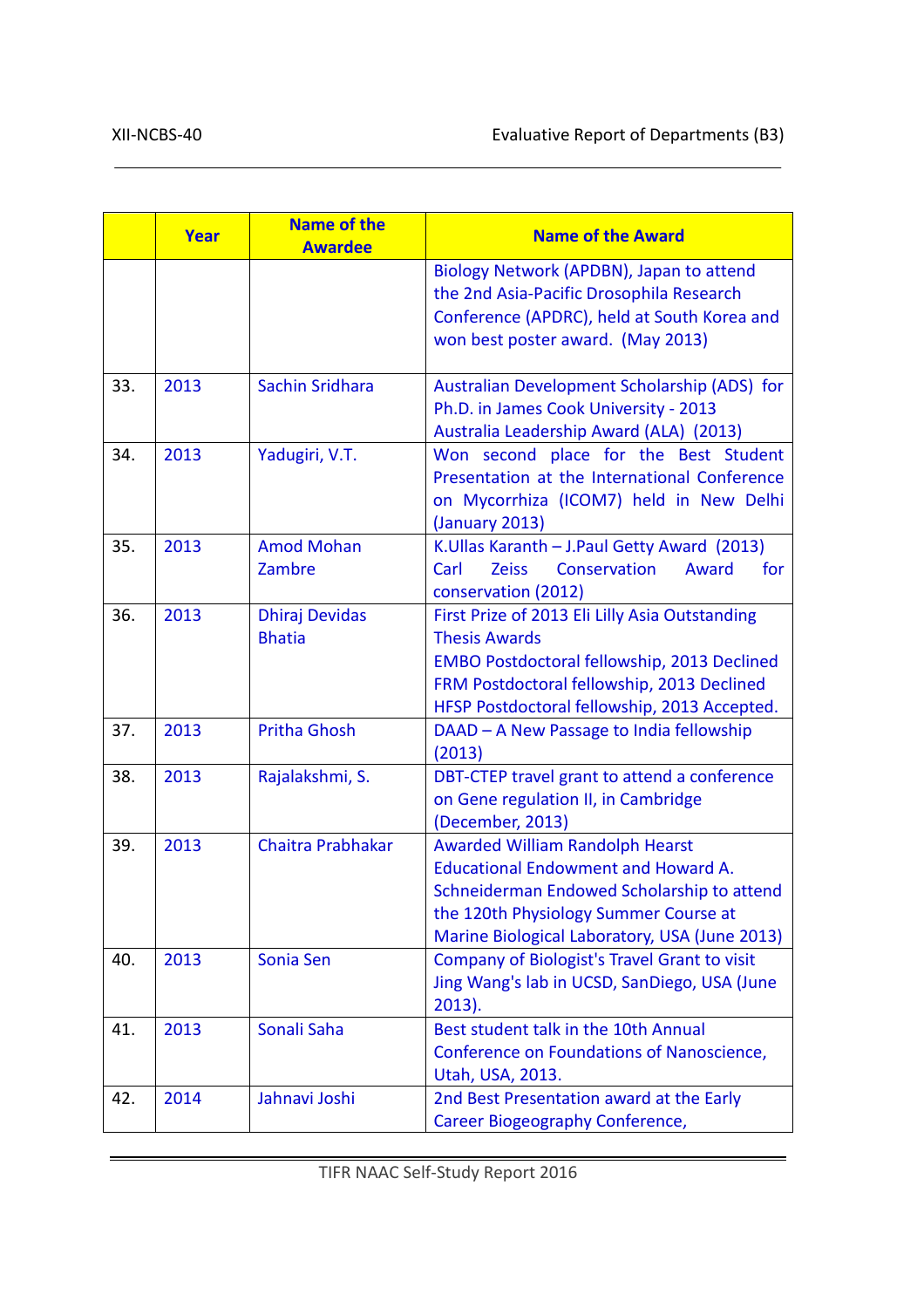|  | Year | Name of the Awardee | Name of the Award |
|---|---|---|---|
|  |  |  | Biology Network (APDBN), Japan to attend the 2nd Asia-Pacific Drosophila Research Conference (APDRC), held at South Korea and won best poster award. (May 2013) |
| 33. | 2013 | Sachin Sridhara | Australian Development Scholarship (ADS) for Ph.D. in James Cook University - 2013<br>Australia Leadership Award (ALA) (2013) |
| 34. | 2013 | Yadugiri, V.T. | Won second place for the Best Student Presentation at the International Conference on Mycorrhiza (ICOM7) held in New Delhi (January 2013) |
| 35. | 2013 | Amod Mohan Zambre | K.Ullas Karanth – J.Paul Getty Award (2013)<br>Carl Zeiss Conservation Award for conservation (2012) |
| 36. | 2013 | Dhiraj Devidas Bhatia | First Prize of 2013 Eli Lilly Asia Outstanding Thesis Awards<br>EMBO Postdoctoral fellowship, 2013 Declined<br>FRM Postdoctoral fellowship, 2013 Declined<br>HFSP Postdoctoral fellowship, 2013 Accepted. |
| 37. | 2013 | Pritha Ghosh | DAAD – A New Passage to India fellowship (2013) |
| 38. | 2013 | Rajalakshmi, S. | DBT-CTEP travel grant to attend a conference on Gene regulation II, in Cambridge (December, 2013) |
| 39. | 2013 | Chaitra Prabhakar | Awarded William Randolph Hearst Educational Endowment and Howard A. Schneiderman Endowed Scholarship to attend the 120th Physiology Summer Course at Marine Biological Laboratory, USA (June 2013) |
| 40. | 2013 | Sonia Sen | Company of Biologist's Travel Grant to visit Jing Wang's lab in UCSD, SanDiego, USA (June 2013). |
| 41. | 2013 | Sonali Saha | Best student talk in the 10th Annual Conference on Foundations of Nanoscience, Utah, USA, 2013. |
| 42. | 2014 | Jahnavi Joshi | 2nd Best Presentation award at the Early Career Biogeography Conference, |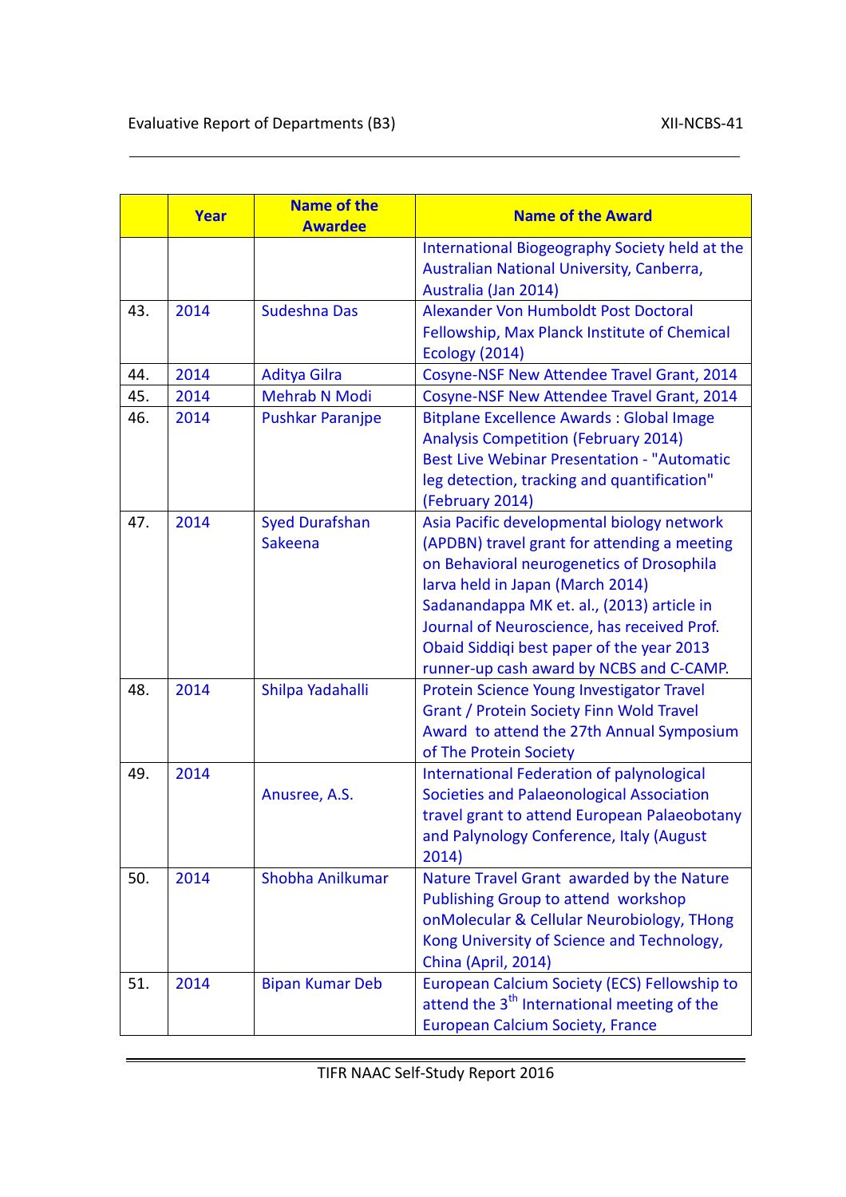|  | Year | Name of the Awardee | Name of the Award |
|---|---|---|---|
|  |  |  | International Biogeography Society held at the Australian National University, Canberra, Australia (Jan 2014) |
| 43. | 2014 | Sudeshna Das | Alexander Von Humboldt Post Doctoral Fellowship, Max Planck Institute of Chemical Ecology (2014) |
| 44. | 2014 | Aditya Gilra | Cosyne-NSF New Attendee Travel Grant, 2014 |
| 45. | 2014 | Mehrab N Modi | Cosyne-NSF New Attendee Travel Grant, 2014 |
| 46. | 2014 | Pushkar Paranjpe | Bitplane Excellence Awards : Global Image Analysis Competition (February 2014) Best Live Webinar Presentation - "Automatic leg detection, tracking and quantification" (February 2014) |
| 47. | 2014 | Syed Durafshan Sakeena | Asia Pacific developmental biology network (APDBN) travel grant for attending a meeting on Behavioral neurogenetics of Drosophila larva held in Japan (March 2014) Sadanandappa MK et. al., (2013) article in Journal of Neuroscience, has received Prof. Obaid Siddiqi best paper of the year 2013 runner-up cash award by NCBS and C-CAMP. |
| 48. | 2014 | Shilpa Yadahalli | Protein Science Young Investigator Travel Grant / Protein Society Finn Wold Travel Award to attend the 27th Annual Symposium of The Protein Society |
| 49. | 2014 | Anusree, A.S. | International Federation of palynological Societies and Palaeonological Association travel grant to attend European Palaeobotany and Palynology Conference, Italy (August 2014) |
| 50. | 2014 | Shobha Anilkumar | Nature Travel Grant awarded by the Nature Publishing Group to attend workshop onMolecular & Cellular Neurobiology, THong Kong University of Science and Technology, China (April, 2014) |
| 51. | 2014 | Bipan Kumar Deb | European Calcium Society (ECS) Fellowship to attend the 3rd International meeting of the European Calcium Society, France |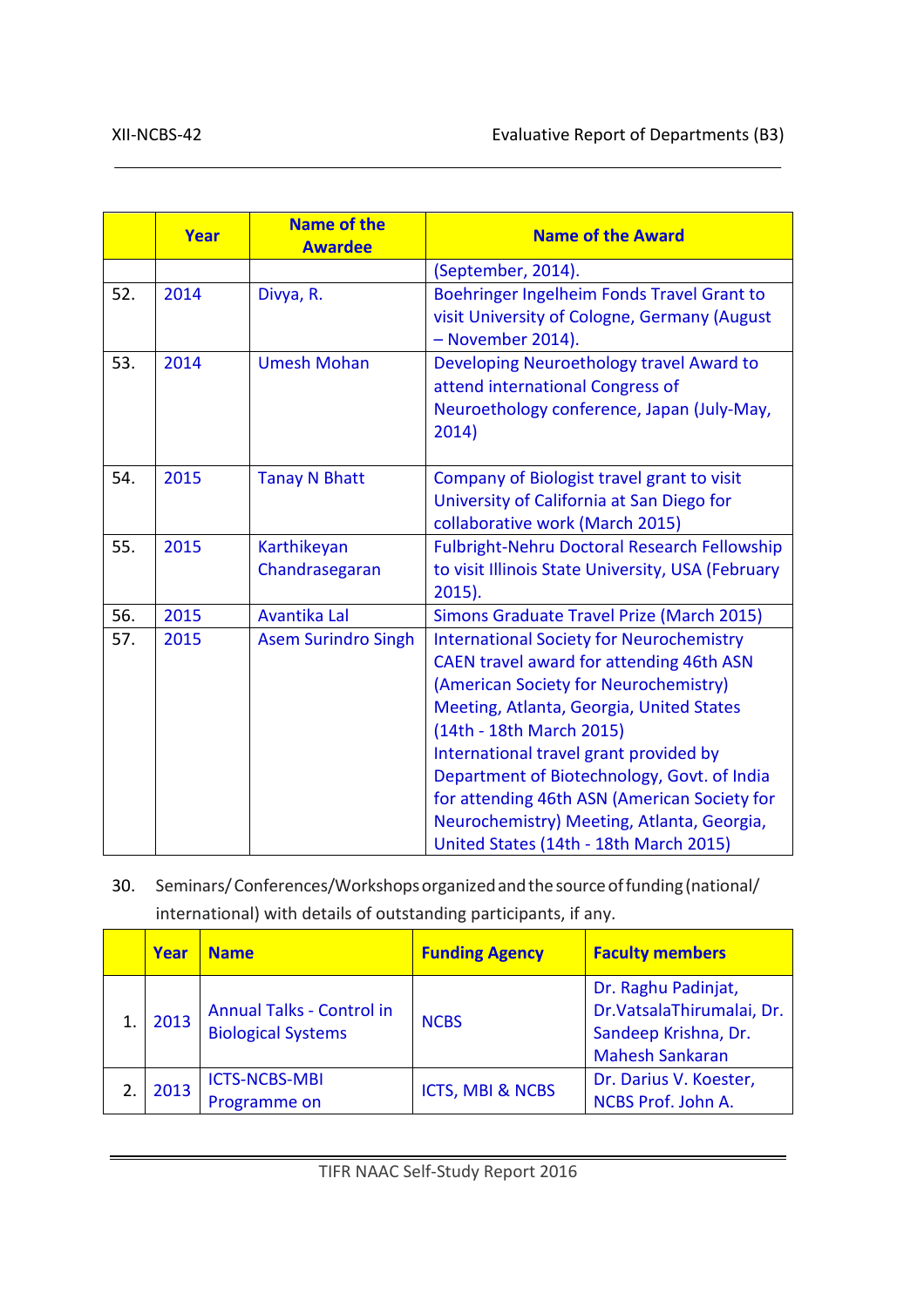|  | Year | Name of the Awardee | Name of the Award |
|---|---|---|---|
|  |  |  | (September, 2014). |
| 52. | 2014 | Divya, R. | Boehringer Ingelheim Fonds Travel Grant to visit University of Cologne, Germany (August – November 2014). |
| 53. | 2014 | Umesh Mohan | Developing Neuroethology travel Award to attend international Congress of Neuroethology conference, Japan (July-May, 2014) |
| 54. | 2015 | Tanay N Bhatt | Company of Biologist travel grant to visit University of California at San Diego for collaborative work (March 2015) |
| 55. | 2015 | Karthikeyan Chandrasegaran | Fulbright-Nehru Doctoral Research Fellowship to visit Illinois State University, USA (February 2015). |
| 56. | 2015 | Avantika Lal | Simons Graduate Travel Prize (March 2015) |
| 57. | 2015 | Asem Surindro Singh | International Society for Neurochemistry CAEN travel award for attending 46th ASN (American Society for Neurochemistry) Meeting, Atlanta, Georgia, United States (14th - 18th March 2015) International travel grant provided by Department of Biotechnology, Govt. of India for attending 46th ASN (American Society for Neurochemistry) Meeting, Atlanta, Georgia, United States (14th - 18th March 2015) |

30. Seminars/ Conferences/Workshops organized and the source of funding (national/ international) with details of outstanding participants, if any.

|  | Year | Name | Funding Agency | Faculty members |
|---|---|---|---|---|
| 1. | 2013 | Annual Talks - Control in Biological Systems | NCBS | Dr. Raghu Padinjat, Dr.VatsalaThirumalai, Dr. Sandeep Krishna, Dr. Mahesh Sankaran |
| 2. | 2013 | ICTS-NCBS-MBI Programme on | ICTS, MBI & NCBS | Dr. Darius V. Koester, NCBS Prof. John A. |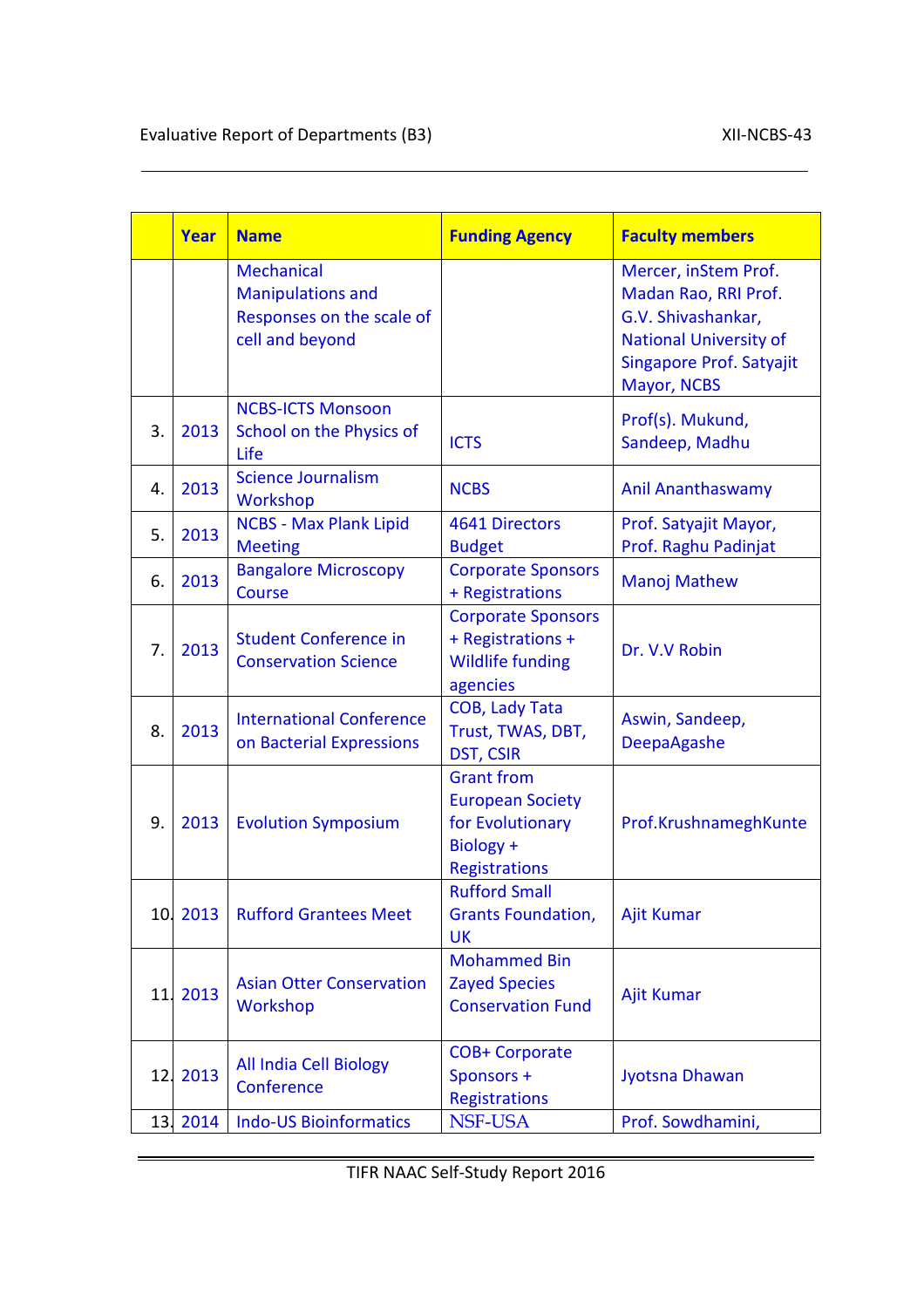| | Year | Name | Funding Agency | Faculty members |
|---|---|---|---|---|
| | | Mechanical Manipulations and Responses on the scale of cell and beyond | | Mercer, inStem Prof. Madan Rao, RRI Prof. G.V. Shivashankar, National University of Singapore Prof. Satyajit Mayor, NCBS |
| 3. | 2013 | NCBS-ICTS Monsoon School on the Physics of Life | ICTS | Prof(s). Mukund, Sandeep, Madhu |
| 4. | 2013 | Science Journalism Workshop | NCBS | Anil Ananthaswamy |
| 5. | 2013 | NCBS - Max Plank Lipid Meeting | 4641 Directors Budget | Prof. Satyajit Mayor, Prof. Raghu Padinjat |
| 6. | 2013 | Bangalore Microscopy Course | Corporate Sponsors + Registrations | Manoj Mathew |
| 7. | 2013 | Student Conference in Conservation Science | Corporate Sponsors + Registrations + Wildlife funding agencies | Dr. V.V Robin |
| 8. | 2013 | International Conference on Bacterial Expressions | COB, Lady Tata Trust, TWAS, DBT, DST, CSIR | Aswin, Sandeep, DeepaAgashe |
| 9. | 2013 | Evolution Symposium | Grant from European Society for Evolutionary Biology + Registrations | Prof.KrushnameghKunte |
| 10. | 2013 | Rufford Grantees Meet | Rufford Small Grants Foundation, UK | Ajit Kumar |
| 11. | 2013 | Asian Otter Conservation Workshop | Mohammed Bin Zayed Species Conservation Fund | Ajit Kumar |
| 12. | 2013 | All India Cell Biology Conference | COB+ Corporate Sponsors + Registrations | Jyotsna Dhawan |
| 13. | 2014 | Indo-US Bioinformatics | NSF-USA | Prof. Sowdhamini, |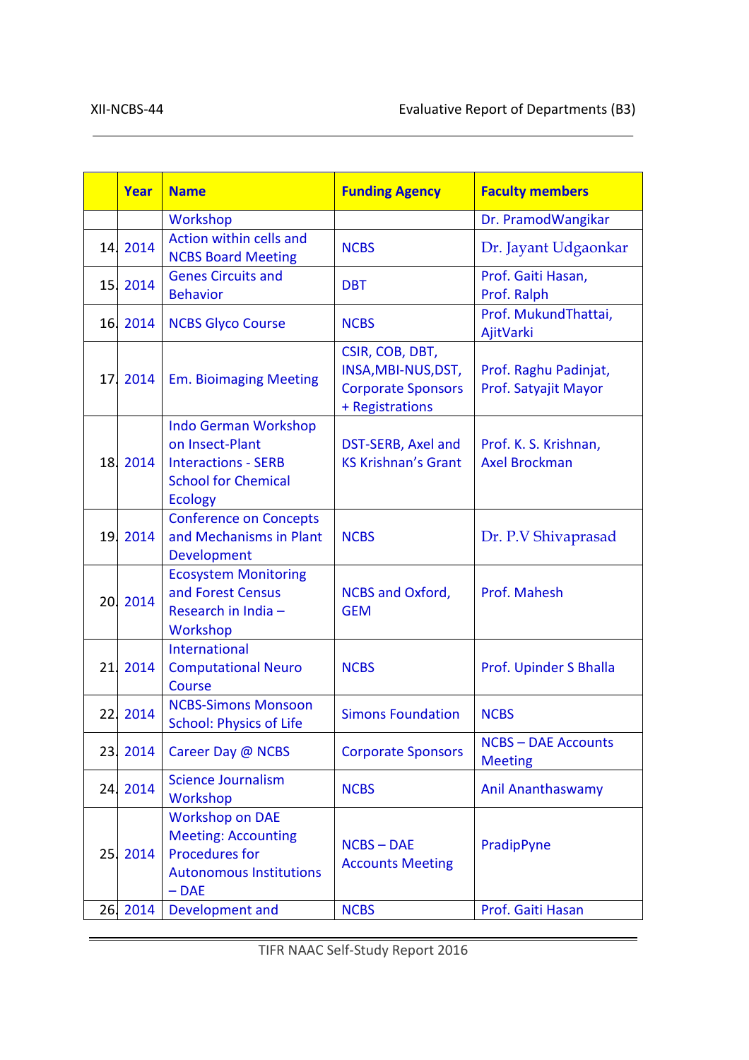|  | Year | Name | Funding Agency | Faculty members |
|---|---|---|---|---|
|  |  | Workshop |  | Dr. PramodWangikar |
| 14. | 2014 | Action within cells and NCBS Board Meeting | NCBS | Dr. Jayant Udgaonkar |
| 15. | 2014 | Genes Circuits and Behavior | DBT | Prof. Gaiti Hasan, Prof. Ralph |
| 16. | 2014 | NCBS Glyco Course | NCBS | Prof. MukundThattai, AjitVarki |
| 17. | 2014 | Em. Bioimaging Meeting | CSIR, COB, DBT, INSA,MBI-NUS,DST, Corporate Sponsors + Registrations | Prof. Raghu Padinjat, Prof. Satyajit Mayor |
| 18. | 2014 | Indo German Workshop on Insect-Plant Interactions - SERB School for Chemical Ecology | DST-SERB, Axel and KS Krishnan's Grant | Prof. K. S. Krishnan, Axel Brockman |
| 19. | 2014 | Conference on Concepts and Mechanisms in Plant Development | NCBS | Dr. P.V Shivaprasad |
| 20. | 2014 | Ecosystem Monitoring and Forest Census Research in India – Workshop | NCBS and Oxford, GEM | Prof. Mahesh |
| 21. | 2014 | International Computational Neuro Course | NCBS | Prof. Upinder S Bhalla |
| 22. | 2014 | NCBS-Simons Monsoon School: Physics of Life | Simons Foundation | NCBS |
| 23. | 2014 | Career Day @ NCBS | Corporate Sponsors | NCBS – DAE Accounts Meeting |
| 24. | 2014 | Science Journalism Workshop | NCBS | Anil Ananthaswamy |
| 25. | 2014 | Workshop on DAE Meeting: Accounting Procedures for Autonomous Institutions – DAE | NCBS – DAE Accounts Meeting | PradipPyne |
| 26. | 2014 | Development and | NCBS | Prof. Gaiti Hasan |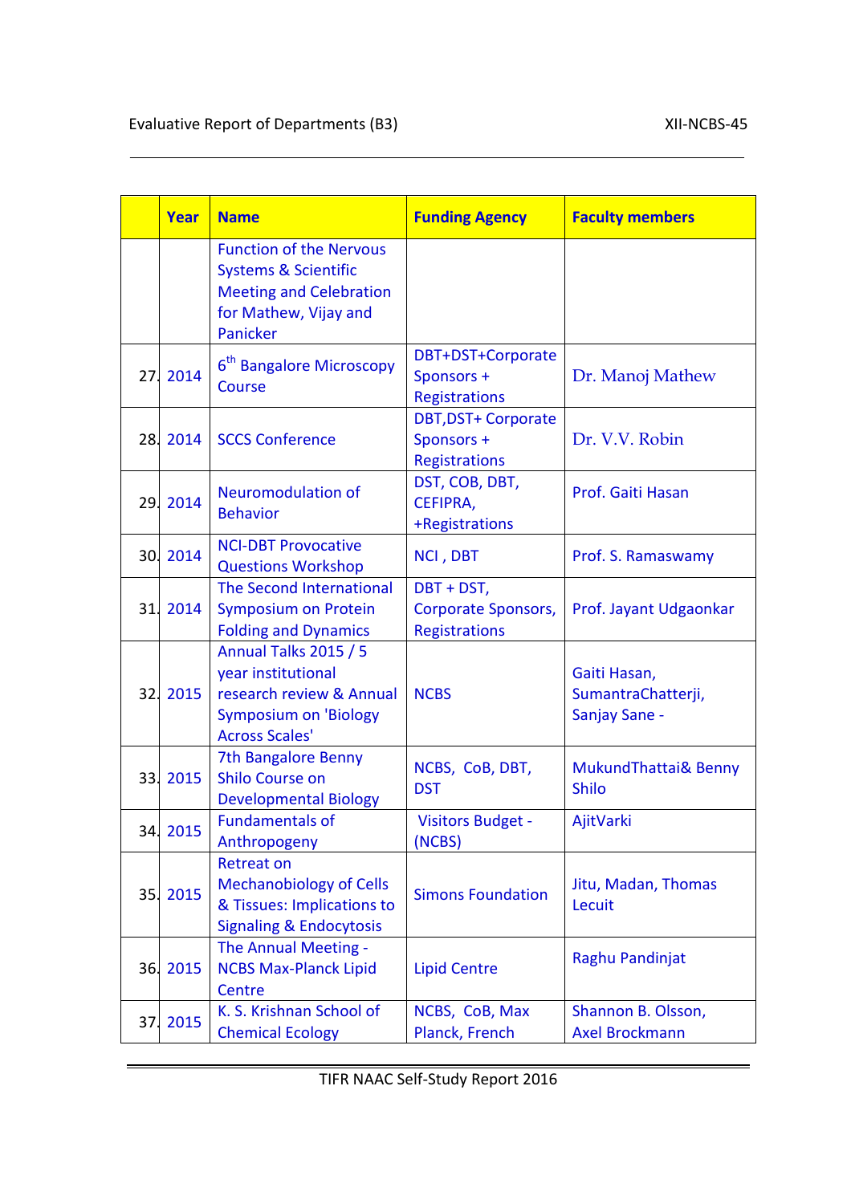| | Year | Name | Funding Agency | Faculty members |
|---|---|---|---|---|
| | | Function of the Nervous Systems & Scientific Meeting and Celebration for Mathew, Vijay and Panicker | | |
| 27. | 2014 | 6th Bangalore Microscopy Course | DBT+DST+Corporate Sponsors + Registrations | Dr. Manoj Mathew |
| 28. | 2014 | SCCS Conference | DBT,DST+ Corporate Sponsors + Registrations | Dr. V.V. Robin |
| 29. | 2014 | Neuromodulation of Behavior | DST, COB, DBT, CEFIPRA, +Registrations | Prof. Gaiti Hasan |
| 30. | 2014 | NCI-DBT Provocative Questions Workshop | NCI , DBT | Prof. S. Ramaswamy |
| 31. | 2014 | The Second International Symposium on Protein Folding and Dynamics | DBT + DST, Corporate Sponsors, Registrations | Prof. Jayant Udgaonkar |
| 32. | 2015 | Annual Talks 2015 / 5 year institutional research review & Annual Symposium on 'Biology Across Scales' | NCBS | Gaiti Hasan, SumantraChatterji, Sanjay Sane - |
| 33. | 2015 | 7th Bangalore Benny Shilo Course on Developmental Biology | NCBS, CoB, DBT, DST | MukundThattai& Benny Shilo |
| 34. | 2015 | Fundamentals of Anthropogeny | Visitors Budget - (NCBS) | AjitVarki |
| 35. | 2015 | Retreat on Mechanobiology of Cells & Tissues: Implications to Signaling & Endocytosis | Simons Foundation | Jitu, Madan, Thomas Lecuit |
| 36. | 2015 | The Annual Meeting - NCBS Max-Planck Lipid Centre | Lipid Centre | Raghu Pandinjat |
| 37. | 2015 | K. S. Krishnan School of Chemical Ecology | NCBS, CoB, Max Planck, French | Shannon B. Olsson, Axel Brockmann |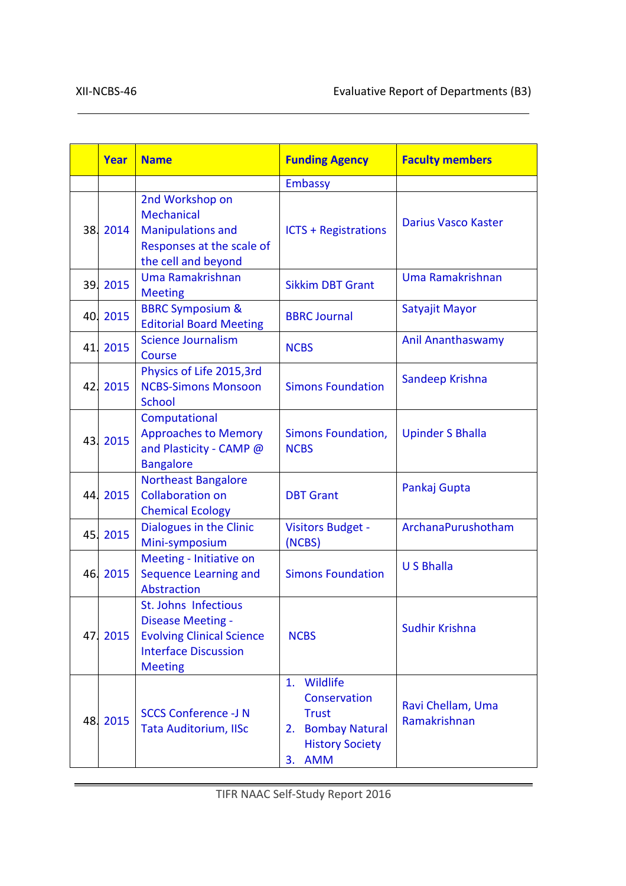| | Year | Name | Funding Agency | Faculty members |
|---|---|---|---|---|
| | | | Embassy | |
| 38. | 2014 | 2nd Workshop on Mechanical Manipulations and Responses at the scale of the cell and beyond | ICTS + Registrations | Darius Vasco Kaster |
| 39. | 2015 | Uma Ramakrishnan Meeting | Sikkim DBT Grant | Uma Ramakrishnan |
| 40. | 2015 | BBRC Symposium & Editorial Board Meeting | BBRC Journal | Satyajit Mayor |
| 41. | 2015 | Science Journalism Course | NCBS | Anil Ananthaswamy |
| 42. | 2015 | Physics of Life 2015,3rd NCBS-Simons Monsoon School | Simons Foundation | Sandeep Krishna |
| 43. | 2015 | Computational Approaches to Memory and Plasticity - CAMP @ Bangalore | Simons Foundation, NCBS | Upinder S Bhalla |
| 44. | 2015 | Northeast Bangalore Collaboration on Chemical Ecology | DBT Grant | Pankaj Gupta |
| 45. | 2015 | Dialogues in the Clinic Mini-symposium | Visitors Budget - (NCBS) | ArchanaPurushotham |
| 46. | 2015 | Meeting - Initiative on Sequence Learning and Abstraction | Simons Foundation | U S Bhalla |
| 47. | 2015 | St. Johns Infectious Disease Meeting - Evolving Clinical Science Interface Discussion Meeting | NCBS | Sudhir Krishna |
| 48. | 2015 | SCCS Conference -J N Tata Auditorium, IISc | 1. Wildlife Conservation Trust 2. Bombay Natural History Society 3. AMM | Ravi Chellam, Uma Ramakrishnan |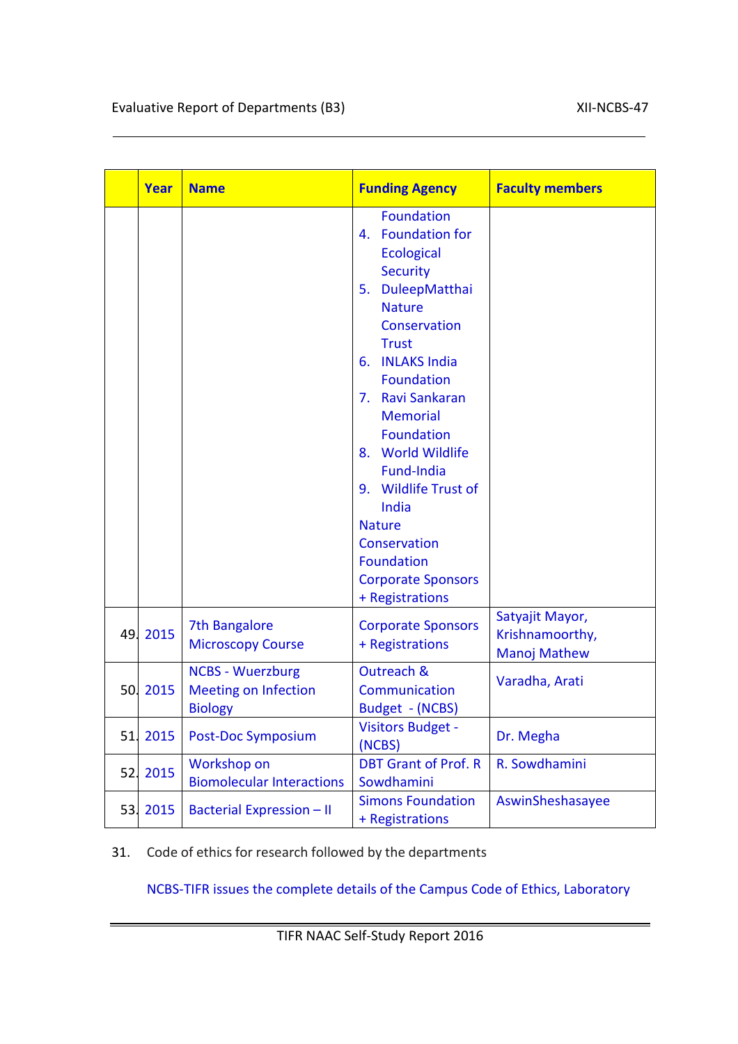| | Year | Name | Funding Agency | Faculty members |
|---|---|---|---|---|
| | | | Foundation<br>4. Foundation for Ecological Security<br>5. DuleepMatthai Nature Conservation Trust<br>6. INLAKS India Foundation<br>7. Ravi Sankaran Memorial Foundation<br>8. World Wildlife Fund-India<br>9. Wildlife Trust of India<br>Nature Conservation Foundation<br>Corporate Sponsors + Registrations | |
| 49. | 2015 | 7th Bangalore Microscopy Course | Corporate Sponsors + Registrations | Satyajit Mayor, Krishnamoorthy, Manoj Mathew |
| 50. | 2015 | NCBS - Wuerzburg Meeting on Infection Biology | Outreach & Communication Budget - (NCBS) | Varadha, Arati |
| 51. | 2015 | Post-Doc Symposium | Visitors Budget - (NCBS) | Dr. Megha |
| 52. | 2015 | Workshop on Biomolecular Interactions | DBT Grant of Prof. R Sowdhamini | R. Sowdhamini |
| 53. | 2015 | Bacterial Expression – II | Simons Foundation + Registrations | AswinSheshasayee |

31. Code of ethics for research followed by the departments

NCBS-TIFR issues the complete details of the Campus Code of Ethics, Laboratory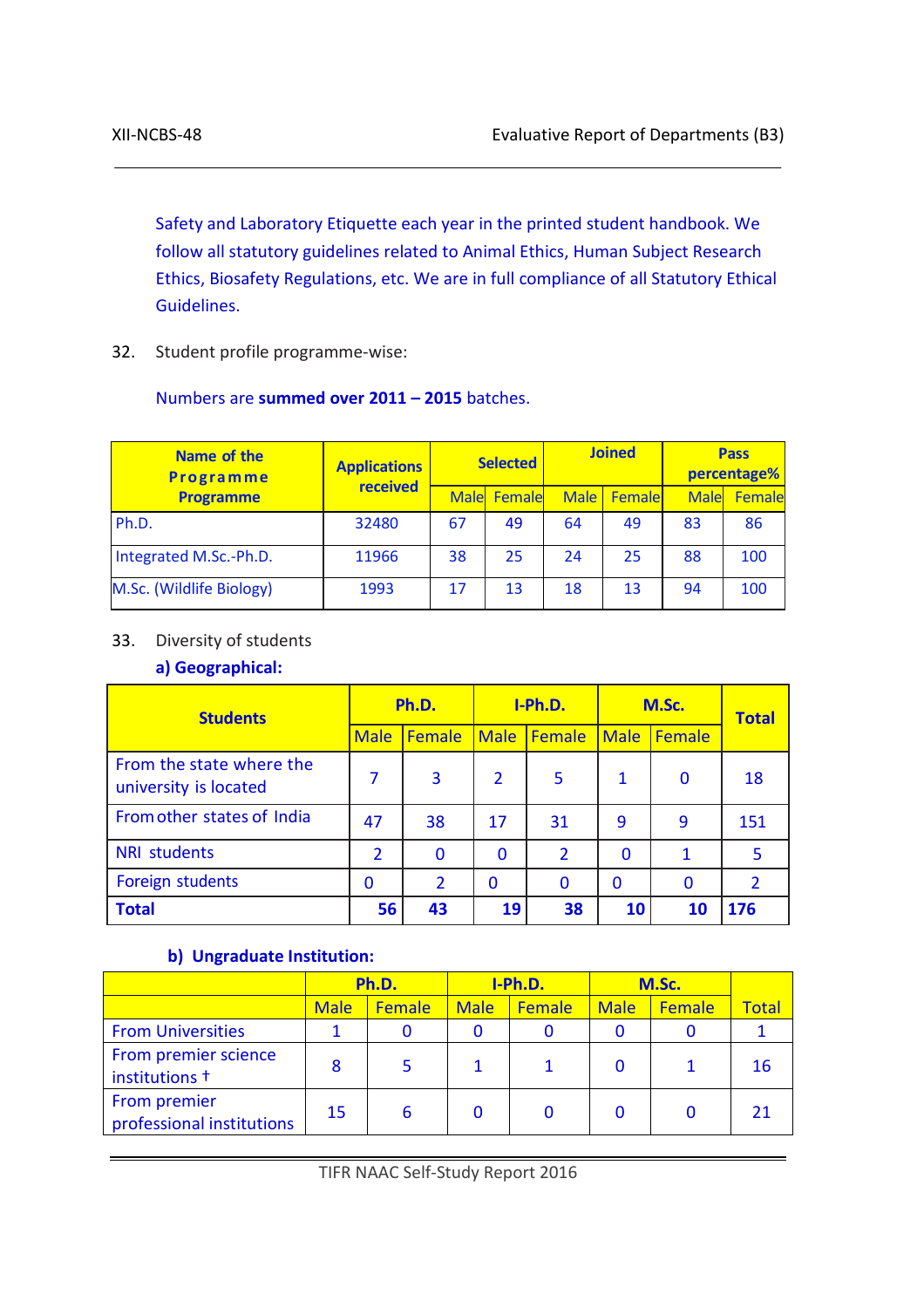Safety and Laboratory Etiquette each year in the printed student handbook. We follow all statutory guidelines related to Animal Ethics, Human Subject Research Ethics, Biosafety Regulations, etc. We are in full compliance of all Statutory Ethical Guidelines.

32. Student profile programme-wise:

Numbers are **summed over 2011 – 2015** batches.

| Name of the Programme | Applications received | Selected | | Joined | | Pass percentage% | |
|---|---|---|---|---|---|---|---|
| | | Male | Female | Male | Female | Male | Female |
| Ph.D. | 32480 | 67 | 49 | 64 | 49 | 83 | 86 |
| Integrated M.Sc.-Ph.D. | 11966 | 38 | 25 | 24 | 25 | 88 | 100 |
| M.Sc. (Wildlife Biology) | 1993 | 17 | 13 | 18 | 13 | 94 | 100 |

33. Diversity of students

**a) Geographical:**

| Students | Ph.D. | | I-Ph.D. | | M.Sc. | | Total |
|---|---|---|---|---|---|---|---|
| | Male | Female | Male | Female | Male | Female | |
| From the state where the university is located | 7 | 3 | 2 | 5 | 1 | 0 | 18 |
| From other states of India | 47 | 38 | 17 | 31 | 9 | 9 | 151 |
| NRI students | 2 | 0 | 0 | 2 | 0 | 1 | 5 |
| Foreign students | 0 | 2 | 0 | 0 | 0 | 0 | 2 |
| **Total** | **56** | **43** | **19** | **38** | **10** | **10** | **176** |

**b) Ungraduate Institution:**

| | Ph.D. | | I-Ph.D. | | M.Sc. | | Total |
|---|---|---|---|---|---|---|---|
| | Male | Female | Male | Female | Male | Female | |
| From Universities | 1 | 0 | 0 | 0 | 0 | 0 | 1 |
| From premier science institutions † | 8 | 5 | 1 | 1 | 0 | 1 | 16 |
| From premier professional institutions | 15 | 6 | 0 | 0 | 0 | 0 | 21 |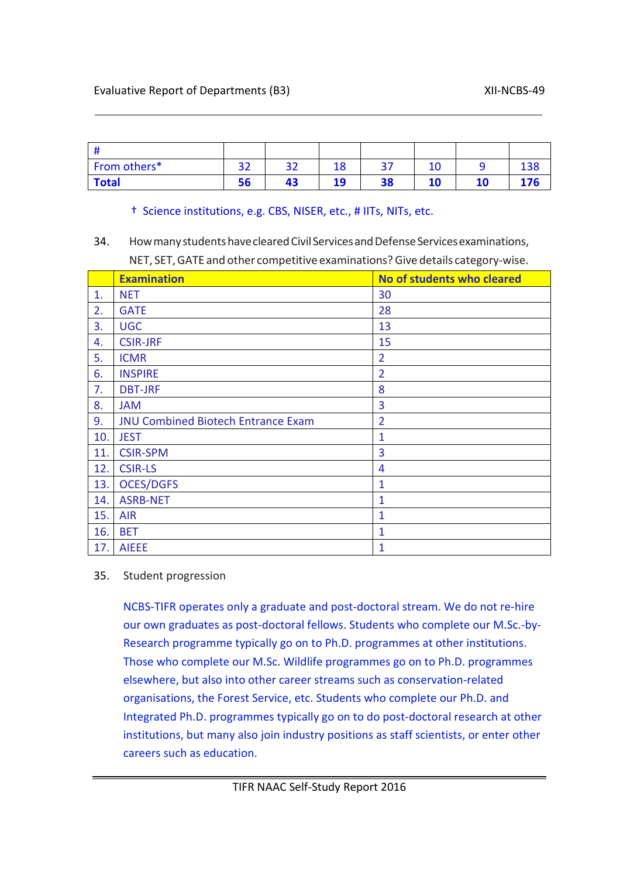| # | | | | | | | |
|---|---|---|---|---|---|---|---|
| From others* | 32 | 32 | 18 | 37 | 10 | 9 | 138 |
| **Total** | **56** | **43** | **19** | **38** | **10** | **10** | **176** |

† Science institutions, e.g. CBS, NISER, etc., # IITs, NITs, etc.

34. How many students have cleared Civil Services and Defense Services examinations, NET, SET, GATE and other competitive examinations? Give details category-wise.

| | Examination | No of students who cleared |
|---|---|---|
| 1. | NET | 30 |
| 2. | GATE | 28 |
| 3. | UGC | 13 |
| 4. | CSIR-JRF | 15 |
| 5. | ICMR | 2 |
| 6. | INSPIRE | 2 |
| 7. | DBT-JRF | 8 |
| 8. | JAM | 3 |
| 9. | JNU Combined Biotech Entrance Exam | 2 |
| 10. | JEST | 1 |
| 11. | CSIR-SPM | 3 |
| 12. | CSIR-LS | 4 |
| 13. | OCES/DGFS | 1 |
| 14. | ASRB-NET | 1 |
| 15. | AIR | 1 |
| 16. | BET | 1 |
| 17. | AIEEE | 1 |

35. Student progression

NCBS-TIFR operates only a graduate and post-doctoral stream. We do not re-hire our own graduates as post-doctoral fellows. Students who complete our M.Sc.-by-Research programme typically go on to Ph.D. programmes at other institutions. Those who complete our M.Sc. Wildlife programmes go on to Ph.D. programmes elsewhere, but also into other career streams such as conservation-related organisations, the Forest Service, etc. Students who complete our Ph.D. and Integrated Ph.D. programmes typically go on to do post-doctoral research at other institutions, but many also join industry positions as staff scientists, or enter other careers such as education.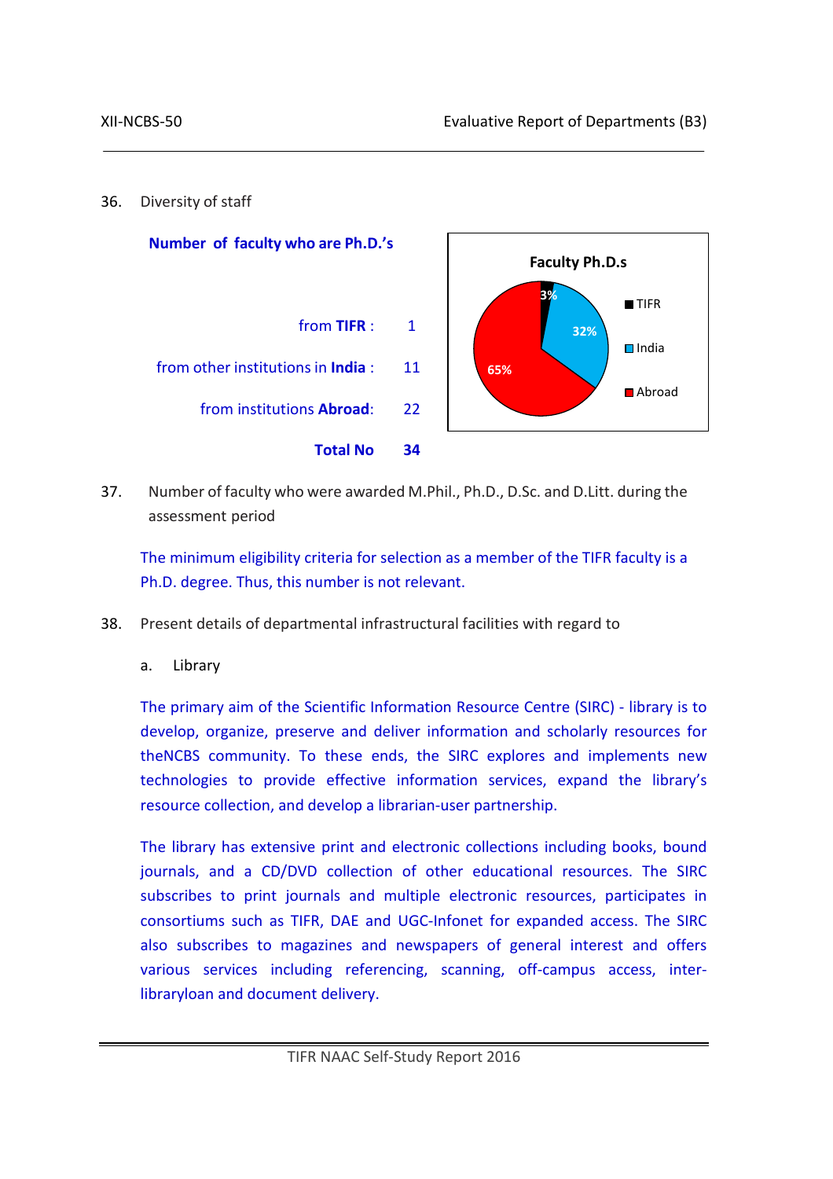36. Diversity of staff

**Number of faculty who are Ph.D.'s**

| | |
|---|---|
| from **TIFR** : | 1 |
| from other institutions in **India** : | 11 |
| from institutions **Abroad**: | 22 |
| **Total No** | **34** |

**Faculty Ph.D.s**

| | |
|---|---|
| TIFR | 3% |
| India | 32% |
| Abroad | 65% |

37. Number of faculty who were awarded M.Phil., Ph.D., D.Sc. and D.Litt. during the assessment period

The minimum eligibility criteria for selection as a member of the TIFR faculty is a Ph.D. degree. Thus, this number is not relevant.

38. Present details of departmental infrastructural facilities with regard to

a. Library

The primary aim of the Scientific Information Resource Centre (SIRC) - library is to develop, organize, preserve and deliver information and scholarly resources for theNCBS community. To these ends, the SIRC explores and implements new technologies to provide effective information services, expand the library's resource collection, and develop a librarian-user partnership.

The library has extensive print and electronic collections including books, bound journals, and a CD/DVD collection of other educational resources. The SIRC subscribes to print journals and multiple electronic resources, participates in consortiums such as TIFR, DAE and UGC-Infonet for expanded access. The SIRC also subscribes to magazines and newspapers of general interest and offers various services including referencing, scanning, off-campus access, inter-libraryloan and document delivery.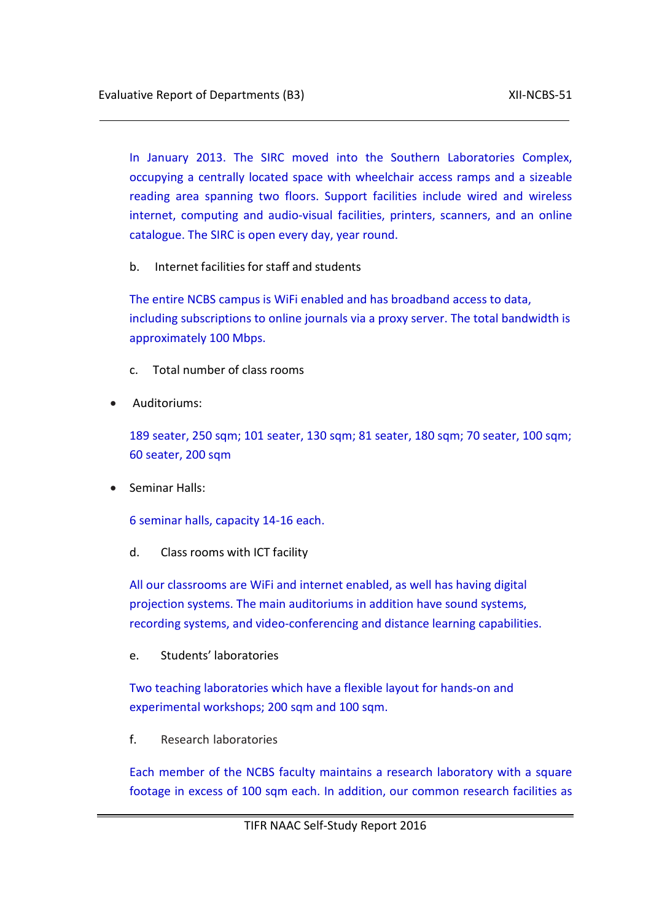In January 2013. The SIRC moved into the Southern Laboratories Complex, occupying a centrally located space with wheelchair access ramps and a sizeable reading area spanning two floors. Support facilities include wired and wireless internet, computing and audio-visual facilities, printers, scanners, and an online catalogue. The SIRC is open every day, year round.

b. Internet facilities for staff and students

The entire NCBS campus is WiFi enabled and has broadband access to data, including subscriptions to online journals via a proxy server. The total bandwidth is approximately 100 Mbps.

c. Total number of class rooms

- Auditoriums:

189 seater, 250 sqm; 101 seater, 130 sqm; 81 seater, 180 sqm; 70 seater, 100 sqm; 60 seater, 200 sqm

- Seminar Halls:

6 seminar halls, capacity 14-16 each.

d. Class rooms with ICT facility

All our classrooms are WiFi and internet enabled, as well has having digital projection systems. The main auditoriums in addition have sound systems, recording systems, and video-conferencing and distance learning capabilities.

e. Students' laboratories

Two teaching laboratories which have a flexible layout for hands-on and experimental workshops; 200 sqm and 100 sqm.

f. Research laboratories

Each member of the NCBS faculty maintains a research laboratory with a square footage in excess of 100 sqm each. In addition, our common research facilities as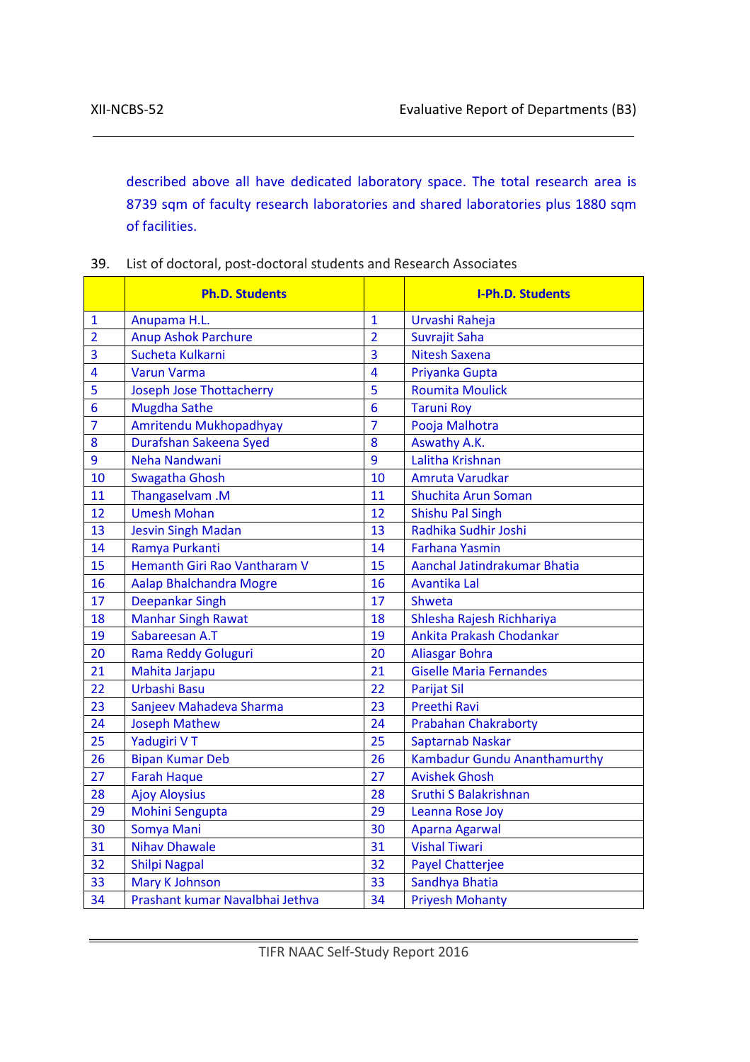described above all have dedicated laboratory space. The total research area is 8739 sqm of faculty research laboratories and shared laboratories plus 1880 sqm of facilities.

39. List of doctoral, post-doctoral students and Research Associates

| | **Ph.D. Students** | | **I-Ph.D. Students** |
|---|---|---|---|
| 1 | Anupama H.L. | 1 | Urvashi Raheja |
| 2 | Anup Ashok Parchure | 2 | Suvrajit Saha |
| 3 | Sucheta Kulkarni | 3 | Nitesh Saxena |
| 4 | Varun Varma | 4 | Priyanka Gupta |
| 5 | Joseph Jose Thottacherry | 5 | Roumita Moulick |
| 6 | Mugdha Sathe | 6 | Taruni Roy |
| 7 | Amritendu Mukhopadhyay | 7 | Pooja Malhotra |
| 8 | Durafshan Sakeena Syed | 8 | Aswathy A.K. |
| 9 | Neha Nandwani | 9 | Lalitha Krishnan |
| 10 | Swagatha Ghosh | 10 | Amruta Varudkar |
| 11 | Thangaselvam .M | 11 | Shuchita Arun Soman |
| 12 | Umesh Mohan | 12 | Shishu Pal Singh |
| 13 | Jesvin Singh Madan | 13 | Radhika Sudhir Joshi |
| 14 | Ramya Purkanti | 14 | Farhana Yasmin |
| 15 | Hemanth Giri Rao Vantharam V | 15 | Aanchal Jatindrakumar Bhatia |
| 16 | Aalap Bhalchandra Mogre | 16 | Avantika Lal |
| 17 | Deepankar Singh | 17 | Shweta |
| 18 | Manhar Singh Rawat | 18 | Shlesha Rajesh Richhariya |
| 19 | Sabareesan A.T | 19 | Ankita Prakash Chodankar |
| 20 | Rama Reddy Goluguri | 20 | Aliasgar Bohra |
| 21 | Mahita Jarjapu | 21 | Giselle Maria Fernandes |
| 22 | Urbashi Basu | 22 | Parijat Sil |
| 23 | Sanjeev Mahadeva Sharma | 23 | Preethi Ravi |
| 24 | Joseph Mathew | 24 | Prabahan Chakraborty |
| 25 | Yadugiri V T | 25 | Saptarnab Naskar |
| 26 | Bipan Kumar Deb | 26 | Kambadur Gundu Ananthamurthy |
| 27 | Farah Haque | 27 | Avishek Ghosh |
| 28 | Ajoy Aloysius | 28 | Sruthi S Balakrishnan |
| 29 | Mohini Sengupta | 29 | Leanna Rose Joy |
| 30 | Somya Mani | 30 | Aparna Agarwal |
| 31 | Nihav Dhawale | 31 | Vishal Tiwari |
| 32 | Shilpi Nagpal | 32 | Payel Chatterjee |
| 33 | Mary K Johnson | 33 | Sandhya Bhatia |
| 34 | Prashant kumar Navalbhai Jethva | 34 | Priyesh Mohanty |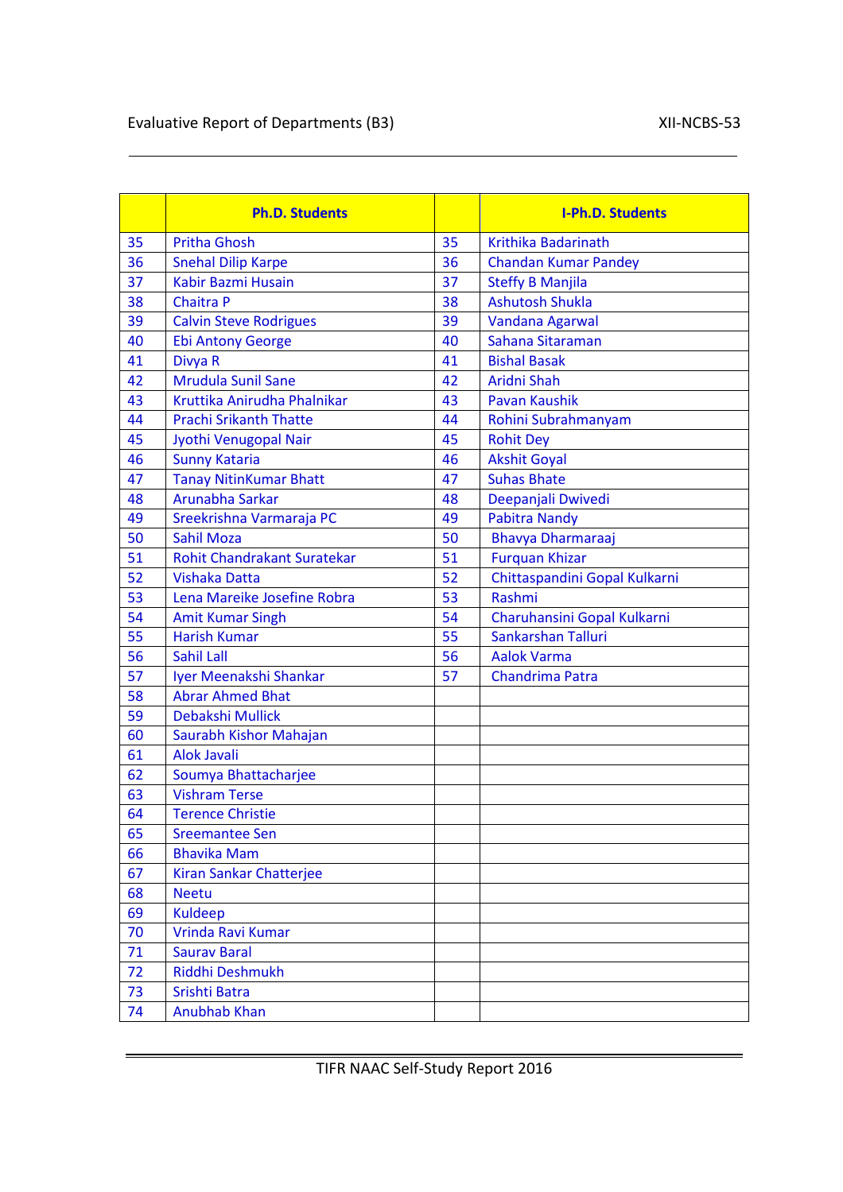|  | Ph.D. Students |  | I-Ph.D. Students |
|---|---|---|---|
| 35 | Pritha Ghosh | 35 | Krithika Badarinath |
| 36 | Snehal Dilip Karpe | 36 | Chandan Kumar Pandey |
| 37 | Kabir Bazmi Husain | 37 | Steffy B Manjila |
| 38 | Chaitra P | 38 | Ashutosh Shukla |
| 39 | Calvin Steve Rodrigues | 39 | Vandana Agarwal |
| 40 | Ebi Antony George | 40 | Sahana Sitaraman |
| 41 | Divya R | 41 | Bishal Basak |
| 42 | Mrudula Sunil Sane | 42 | Aridni Shah |
| 43 | Kruttika Anirudha Phalnikar | 43 | Pavan Kaushik |
| 44 | Prachi Srikanth Thatte | 44 | Rohini Subrahmanyam |
| 45 | Jyothi Venugopal Nair | 45 | Rohit Dey |
| 46 | Sunny Kataria | 46 | Akshit Goyal |
| 47 | Tanay NitinKumar Bhatt | 47 | Suhas Bhate |
| 48 | Arunabha Sarkar | 48 | Deepanjali Dwivedi |
| 49 | Sreekrishna Varmaraja PC | 49 | Pabitra Nandy |
| 50 | Sahil Moza | 50 | Bhavya Dharmaraaj |
| 51 | Rohit Chandrakant Suratekar | 51 | Furquan Khizar |
| 52 | Vishaka Datta | 52 | Chittaspandini Gopal Kulkarni |
| 53 | Lena Mareike Josefine Robra | 53 | Rashmi |
| 54 | Amit Kumar Singh | 54 | Charuhansini Gopal Kulkarni |
| 55 | Harish Kumar | 55 | Sankarshan Talluri |
| 56 | Sahil Lall | 56 | Aalok Varma |
| 57 | Iyer Meenakshi Shankar | 57 | Chandrima Patra |
| 58 | Abrar Ahmed Bhat |  |  |
| 59 | Debakshi Mullick |  |  |
| 60 | Saurabh Kishor Mahajan |  |  |
| 61 | Alok Javali |  |  |
| 62 | Soumya Bhattacharjee |  |  |
| 63 | Vishram Terse |  |  |
| 64 | Terence Christie |  |  |
| 65 | Sreemantee Sen |  |  |
| 66 | Bhavika Mam |  |  |
| 67 | Kiran Sankar Chatterjee |  |  |
| 68 | Neetu |  |  |
| 69 | Kuldeep |  |  |
| 70 | Vrinda Ravi Kumar |  |  |
| 71 | Saurav Baral |  |  |
| 72 | Riddhi Deshmukh |  |  |
| 73 | Srishti Batra |  |  |
| 74 | Anubhab Khan |  |  |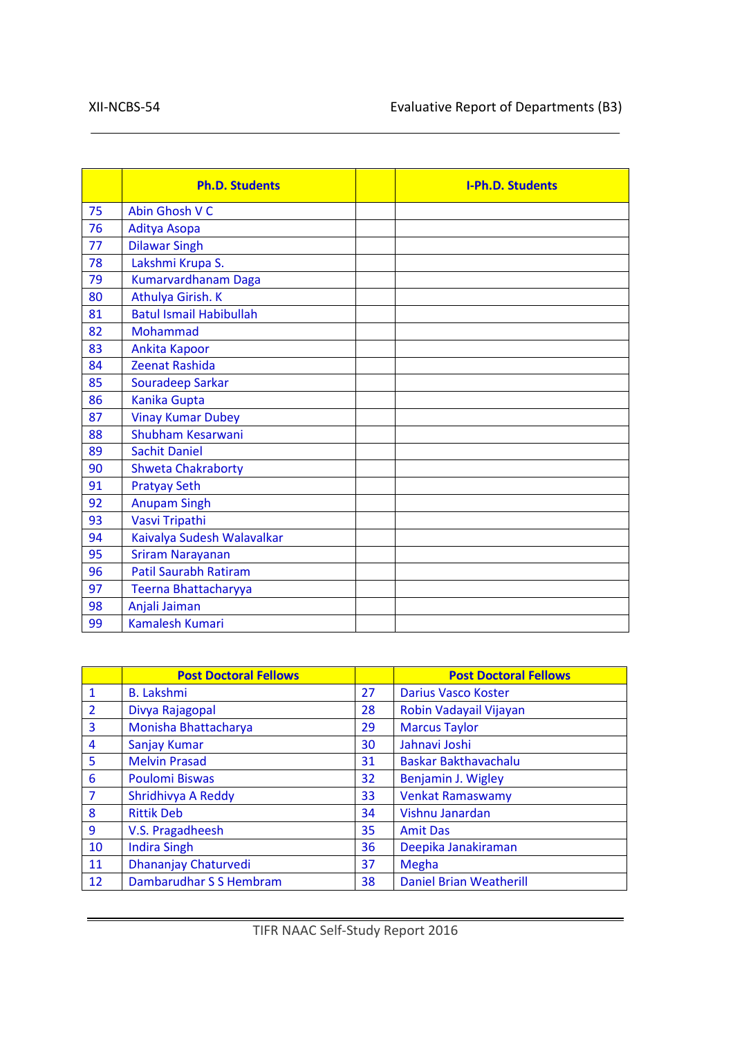| | Ph.D. Students | | I-Ph.D. Students |
|---|---|---|---|
| 75 | Abin Ghosh V C | | |
| 76 | Aditya Asopa | | |
| 77 | Dilawar Singh | | |
| 78 | Lakshmi Krupa S. | | |
| 79 | Kumarvardhanam Daga | | |
| 80 | Athulya Girish. K | | |
| 81 | Batul Ismail Habibullah | | |
| 82 | Mohammad | | |
| 83 | Ankita Kapoor | | |
| 84 | Zeenat Rashida | | |
| 85 | Souradeep Sarkar | | |
| 86 | Kanika Gupta | | |
| 87 | Vinay Kumar Dubey | | |
| 88 | Shubham Kesarwani | | |
| 89 | Sachit Daniel | | |
| 90 | Shweta Chakraborty | | |
| 91 | Pratyay Seth | | |
| 92 | Anupam Singh | | |
| 93 | Vasvi Tripathi | | |
| 94 | Kaivalya Sudesh Walavalkar | | |
| 95 | Sriram Narayanan | | |
| 96 | Patil Saurabh Ratiram | | |
| 97 | Teerna Bhattacharyya | | |
| 98 | Anjali Jaiman | | |
| 99 | Kamalesh Kumari | | |

| | Post Doctoral Fellows | | Post Doctoral Fellows |
|---|---|---|---|
| 1 | B. Lakshmi | 27 | Darius Vasco Koster |
| 2 | Divya Rajagopal | 28 | Robin Vadayail Vijayan |
| 3 | Monisha Bhattacharya | 29 | Marcus Taylor |
| 4 | Sanjay Kumar | 30 | Jahnavi Joshi |
| 5 | Melvin Prasad | 31 | Baskar Bakthavachalu |
| 6 | Poulomi Biswas | 32 | Benjamin J. Wigley |
| 7 | Shridhivya A Reddy | 33 | Venkat Ramaswamy |
| 8 | Rittik Deb | 34 | Vishnu Janardan |
| 9 | V.S. Pragadheesh | 35 | Amit Das |
| 10 | Indira Singh | 36 | Deepika Janakiraman |
| 11 | Dhananjay Chaturvedi | 37 | Megha |
| 12 | Dambarudhar S S Hembram | 38 | Daniel Brian Weatherill |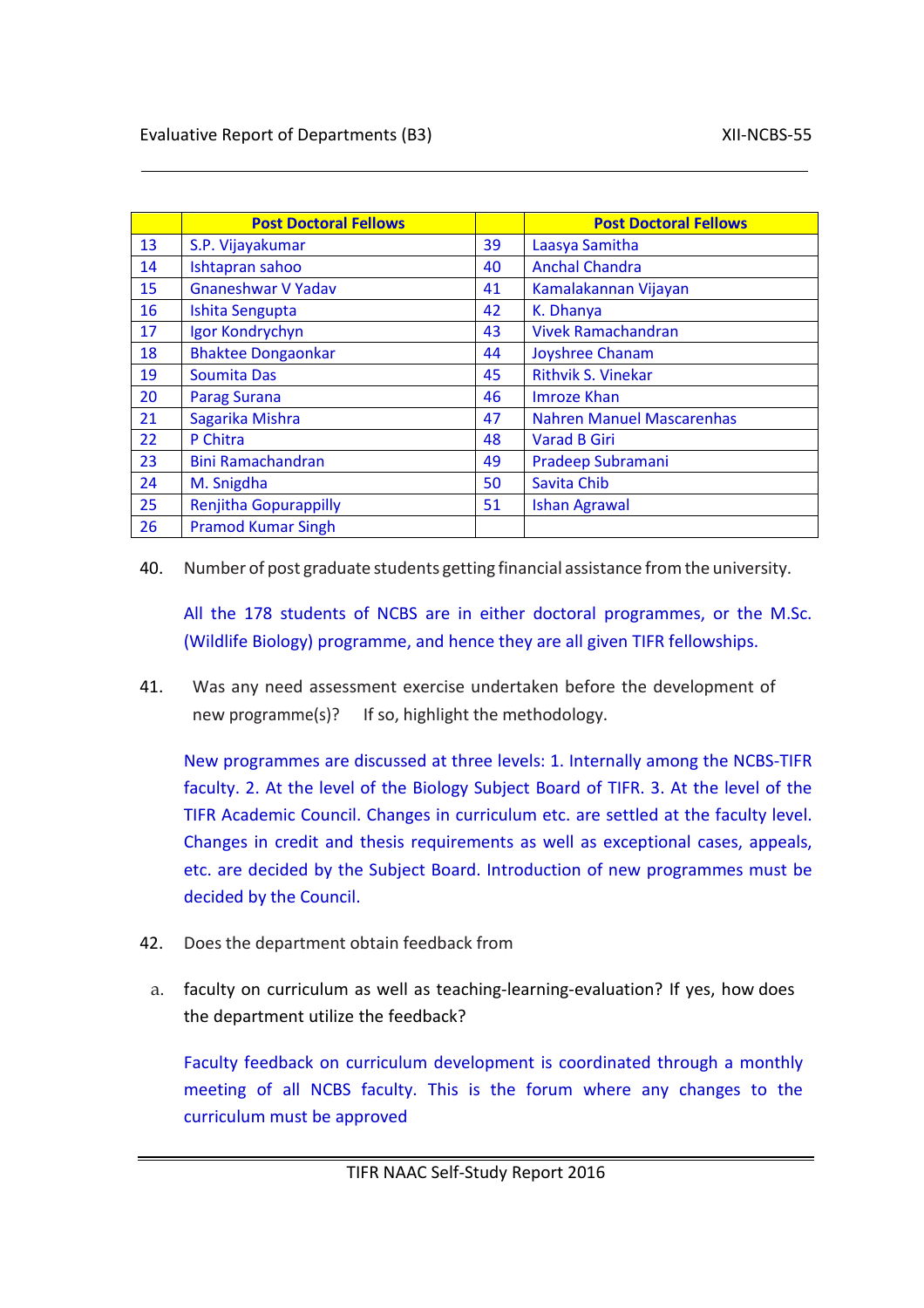| | Post Doctoral Fellows | | Post Doctoral Fellows |
|---|---|---|---|
| 13 | S.P. Vijayakumar | 39 | Laasya Samitha |
| 14 | Ishtapran sahoo | 40 | Anchal Chandra |
| 15 | Gneneshwar V Yadav | 41 | Kamalakannan Vijayan |
| 16 | Ishita Sengupta | 42 | K. Dhanya |
| 17 | Igor Kondrychyn | 43 | Vivek Ramachandran |
| 18 | Bhaktee Dongaonkar | 44 | Joyshree Chanam |
| 19 | Soumita Das | 45 | Rithvik S. Vinekar |
| 20 | Parag Surana | 46 | Imroze Khan |
| 21 | Sagarika Mishra | 47 | Nahren Manuel Mascarenhas |
| 22 | P Chitra | 48 | Varad B Giri |
| 23 | Bini Ramachandran | 49 | Pradeep Subramani |
| 24 | M. Snigdha | 50 | Savita Chib |
| 25 | Renjitha Gopurappilly | 51 | Ishan Agrawal |
| 26 | Pramod Kumar Singh | | |

40. Number of post graduate students getting financial assistance from the university.

All the 178 students of NCBS are in either doctoral programmes, or the M.Sc. (Wildlife Biology) programme, and hence they are all given TIFR fellowships.

41. Was any need assessment exercise undertaken before the development of new programme(s)? If so, highlight the methodology.

New programmes are discussed at three levels: 1. Internally among the NCBS-TIFR faculty. 2. At the level of the Biology Subject Board of TIFR. 3. At the level of the TIFR Academic Council. Changes in curriculum etc. are settled at the faculty level. Changes in credit and thesis requirements as well as exceptional cases, appeals, etc. are decided by the Subject Board. Introduction of new programmes must be decided by the Council.

42. Does the department obtain feedback from

a. faculty on curriculum as well as teaching-learning-evaluation? If yes, how does the department utilize the feedback?

Faculty feedback on curriculum development is coordinated through a monthly meeting of all NCBS faculty. This is the forum where any changes to the curriculum must be approved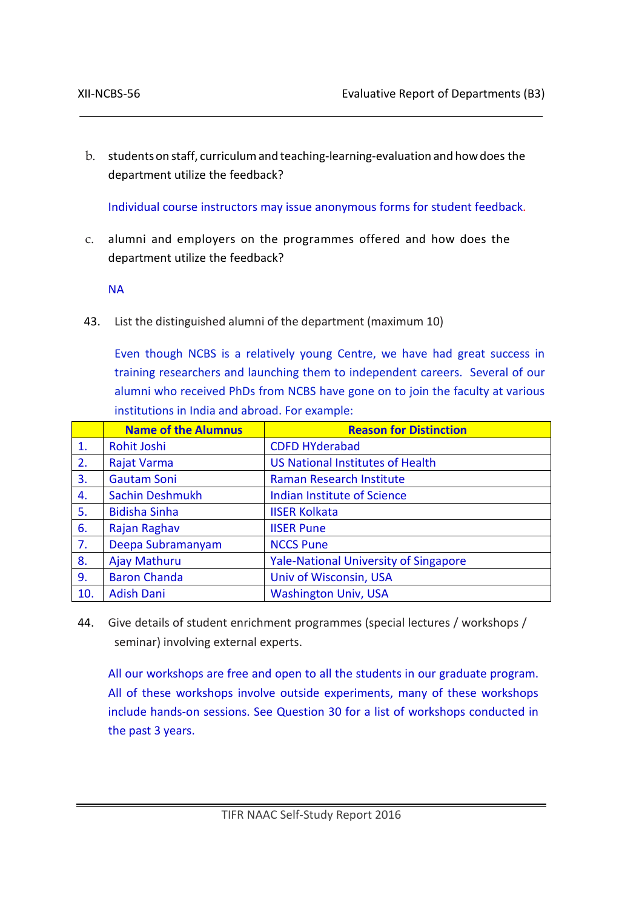b. students on staff, curriculum and teaching-learning-evaluation and how does the department utilize the feedback?

Individual course instructors may issue anonymous forms for student feedback.

c. alumni and employers on the programmes offered and how does the department utilize the feedback?

NA

43. List the distinguished alumni of the department (maximum 10)

Even though NCBS is a relatively young Centre, we have had great success in training researchers and launching them to independent careers. Several of our alumni who received PhDs from NCBS have gone on to join the faculty at various institutions in India and abroad. For example:

| | **Name of the Alumnus** | **Reason for Distinction** |
|---|---|---|
| 1. | Rohit Joshi | CDFD HYderabad |
| 2. | Rajat Varma | US National Institutes of Health |
| 3. | Gautam Soni | Raman Research Institute |
| 4. | Sachin Deshmukh | Indian Institute of Science |
| 5. | Bidisha Sinha | IISER Kolkata |
| 6. | Rajan Raghav | IISER Pune |
| 7. | Deepa Subramanyam | NCCS Pune |
| 8. | Ajay Mathuru | Yale-National University of Singapore |
| 9. | Baron Chanda | Univ of Wisconsin, USA |
| 10. | Adish Dani | Washington Univ, USA |

44. Give details of student enrichment programmes (special lectures / workshops / seminar) involving external experts.

All our workshops are free and open to all the students in our graduate program. All of these workshops involve outside experiments, many of these workshops include hands-on sessions. See Question 30 for a list of workshops conducted in the past 3 years.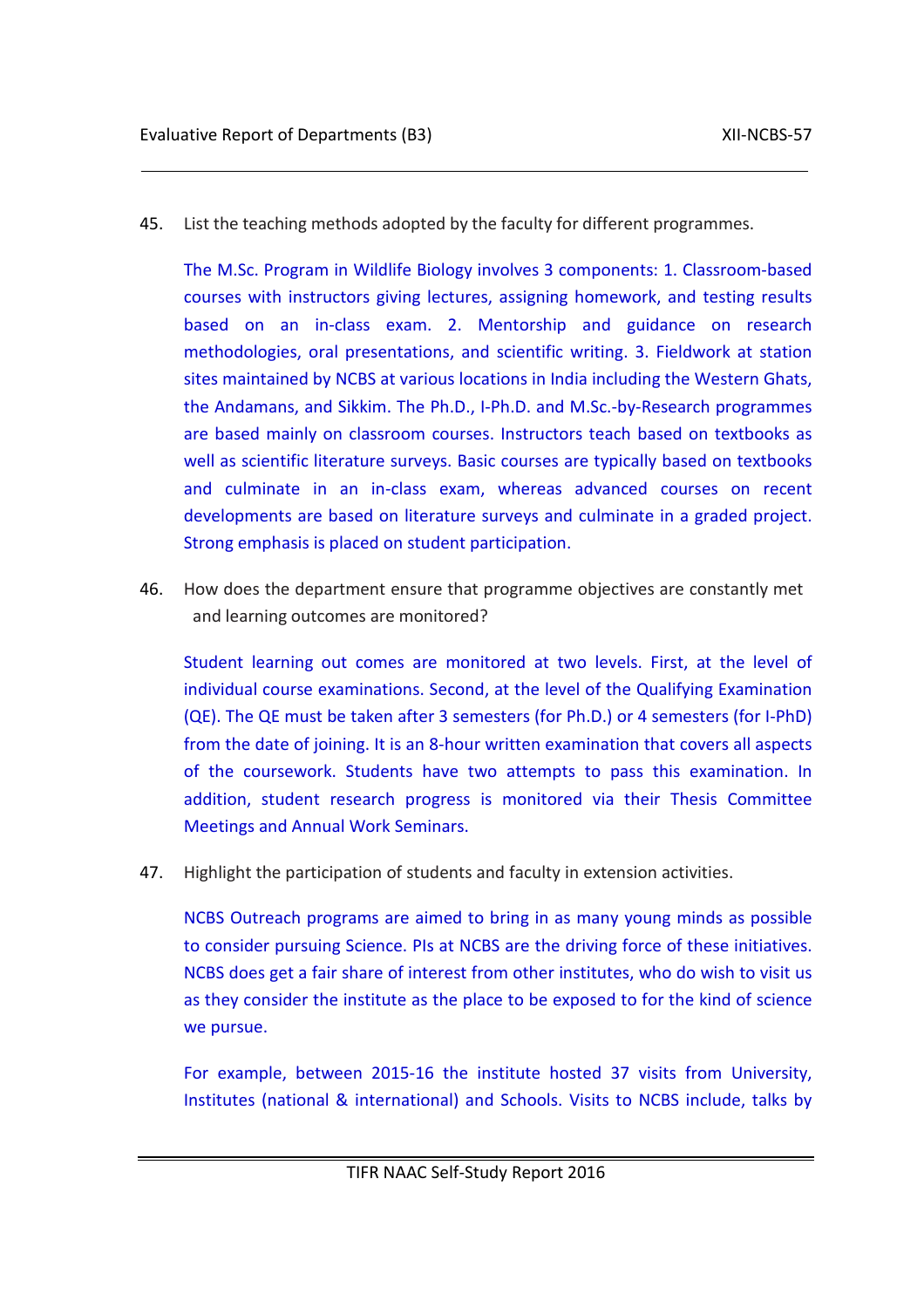45. List the teaching methods adopted by the faculty for different programmes.

    The M.Sc. Program in Wildlife Biology involves 3 components: 1. Classroom-based courses with instructors giving lectures, assigning homework, and testing results based on an in-class exam. 2. Mentorship and guidance on research methodologies, oral presentations, and scientific writing. 3. Fieldwork at station sites maintained by NCBS at various locations in India including the Western Ghats, the Andamans, and Sikkim. The Ph.D., I-Ph.D. and M.Sc.-by-Research programmes are based mainly on classroom courses. Instructors teach based on textbooks as well as scientific literature surveys. Basic courses are typically based on textbooks and culminate in an in-class exam, whereas advanced courses on recent developments are based on literature surveys and culminate in a graded project. Strong emphasis is placed on student participation.

46. How does the department ensure that programme objectives are constantly met and learning outcomes are monitored?

    Student learning out comes are monitored at two levels. First, at the level of individual course examinations. Second, at the level of the Qualifying Examination (QE). The QE must be taken after 3 semesters (for Ph.D.) or 4 semesters (for I-PhD) from the date of joining. It is an 8-hour written examination that covers all aspects of the coursework. Students have two attempts to pass this examination. In addition, student research progress is monitored via their Thesis Committee Meetings and Annual Work Seminars.

47. Highlight the participation of students and faculty in extension activities.

    NCBS Outreach programs are aimed to bring in as many young minds as possible to consider pursuing Science. PIs at NCBS are the driving force of these initiatives. NCBS does get a fair share of interest from other institutes, who do wish to visit us as they consider the institute as the place to be exposed to for the kind of science we pursue.

    For example, between 2015-16 the institute hosted 37 visits from University, Institutes (national & international) and Schools. Visits to NCBS include, talks by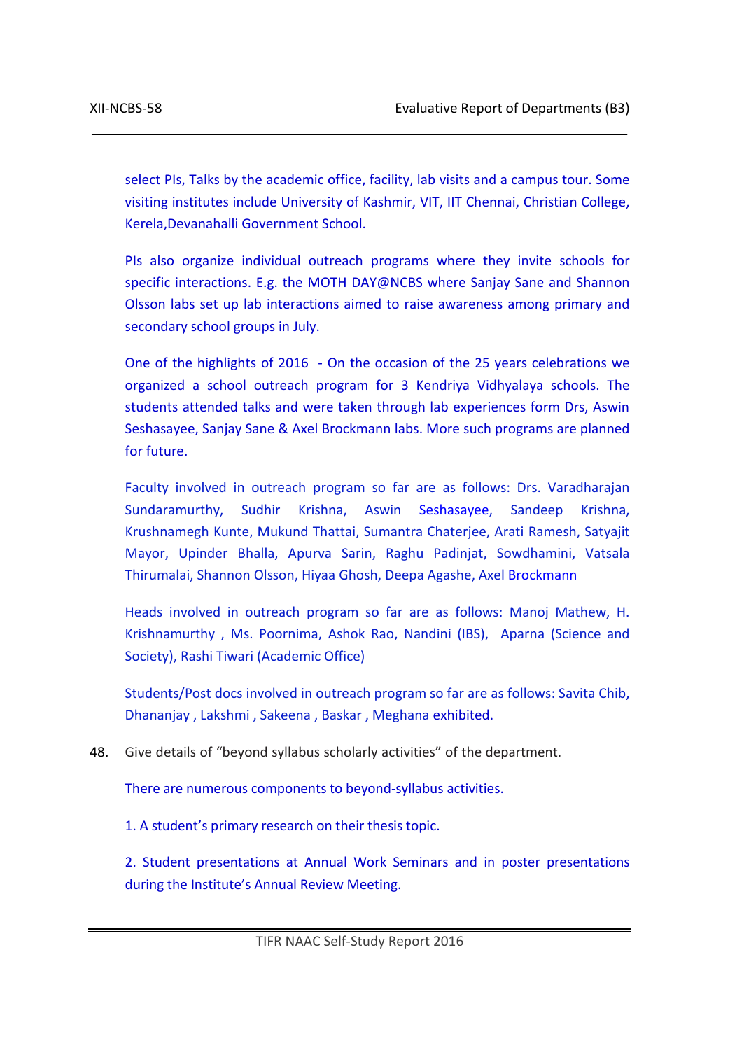select PIs, Talks by the academic office, facility, lab visits and a campus tour. Some visiting institutes include University of Kashmir, VIT, IIT Chennai, Christian College, Kerela,Devanahalli Government School.

PIs also organize individual outreach programs where they invite schools for specific interactions. E.g. the MOTH DAY@NCBS where Sanjay Sane and Shannon Olsson labs set up lab interactions aimed to raise awareness among primary and secondary school groups in July.

One of the highlights of 2016 - On the occasion of the 25 years celebrations we organized a school outreach program for 3 Kendriya Vidhyalaya schools. The students attended talks and were taken through lab experiences form Drs, Aswin Seshasayee, Sanjay Sane & Axel Brockmann labs. More such programs are planned for future.

Faculty involved in outreach program so far are as follows: Drs. Varadharajan Sundaramurthy, Sudhir Krishna, Aswin Seshasayee, Sandeep Krishna, Krushnamegh Kunte, Mukund Thattai, Sumantra Chaterjee, Arati Ramesh, Satyajit Mayor, Upinder Bhalla, Apurva Sarin, Raghu Padinjat, Sowdhamini, Vatsala Thirumalai, Shannon Olsson, Hiyaa Ghosh, Deepa Agashe, Axel Brockmann

Heads involved in outreach program so far are as follows: Manoj Mathew, H. Krishnamurthy , Ms. Poornima, Ashok Rao, Nandini (IBS), Aparna (Science and Society), Rashi Tiwari (Academic Office)

Students/Post docs involved in outreach program so far are as follows: Savita Chib, Dhananjay , Lakshmi , Sakeena , Baskar , Meghana exhibited.

48. Give details of "beyond syllabus scholarly activities" of the department.

There are numerous components to beyond-syllabus activities.

1. A student's primary research on their thesis topic.

2. Student presentations at Annual Work Seminars and in poster presentations during the Institute's Annual Review Meeting.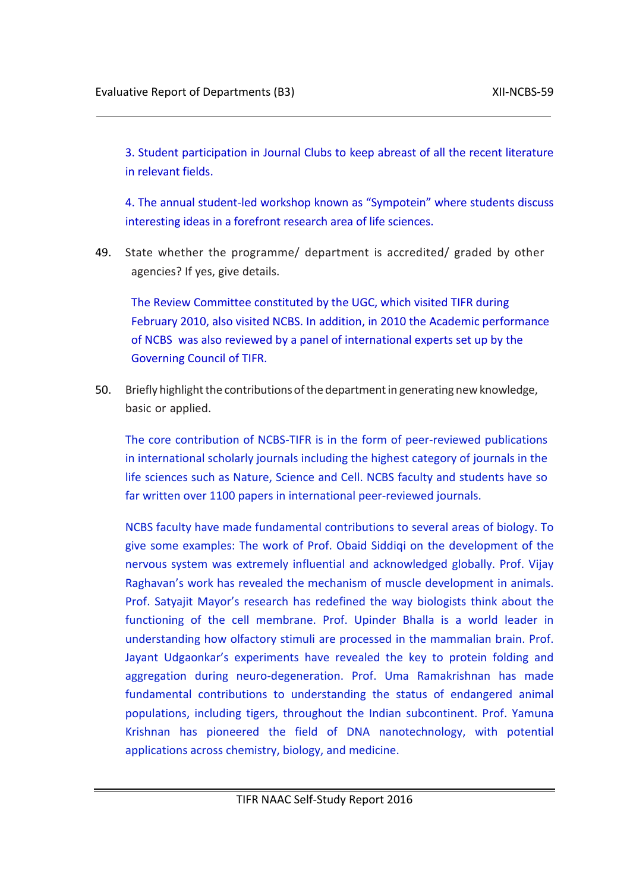3. Student participation in Journal Clubs to keep abreast of all the recent literature in relevant fields.

4. The annual student-led workshop known as “Sympotein” where students discuss interesting ideas in a forefront research area of life sciences.

49. State whether the programme/ department is accredited/ graded by other agencies? If yes, give details.

The Review Committee constituted by the UGC, which visited TIFR during February 2010, also visited NCBS. In addition, in 2010 the Academic performance of NCBS was also reviewed by a panel of international experts set up by the Governing Council of TIFR.

50. Briefly highlight the contributions of the department in generating new knowledge, basic or applied.

The core contribution of NCBS-TIFR is in the form of peer-reviewed publications in international scholarly journals including the highest category of journals in the life sciences such as Nature, Science and Cell. NCBS faculty and students have so far written over 1100 papers in international peer-reviewed journals.

NCBS faculty have made fundamental contributions to several areas of biology. To give some examples: The work of Prof. Obaid Siddiqi on the development of the nervous system was extremely influential and acknowledged globally. Prof. Vijay Raghavan’s work has revealed the mechanism of muscle development in animals. Prof. Satyajit Mayor’s research has redefined the way biologists think about the functioning of the cell membrane. Prof. Upinder Bhalla is a world leader in understanding how olfactory stimuli are processed in the mammalian brain. Prof. Jayant Udgaonkar’s experiments have revealed the key to protein folding and aggregation during neuro-degeneration. Prof. Uma Ramakrishnan has made fundamental contributions to understanding the status of endangered animal populations, including tigers, throughout the Indian subcontinent. Prof. Yamuna Krishnan has pioneered the field of DNA nanotechnology, with potential applications across chemistry, biology, and medicine.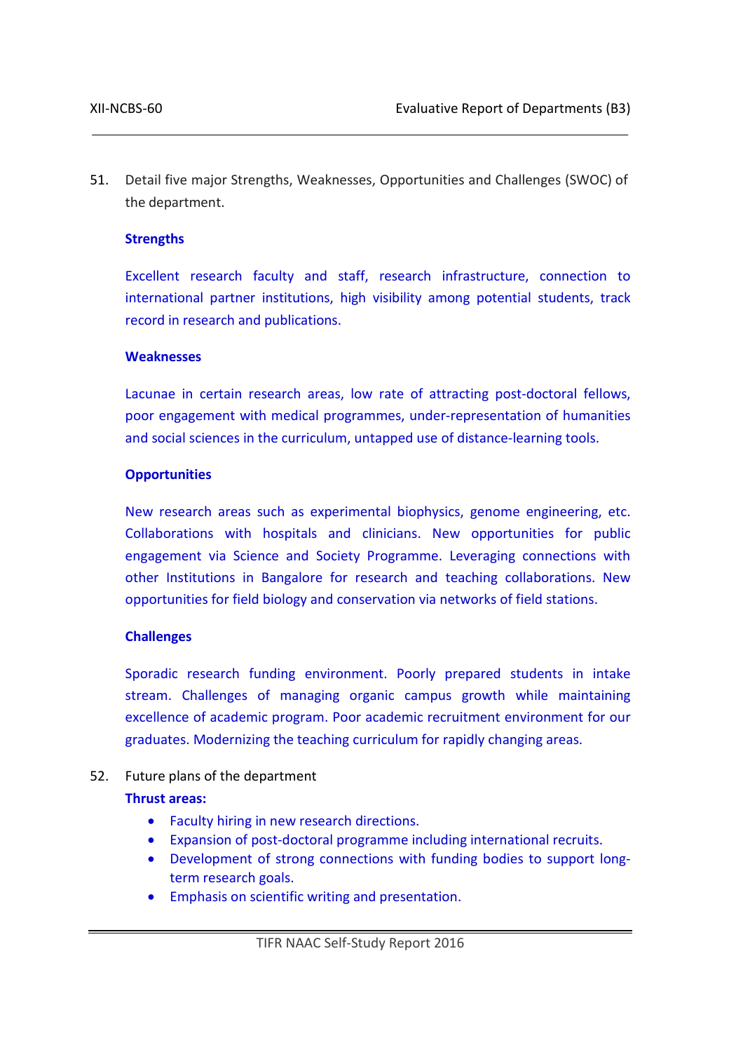51. Detail five major Strengths, Weaknesses, Opportunities and Challenges (SWOC) of the department.

**Strengths**

Excellent research faculty and staff, research infrastructure, connection to international partner institutions, high visibility among potential students, track record in research and publications.

**Weaknesses**

Lacunae in certain research areas, low rate of attracting post-doctoral fellows, poor engagement with medical programmes, under-representation of humanities and social sciences in the curriculum, untapped use of distance-learning tools.

**Opportunities**

New research areas such as experimental biophysics, genome engineering, etc. Collaborations with hospitals and clinicians. New opportunities for public engagement via Science and Society Programme. Leveraging connections with other Institutions in Bangalore for research and teaching collaborations. New opportunities for field biology and conservation via networks of field stations.

**Challenges**

Sporadic research funding environment. Poorly prepared students in intake stream. Challenges of managing organic campus growth while maintaining excellence of academic program. Poor academic recruitment environment for our graduates. Modernizing the teaching curriculum for rapidly changing areas.

52. Future plans of the department

**Thrust areas:**

- Faculty hiring in new research directions.
- Expansion of post-doctoral programme including international recruits.
- Development of strong connections with funding bodies to support long-term research goals.
- Emphasis on scientific writing and presentation.